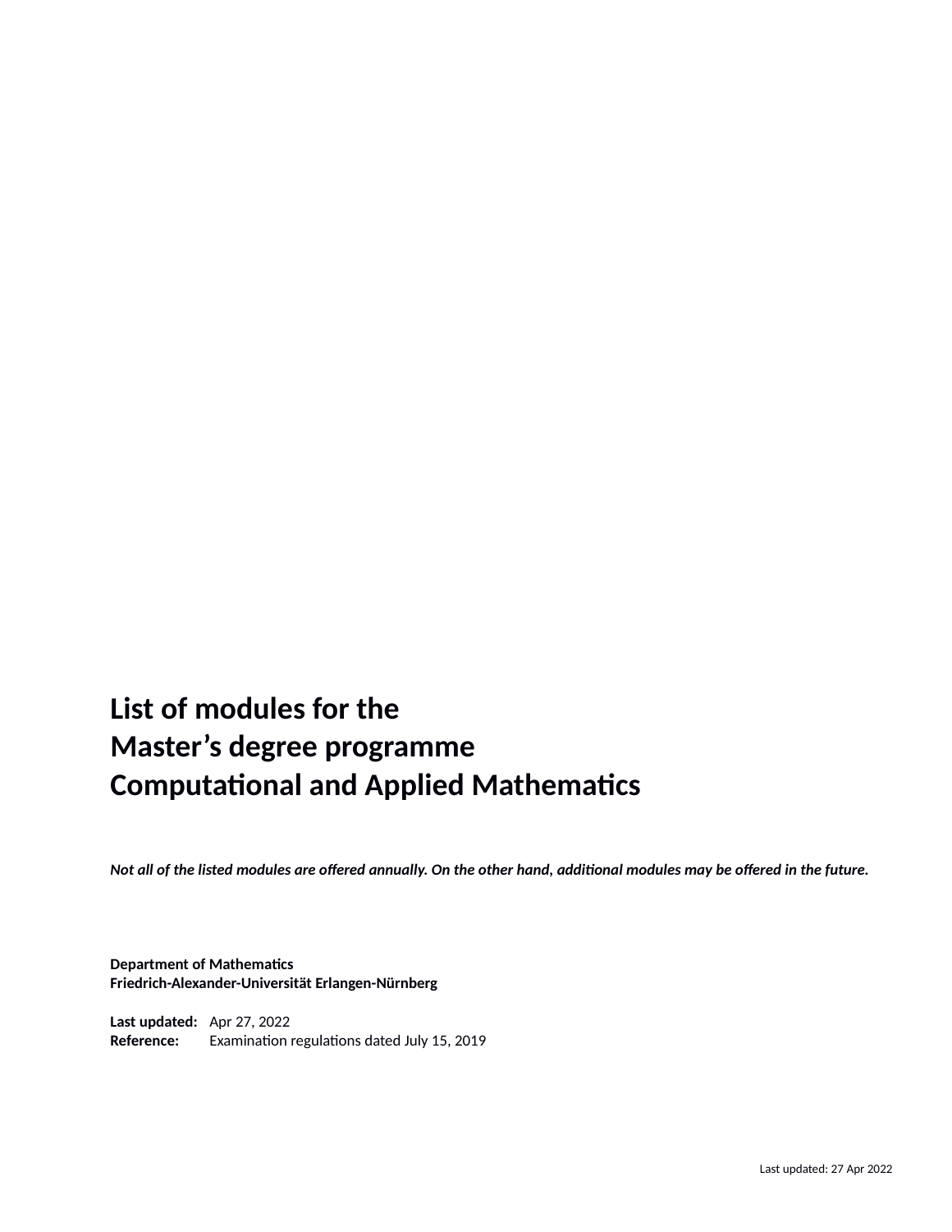# List of modules for the
# Master's degree programme
# Computational and Applied Mathematics

***Not all of the listed modules are offered annually. On the other hand, additional modules may be offered in the future.***

**Department of Mathematics**
**Friedrich-Alexander-Universität Erlangen-Nürnberg**

**Last updated:** Apr 27, 2022
**Reference:** Examination regulations dated July 15, 2019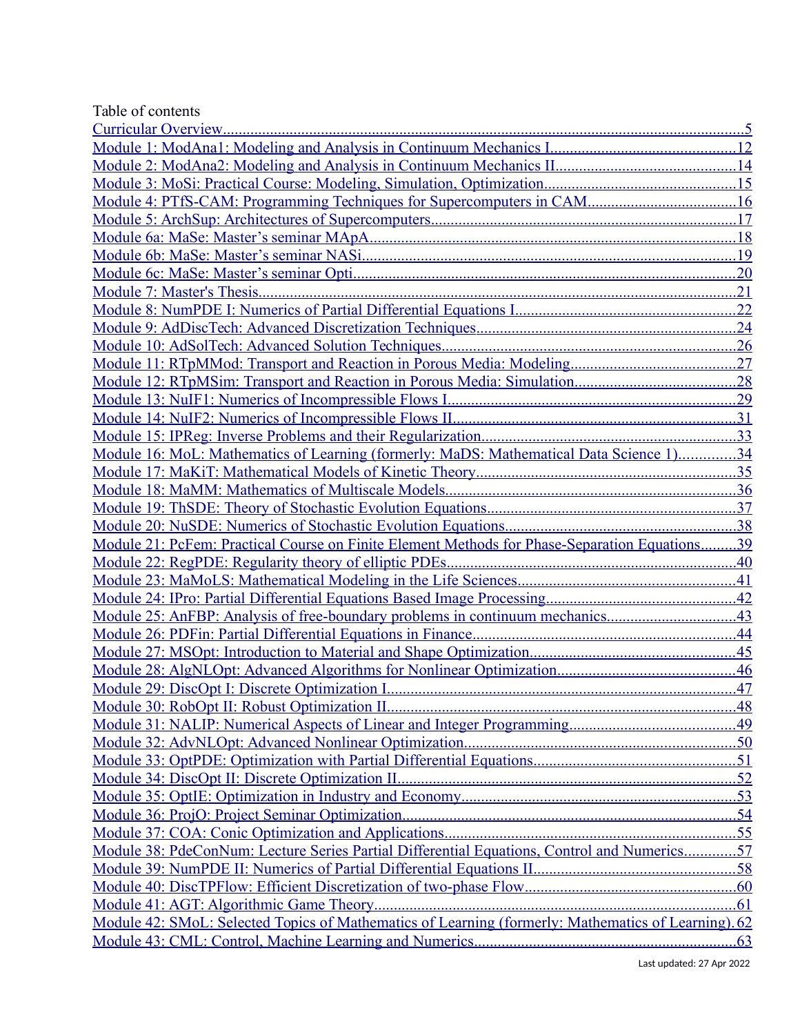Table of contents

- Curricular Overview ..... 5
- Module 1: ModAna1: Modeling and Analysis in Continuum Mechanics I ..... 12
- Module 2: ModAna2: Modeling and Analysis in Continuum Mechanics II ..... 14
- Module 3: MoSi: Practical Course: Modeling, Simulation, Optimization ..... 15
- Module 4: PTfS-CAM: Programming Techniques for Supercomputers in CAM ..... 16
- Module 5: ArchSup: Architectures of Supercomputers ..... 17
- Module 6a: MaSe: Master's seminar MApA ..... 18
- Module 6b: MaSe: Master's seminar NASi ..... 19
- Module 6c: MaSe: Master's seminar Opti ..... 20
- Module 7: Master's Thesis ..... 21
- Module 8: NumPDE I: Numerics of Partial Differential Equations I ..... 22
- Module 9: AdDiscTech: Advanced Discretization Techniques ..... 24
- Module 10: AdSolTech: Advanced Solution Techniques ..... 26
- Module 11: RTpMMod: Transport and Reaction in Porous Media: Modeling ..... 27
- Module 12: RTpMSim: Transport and Reaction in Porous Media: Simulation ..... 28
- Module 13: NuIF1: Numerics of Incompressible Flows I ..... 29
- Module 14: NuIF2: Numerics of Incompressible Flows II ..... 31
- Module 15: IPReg: Inverse Problems and their Regularization ..... 33
- Module 16: MoL: Mathematics of Learning (formerly: MaDS: Mathematical Data Science 1) ..... 34
- Module 17: MaKiT: Mathematical Models of Kinetic Theory ..... 35
- Module 18: MaMM: Mathematics of Multiscale Models ..... 36
- Module 19: ThSDE: Theory of Stochastic Evolution Equations ..... 37
- Module 20: NuSDE: Numerics of Stochastic Evolution Equations ..... 38
- Module 21: PcFem: Practical Course on Finite Element Methods for Phase-Separation Equations ..... 39
- Module 22: RegPDE: Regularity theory of elliptic PDEs ..... 40
- Module 23: MaMoLS: Mathematical Modeling in the Life Sciences ..... 41
- Module 24: IPro: Partial Differential Equations Based Image Processing ..... 42
- Module 25: AnFBP: Analysis of free-boundary problems in continuum mechanics ..... 43
- Module 26: PDFin: Partial Differential Equations in Finance ..... 44
- Module 27: MSOpt: Introduction to Material and Shape Optimization ..... 45
- Module 28: AlgNLOpt: Advanced Algorithms for Nonlinear Optimization ..... 46
- Module 29: DiscOpt I: Discrete Optimization I ..... 47
- Module 30: RobOpt II: Robust Optimization II ..... 48
- Module 31: NALIP: Numerical Aspects of Linear and Integer Programming ..... 49
- Module 32: AdvNLOpt: Advanced Nonlinear Optimization ..... 50
- Module 33: OptPDE: Optimization with Partial Differential Equations ..... 51
- Module 34: DiscOpt II: Discrete Optimization II ..... 52
- Module 35: OptIE: Optimization in Industry and Economy ..... 53
- Module 36: ProjO: Project Seminar Optimization ..... 54
- Module 37: COA: Conic Optimization and Applications ..... 55
- Module 38: PdeConNum: Lecture Series Partial Differential Equations, Control and Numerics ..... 57
- Module 39: NumPDE II: Numerics of Partial Differential Equations II ..... 58
- Module 40: DiscTPFlow: Efficient Discretization of two-phase Flow ..... 60
- Module 41: AGT: Algorithmic Game Theory ..... 61
- Module 42: SMoL: Selected Topics of Mathematics of Learning (formerly: Mathematics of Learning) ..... 62
- Module 43: CML: Control, Machine Learning and Numerics ..... 63

Last updated: 27 Apr 2022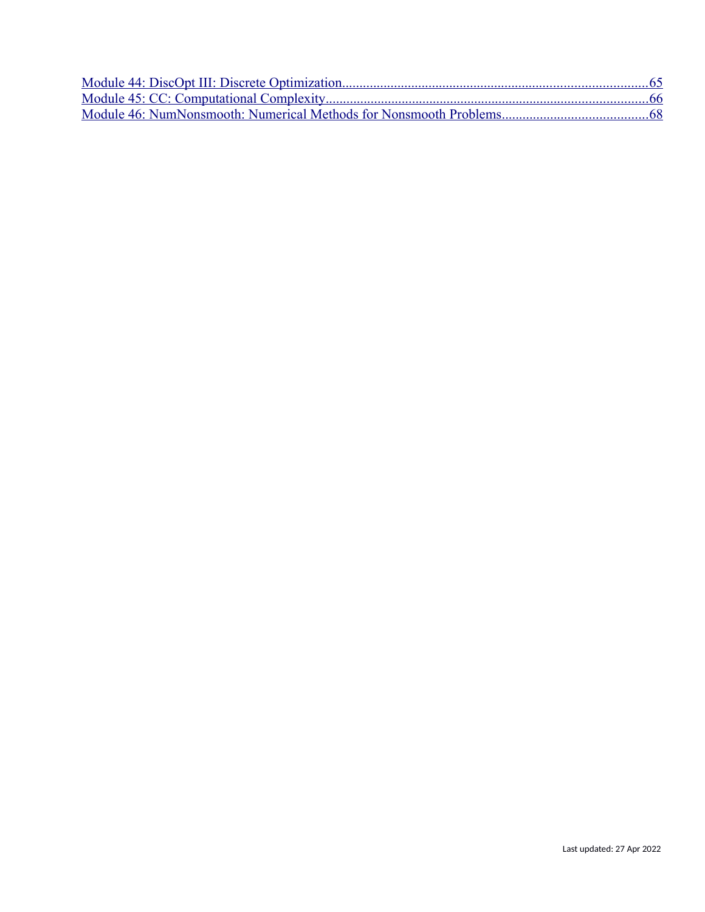[Module 44: DiscOpt III: Discrete Optimization......................................................................................65](#)
[Module 45: CC: Computational Complexity.............................................................................................66](#)
[Module 46: NumNonsmooth: Numerical Methods for Nonsmooth Problems..........................................68](#)

Last updated: 27 Apr 2022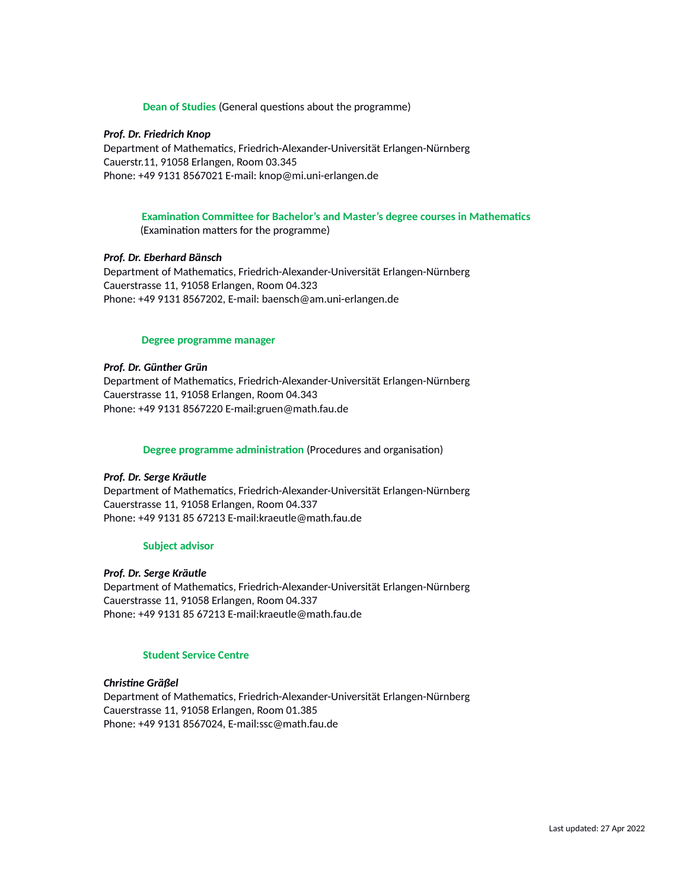**Dean of Studies** (General questions about the programme)

***Prof. Dr. Friedrich Knop***
Department of Mathematics, Friedrich-Alexander-Universität Erlangen-Nürnberg
Cauerstr.11, 91058 Erlangen, Room 03.345
Phone: +49 9131 8567021 E-mail: knop@mi.uni-erlangen.de

**Examination Committee for Bachelor's and Master's degree courses in Mathematics**
(Examination matters for the programme)

***Prof. Dr. Eberhard Bänsch***
Department of Mathematics, Friedrich-Alexander-Universität Erlangen-Nürnberg
Cauerstrasse 11, 91058 Erlangen, Room 04.323
Phone: +49 9131 8567202, E-mail: baensch@am.uni-erlangen.de

**Degree programme manager**

***Prof. Dr. Günther Grün***
Department of Mathematics, Friedrich-Alexander-Universität Erlangen-Nürnberg
Cauerstrasse 11, 91058 Erlangen, Room 04.343
Phone: +49 9131 8567220 E-mail:gruen@math.fau.de

**Degree programme administration** (Procedures and organisation)

***Prof. Dr. Serge Kräutle***
Department of Mathematics, Friedrich-Alexander-Universität Erlangen-Nürnberg
Cauerstrasse 11, 91058 Erlangen, Room 04.337
Phone: +49 9131 85 67213 E-mail:kraeutle@math.fau.de

**Subject advisor**

***Prof. Dr. Serge Kräutle***
Department of Mathematics, Friedrich-Alexander-Universität Erlangen-Nürnberg
Cauerstrasse 11, 91058 Erlangen, Room 04.337
Phone: +49 9131 85 67213 E-mail:kraeutle@math.fau.de

**Student Service Centre**

***Christine Gräßel***
Department of Mathematics, Friedrich-Alexander-Universität Erlangen-Nürnberg
Cauerstrasse 11, 91058 Erlangen, Room 01.385
Phone: +49 9131 8567024, E-mail:ssc@math.fau.de

Last updated: 27 Apr 2022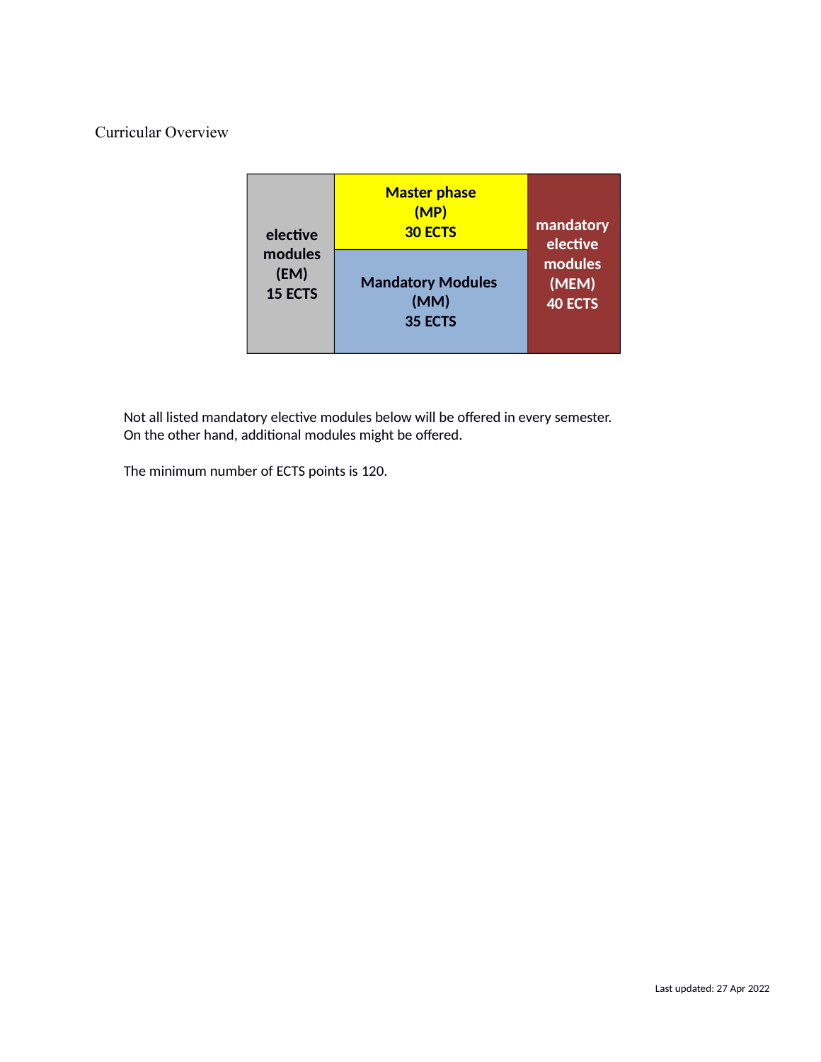# Curricular Overview

| elective modules (EM) 15 ECTS | Master phase (MP) 30 ECTS | mandatory elective modules (MEM) 40 ECTS |
|---|---|---|
| | Mandatory Modules (MM) 35 ECTS | |

Not all listed mandatory elective modules below will be offered in every semester. On the other hand, additional modules might be offered.

The minimum number of ECTS points is 120.

Last updated: 27 Apr 2022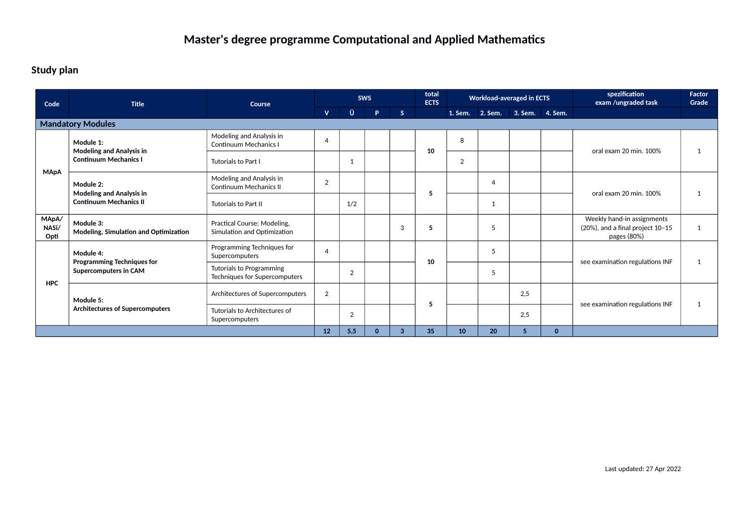# Master's degree programme Computational and Applied Mathematics

## Study plan

| Code | Title | Course | SWS | | | | total ECTS | Workload-averaged in ECTS | | | | spezification exam /ungraded task | Factor Grade |
|---|---|---|---|---|---|---|---|---|---|---|---|---|---|
| | | | V | Ü | P | S | | 1. Sem. | 2. Sem. | 3. Sem. | 4. Sem. | | |
| **Mandatory Modules** | | | | | | | | | | | | | |
| MApA | **Module 1: Modeling and Analysis in Continuum Mechanics I** | Modeling and Analysis in Continuum Mechanics I | 4 | | | | **10** | 8 | | | | oral exam 20 min. 100% | 1 |
| | | Tutorials to Part I | | 1 | | | | 2 | | | | | |
| | **Module 2: Modeling and Analysis in Continuum Mechanics II** | Modeling and Analysis in Continuum Mechanics II | 2 | | | | **5** | | 4 | | | oral exam 20 min. 100% | 1 |
| | | Tutorials to Part II | | 1/2 | | | | | 1 | | | | |
| MApA/ NASi/ Opti | **Module 3: Modeling, Simulation and Optimization** | Practical Course: Modeling, Simulation and Optimization | | | | 3 | **5** | | 5 | | | Weekly hand-in assignments (20%), and a final project 10–15 pages (80%) | 1 |
| HPC | **Module 4: Programming Techniques for Supercomputers in CAM** | Programming Techniques for Supercomputers | 4 | | | | **10** | | 5 | | | see examination regulations INF | 1 |
| | | Tutorials to Programming Techniques for Supercomputers | | 2 | | | | | 5 | | | | |
| | **Module 5: Architectures of Supercomputers** | Architectures of Supercomputers | 2 | | | | **5** | | | 2,5 | | see examination regulations INF | 1 |
| | | Tutorials to Architectures of Supercomputers | | 2 | | | | | | 2,5 | | | |
| | | | **12** | **5,5** | **0** | **3** | **35** | **10** | **20** | **5** | **0** | | |

Last updated: 27 Apr 2022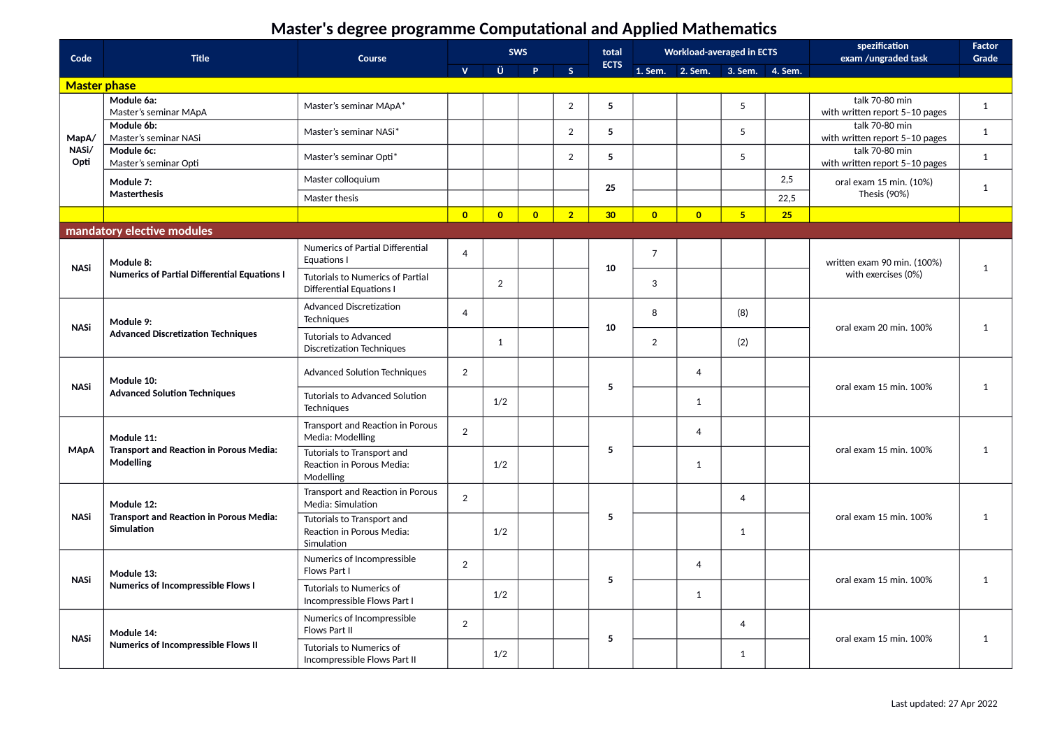# Master's degree programme Computational and Applied Mathematics

| Code | Title | Course | SWS | | | | total ECTS | Workload-averaged in ECTS | | | | spezification exam /ungraded task | Factor Grade |
|---|---|---|---|---|---|---|---|---|---|---|---|---|---|
| | | | V | Ü | P | S | | 1. Sem. | 2. Sem. | 3. Sem. | 4. Sem. | | |
| **Master phase** | | | | | | | | | | | | | |
| **MapA/ NASi/ Opti** | **Module 6a:** Master's seminar MApA | Master's seminar MApA* | | | | 2 | **5** | | | 5 | | talk 70-80 min with written report 5–10 pages | 1 |
| | **Module 6b:** Master's seminar NASi | Master's seminar NASi* | | | | 2 | **5** | | | 5 | | talk 70-80 min with written report 5–10 pages | 1 |
| | **Module 6c:** Master's seminar Opti | Master's seminar Opti* | | | | 2 | **5** | | | 5 | | talk 70-80 min with written report 5–10 pages | 1 |
| | **Module 7: Masterthesis** | Master colloquium | | | | | **25** | | | | 2,5 | oral exam 15 min. (10%) Thesis (90%) | 1 |
| | | Master thesis | | | | | | | | | 22,5 | | |
| | | | **0** | **0** | **0** | **2** | **30** | **0** | **0** | **5** | **25** | | |
| **mandatory elective modules** | | | | | | | | | | | | | |
| **NASi** | **Module 8: Numerics of Partial Differential Equations I** | Numerics of Partial Differential Equations I | 4 | | | | **10** | 7 | | | | written exam 90 min. (100%) with exercises (0%) | 1 |
| | | Tutorials to Numerics of Partial Differential Equations I | | 2 | | | | 3 | | | | | |
| **NASi** | **Module 9: Advanced Discretization Techniques** | Advanced Discretization Techniques | 4 | | | | **10** | 8 | | (8) | | oral exam 20 min. 100% | 1 |
| | | Tutorials to Advanced Discretization Techniques | | 1 | | | | 2 | | (2) | | | |
| **NASi** | **Module 10: Advanced Solution Techniques** | Advanced Solution Techniques | 2 | | | | **5** | | 4 | | | oral exam 15 min. 100% | 1 |
| | | Tutorials to Advanced Solution Techniques | | 1/2 | | | | | 1 | | | | |
| **MApA** | **Module 11: Transport and Reaction in Porous Media: Modelling** | Transport and Reaction in Porous Media: Modelling | 2 | | | | **5** | | 4 | | | oral exam 15 min. 100% | 1 |
| | | Tutorials to Transport and Reaction in Porous Media: Modelling | | 1/2 | | | | | 1 | | | | |
| **NASi** | **Module 12: Transport and Reaction in Porous Media: Simulation** | Transport and Reaction in Porous Media: Simulation | 2 | | | | **5** | | | 4 | | oral exam 15 min. 100% | 1 |
| | | Tutorials to Transport and Reaction in Porous Media: Simulation | | 1/2 | | | | | | 1 | | | |
| **NASi** | **Module 13: Numerics of Incompressible Flows I** | Numerics of Incompressible Flows Part I | 2 | | | | **5** | | 4 | | | oral exam 15 min. 100% | 1 |
| | | Tutorials to Numerics of Incompressible Flows Part I | | 1/2 | | | | | 1 | | | | |
| **NASi** | **Module 14: Numerics of Incompressible Flows II** | Numerics of Incompressible Flows Part II | 2 | | | | **5** | | | 4 | | oral exam 15 min. 100% | 1 |
| | | Tutorials to Numerics of Incompressible Flows Part II | | 1/2 | | | | | | 1 | | | |

Last updated: 27 Apr 2022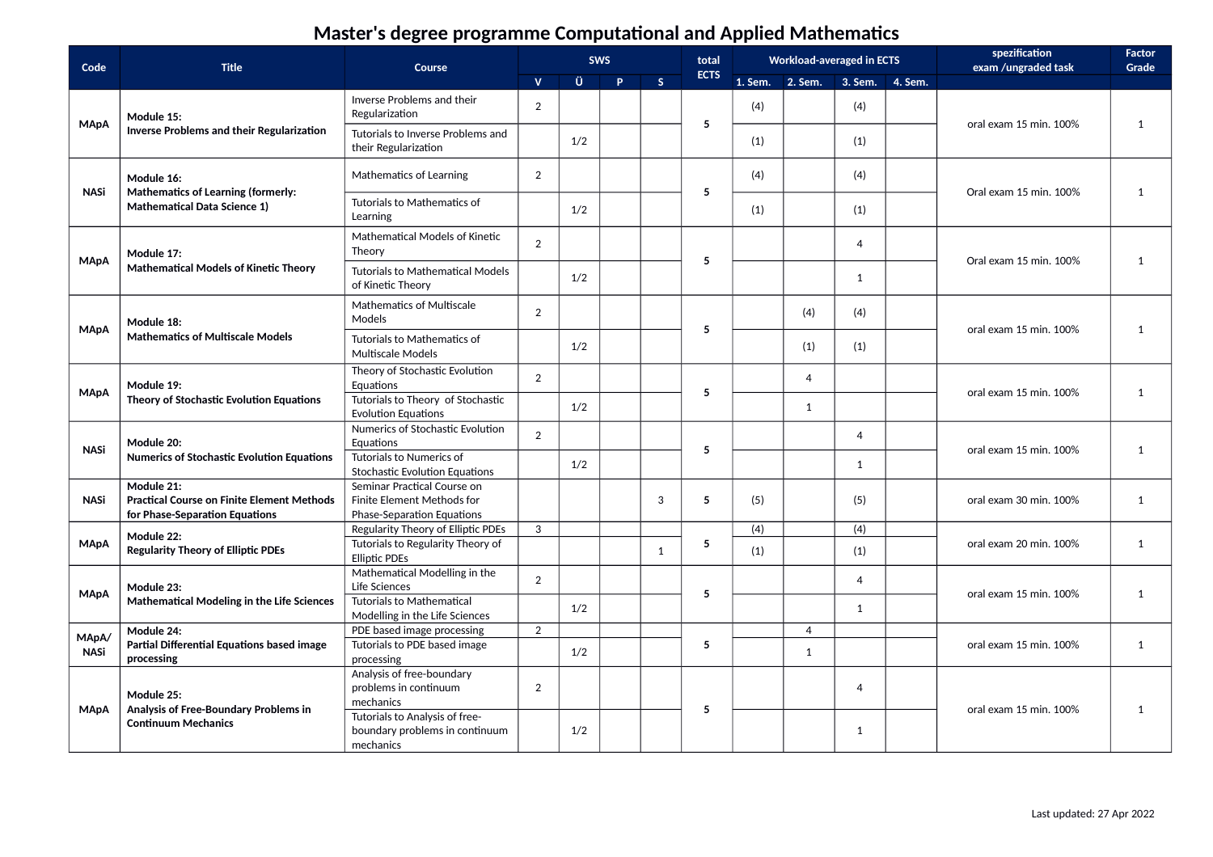# Master's degree programme Computational and Applied Mathematics

| Code | Title | Course | SWS | | | | total ECTS | Workload-averaged in ECTS | | | | spezification exam /ungraded task | Factor Grade |
|---|---|---|---|---|---|---|---|---|---|---|---|---|---|
| | | | V | Ü | P | S | | 1. Sem. | 2. Sem. | 3. Sem. | 4. Sem. | | |
| MApA | **Module 15: Inverse Problems and their Regularization** | Inverse Problems and their Regularization | 2 | | | | 5 | (4) | | (4) | | oral exam 15 min. 100% | 1 |
| | | Tutorials to Inverse Problems and their Regularization | | 1/2 | | | | (1) | | (1) | | | |
| NASi | **Module 16: Mathematics of Learning (formerly: Mathematical Data Science 1)** | Mathematics of Learning | 2 | | | | 5 | (4) | | (4) | | Oral exam 15 min. 100% | 1 |
| | | Tutorials to Mathematics of Learning | | 1/2 | | | | (1) | | (1) | | | |
| MApA | **Module 17: Mathematical Models of Kinetic Theory** | Mathematical Models of Kinetic Theory | 2 | | | | 5 | | | 4 | | Oral exam 15 min. 100% | 1 |
| | | Tutorials to Mathematical Models of Kinetic Theory | | 1/2 | | | | | | 1 | | | |
| MApA | **Module 18: Mathematics of Multiscale Models** | Mathematics of Multiscale Models | 2 | | | | 5 | | (4) | (4) | | oral exam 15 min. 100% | 1 |
| | | Tutorials to Mathematics of Multiscale Models | | 1/2 | | | | | (1) | (1) | | | |
| MApA | **Module 19: Theory of Stochastic Evolution Equations** | Theory of Stochastic Evolution Equations | 2 | | | | 5 | | 4 | | | oral exam 15 min. 100% | 1 |
| | | Tutorials to Theory of Stochastic Evolution Equations | | 1/2 | | | | | 1 | | | | |
| NASi | **Module 20: Numerics of Stochastic Evolution Equations** | Numerics of Stochastic Evolution Equations | 2 | | | | 5 | | | 4 | | oral exam 15 min. 100% | 1 |
| | | Tutorials to Numerics of Stochastic Evolution Equations | | 1/2 | | | | | | 1 | | | |
| NASi | **Module 21: Practical Course on Finite Element Methods for Phase-Separation Equations** | Seminar Practical Course on Finite Element Methods for Phase-Separation Equations | | | | 3 | 5 | (5) | | (5) | | oral exam 30 min. 100% | 1 |
| MApA | **Module 22: Regularity Theory of Elliptic PDEs** | Regularity Theory of Elliptic PDEs | 3 | | | | 5 | (4) | | (4) | | oral exam 20 min. 100% | 1 |
| | | Tutorials to Regularity Theory of Elliptic PDEs | | | | 1 | | (1) | | (1) | | | |
| MApA | **Module 23: Mathematical Modeling in the Life Sciences** | Mathematical Modelling in the Life Sciences | 2 | | | | 5 | | | 4 | | oral exam 15 min. 100% | 1 |
| | | Tutorials to Mathematical Modelling in the Life Sciences | | 1/2 | | | | | | 1 | | | |
| MApA/ NASi | **Module 24: Partial Differential Equations based image processing** | PDE based image processing | 2 | | | | 5 | | 4 | | | oral exam 15 min. 100% | 1 |
| | | Tutorials to PDE based image processing | | 1/2 | | | | | 1 | | | | |
| MApA | **Module 25: Analysis of Free-Boundary Problems in Continuum Mechanics** | Analysis of free-boundary problems in continuum mechanics | 2 | | | | 5 | | | 4 | | oral exam 15 min. 100% | 1 |
| | | Tutorials to Analysis of free-boundary problems in continuum mechanics | | 1/2 | | | | | | 1 | | | |

Last updated: 27 Apr 2022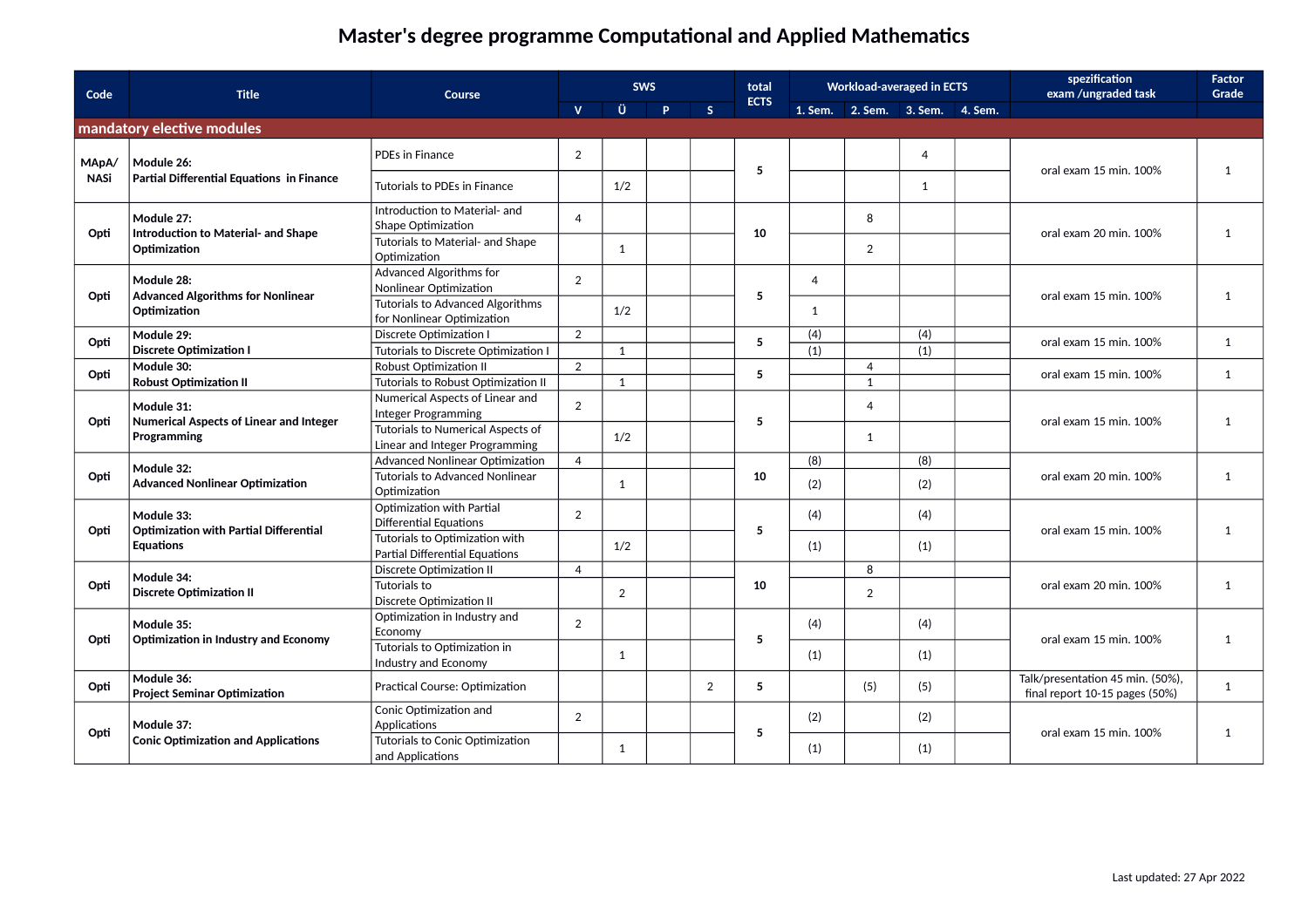# Master's degree programme Computational and Applied Mathematics

| Code | Title | Course | SWS | | | | total ECTS | Workload-averaged in ECTS | | | | spezification exam /ungraded task | Factor Grade |
|---|---|---|---|---|---|---|---|---|---|---|---|---|---|
| | | | V | Ü | P | S | | 1. Sem. | 2. Sem. | 3. Sem. | 4. Sem. | | |
| **mandatory elective modules** | | | | | | | | | | | | | |
| **MApA/ NASi** | **Module 26: Partial Differential Equations in Finance** | PDEs in Finance | 2 | | | | **5** | | | 4 | | oral exam 15 min. 100% | 1 |
| | | Tutorials to PDEs in Finance | | 1/2 | | | | | | 1 | | | |
| **Opti** | **Module 27: Introduction to Material- and Shape Optimization** | Introduction to Material- and Shape Optimization | 4 | | | | **10** | | 8 | | | oral exam 20 min. 100% | 1 |
| | | Tutorials to Material- and Shape Optimization | | 1 | | | | | 2 | | | | |
| **Opti** | **Module 28: Advanced Algorithms for Nonlinear Optimization** | Advanced Algorithms for Nonlinear Optimization | 2 | | | | **5** | 4 | | | | oral exam 15 min. 100% | 1 |
| | | Tutorials to Advanced Algorithms for Nonlinear Optimization | | 1/2 | | | | 1 | | | | | |
| **Opti** | **Module 29: Discrete Optimization I** | Discrete Optimization I | 2 | | | | **5** | (4) | | (4) | | oral exam 15 min. 100% | 1 |
| | | Tutorials to Discrete Optimization I | | 1 | | | | (1) | | (1) | | | |
| **Opti** | **Module 30: Robust Optimization II** | Robust Optimization II | 2 | | | | **5** | | 4 | | | oral exam 15 min. 100% | 1 |
| | | Tutorials to Robust Optimization II | | 1 | | | | | 1 | | | | |
| **Opti** | **Module 31: Numerical Aspects of Linear and Integer Programming** | Numerical Aspects of Linear and Integer Programming | 2 | | | | **5** | | 4 | | | oral exam 15 min. 100% | 1 |
| | | Tutorials to Numerical Aspects of Linear and Integer Programming | | 1/2 | | | | | 1 | | | | |
| **Opti** | **Module 32: Advanced Nonlinear Optimization** | Advanced Nonlinear Optimization | 4 | | | | **10** | (8) | | (8) | | oral exam 20 min. 100% | 1 |
| | | Tutorials to Advanced Nonlinear Optimization | | 1 | | | | (2) | | (2) | | | |
| **Opti** | **Module 33: Optimization with Partial Differential Equations** | Optimization with Partial Differential Equations | 2 | | | | **5** | (4) | | (4) | | oral exam 15 min. 100% | 1 |
| | | Tutorials to Optimization with Partial Differential Equations | | 1/2 | | | | (1) | | (1) | | | |
| **Opti** | **Module 34: Discrete Optimization II** | Discrete Optimization II | 4 | | | | **10** | | 8 | | | oral exam 20 min. 100% | 1 |
| | | Tutorials to Discrete Optimization II | | 2 | | | | | 2 | | | | |
| **Opti** | **Module 35: Optimization in Industry and Economy** | Optimization in Industry and Economy | 2 | | | | **5** | (4) | | (4) | | oral exam 15 min. 100% | 1 |
| | | Tutorials to Optimization in Industry and Economy | | 1 | | | | (1) | | (1) | | | |
| **Opti** | **Module 36: Project Seminar Optimization** | Practical Course: Optimization | | | | 2 | **5** | | (5) | (5) | | Talk/presentation 45 min. (50%), final report 10-15 pages (50%) | 1 |
| **Opti** | **Module 37: Conic Optimization and Applications** | Conic Optimization and Applications | 2 | | | | **5** | (2) | | (2) | | oral exam 15 min. 100% | 1 |
| | | Tutorials to Conic Optimization and Applications | | 1 | | | | (1) | | (1) | | | |

Last updated: 27 Apr 2022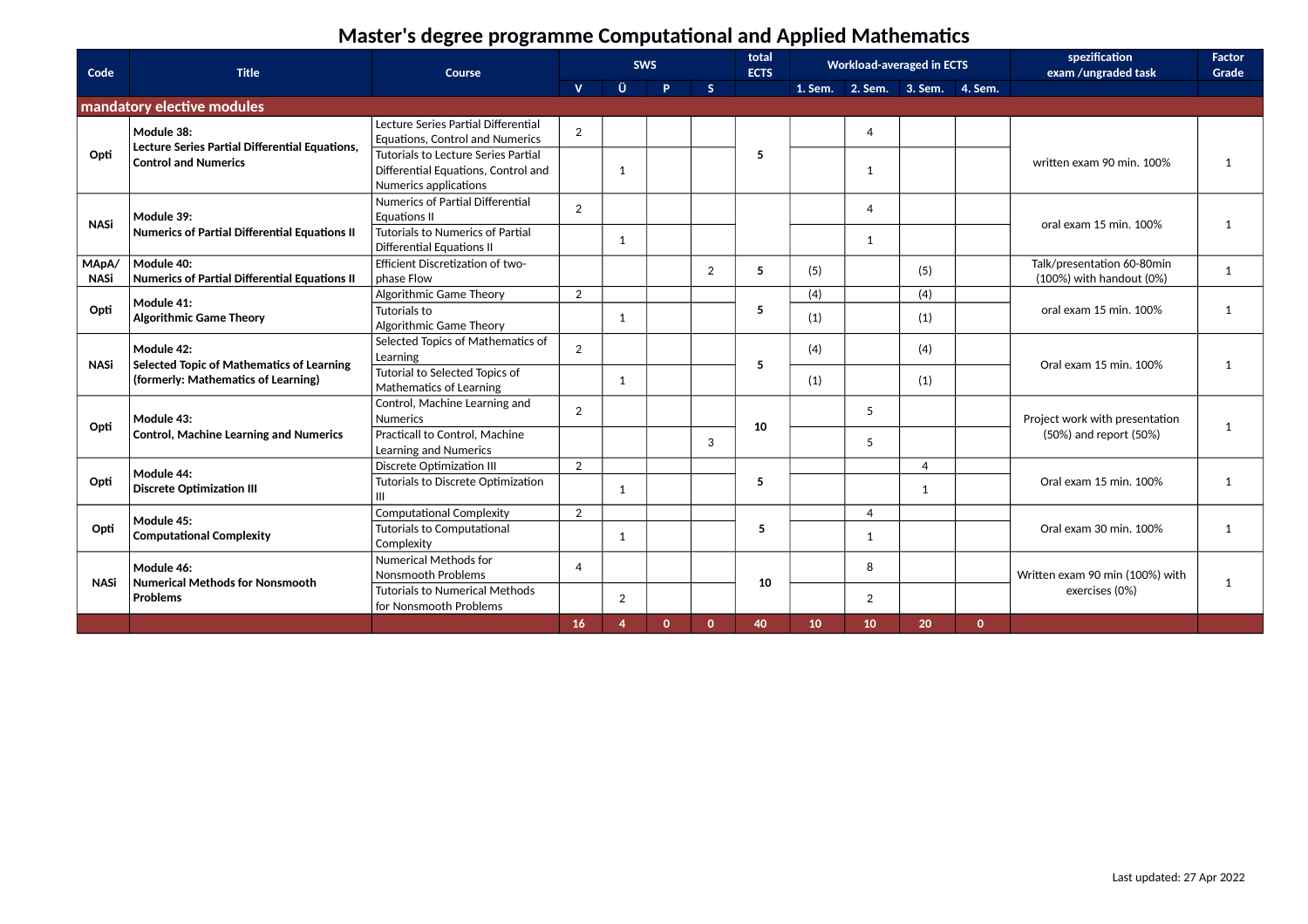# Master's degree programme Computational and Applied Mathematics

| Code | Title | Course | SWS | | | | total ECTS | Workload-averaged in ECTS | | | | spezification exam /ungraded task | Factor Grade |
|---|---|---|---|---|---|---|---|---|---|---|---|---|---|
| | | | V | Ü | P | S | | 1. Sem. | 2. Sem. | 3. Sem. | 4. Sem. | | |
| **mandatory elective modules** | | | | | | | | | | | | | |
| **Opti** | **Module 38: Lecture Series Partial Differential Equations, Control and Numerics** | Lecture Series Partial Differential Equations, Control and Numerics | 2 | | | | **5** | | 4 | | | written exam 90 min. 100% | 1 |
| | | Tutorials to Lecture Series Partial Differential Equations, Control and Numerics applications | | 1 | | | | | 1 | | | | |
| **NASi** | **Module 39: Numerics of Partial Differential Equations II** | Numerics of Partial Differential Equations II | 2 | | | | | | 4 | | | oral exam 15 min. 100% | 1 |
| | | Tutorials to Numerics of Partial Differential Equations II | | 1 | | | | | 1 | | | | |
| **MApA/ NASi** | **Module 40: Numerics of Partial Differential Equations II** | Efficient Discretization of two-phase Flow | | | | 2 | **5** | (5) | | (5) | | Talk/presentation 60-80min (100%) with handout (0%) | 1 |
| **Opti** | **Module 41: Algorithmic Game Theory** | Algorithmic Game Theory | 2 | | | | **5** | (4) | | (4) | | oral exam 15 min. 100% | 1 |
| | | Tutorials to Algorithmic Game Theory | | 1 | | | | (1) | | (1) | | | |
| **NASi** | **Module 42: Selected Topic of Mathematics of Learning (formerly: Mathematics of Learning)** | Selected Topics of Mathematics of Learning | 2 | | | | **5** | (4) | | (4) | | Oral exam 15 min. 100% | 1 |
| | | Tutorial to Selected Topics of Mathematics of Learning | | 1 | | | | (1) | | (1) | | | |
| **Opti** | **Module 43: Control, Machine Learning and Numerics** | Control, Machine Learning and Numerics | 2 | | | | **10** | | 5 | | | Project work with presentation (50%) and report (50%) | 1 |
| | | Practicall to Control, Machine Learning and Numerics | | | | 3 | | | 5 | | | | |
| **Opti** | **Module 44: Discrete Optimization III** | Discrete Optimization III | 2 | | | | **5** | | | 4 | | Oral exam 15 min. 100% | 1 |
| | | Tutorials to Discrete Optimization III | | 1 | | | | | | 1 | | | |
| **Opti** | **Module 45: Computational Complexity** | Computational Complexity | 2 | | | | **5** | | 4 | | | Oral exam 30 min. 100% | 1 |
| | | Tutorials to Computational Complexity | | 1 | | | | | 1 | | | | |
| **NASi** | **Module 46: Numerical Methods for Nonsmooth Problems** | Numerical Methods for Nonsmooth Problems | 4 | | | | **10** | | 8 | | | Written exam 90 min (100%) with exercises (0%) | 1 |
| | | Tutorials to Numerical Methods for Nonsmooth Problems | | 2 | | | | | 2 | | | | |
| | | | **16** | **4** | **0** | **0** | **40** | **10** | **10** | **20** | **0** | | |

Last updated: 27 Apr 2022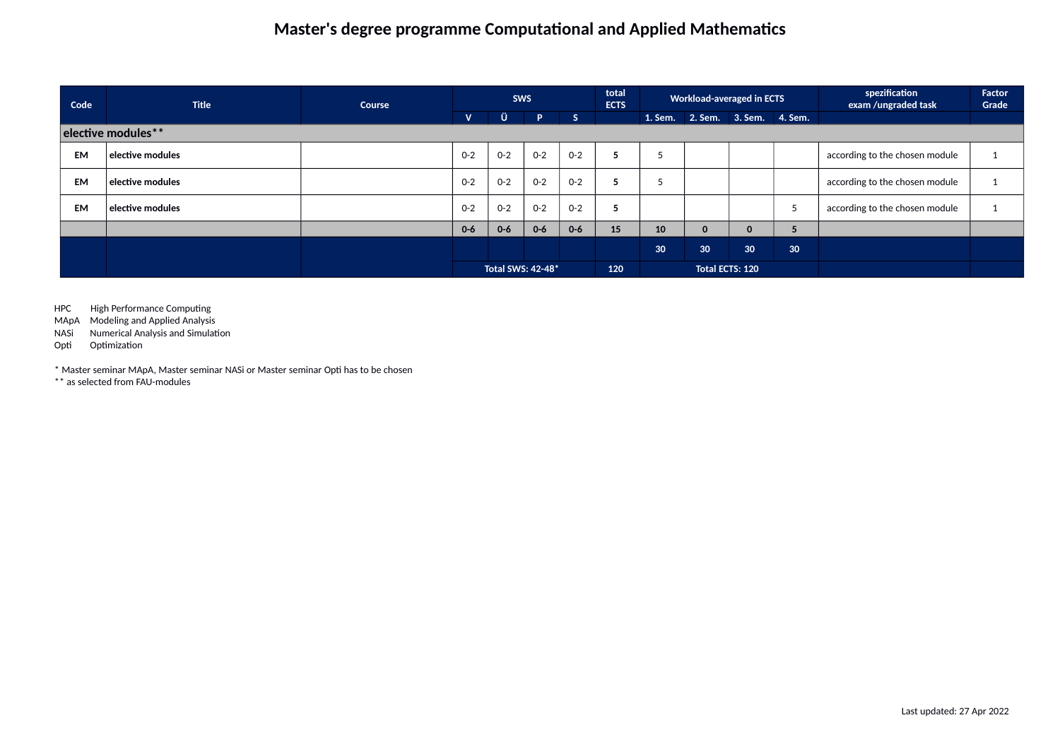# Master's degree programme Computational and Applied Mathematics

| Code | Title | Course | SWS | | | | total ECTS | Workload-averaged in ECTS | | | | spezification exam /ungraded task | Factor Grade |
|---|---|---|---|---|---|---|---|---|---|---|---|---|---|
| | | | V | Ü | P | S | | 1. Sem. | 2. Sem. | 3. Sem. | 4. Sem. | | |
| **elective modules**** | | | | | | | | | | | | | |
| **EM** | **elective modules** | | 0-2 | 0-2 | 0-2 | 0-2 | **5** | 5 | | | | according to the chosen module | 1 |
| **EM** | **elective modules** | | 0-2 | 0-2 | 0-2 | 0-2 | **5** | 5 | | | | according to the chosen module | 1 |
| **EM** | **elective modules** | | 0-2 | 0-2 | 0-2 | 0-2 | **5** | | | | 5 | according to the chosen module | 1 |
| | | | **0-6** | **0-6** | **0-6** | **0-6** | **15** | **10** | **0** | **0** | **5** | | |
| | | | | | | | | **30** | **30** | **30** | **30** | | |
| | | | **Total SWS: 42-48*** | | | | **120** | **Total ECTS: 120** | | | | | |

HPC High Performance Computing
MApA Modeling and Applied Analysis
NASi Numerical Analysis and Simulation
Opti Optimization

* Master seminar MApA, Master seminar NASi or Master seminar Opti has to be chosen
** as selected from FAU-modules

Last updated: 27 Apr 2022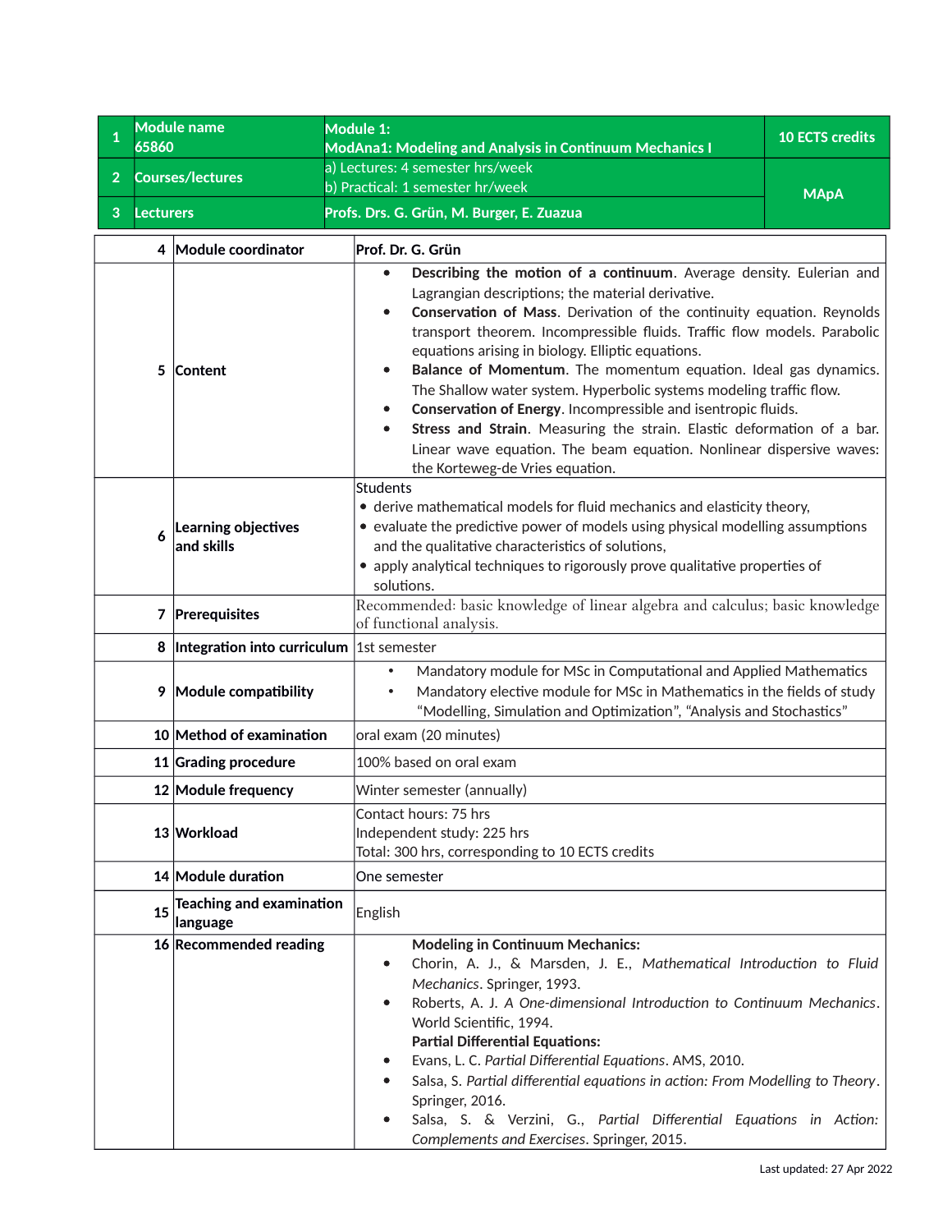| 1 | Module name 65860 | Module 1: ModAna1: Modeling and Analysis in Continuum Mechanics I | 10 ECTS credits |
|---|---|---|---|
| 2 | Courses/lectures | a) Lectures: 4 semester hrs/week<br>b) Practical: 1 semester hr/week | MApA |
| 3 | Lecturers | Profs. Drs. G. Grün, M. Burger, E. Zuazua | |

| | | |
|---|---|---|
| 4 | Module coordinator | Prof. Dr. G. Grün |
| 5 | Content | • **Describing the motion of a continuum**. Average density. Eulerian and Lagrangian descriptions; the material derivative.<br>• **Conservation of Mass**. Derivation of the continuity equation. Reynolds transport theorem. Incompressible fluids. Traffic flow models. Parabolic equations arising in biology. Elliptic equations.<br>• **Balance of Momentum**. The momentum equation. Ideal gas dynamics. The Shallow water system. Hyperbolic systems modeling traffic flow.<br>• **Conservation of Energy**. Incompressible and isentropic fluids.<br>• **Stress and Strain**. Measuring the strain. Elastic deformation of a bar. Linear wave equation. The beam equation. Nonlinear dispersive waves: the Korteweg-de Vries equation. |
| 6 | Learning objectives and skills | Students<br>• derive mathematical models for fluid mechanics and elasticity theory,<br>• evaluate the predictive power of models using physical modelling assumptions and the qualitative characteristics of solutions,<br>• apply analytical techniques to rigorously prove qualitative properties of solutions. |
| 7 | Prerequisites | Recommended: basic knowledge of linear algebra and calculus; basic knowledge of functional analysis. |
| 8 | Integration into curriculum | 1st semester |
| 9 | Module compatibility | • Mandatory module for MSc in Computational and Applied Mathematics<br>• Mandatory elective module for MSc in Mathematics in the fields of study “Modelling, Simulation and Optimization”, “Analysis and Stochastics” |
| 10 | Method of examination | oral exam (20 minutes) |
| 11 | Grading procedure | 100% based on oral exam |
| 12 | Module frequency | Winter semester (annually) |
| 13 | Workload | Contact hours: 75 hrs<br>Independent study: 225 hrs<br>Total: 300 hrs, corresponding to 10 ECTS credits |
| 14 | Module duration | One semester |
| 15 | Teaching and examination language | English |
| 16 | Recommended reading | **Modeling in Continuum Mechanics:**<br>• Chorin, A. J., & Marsden, J. E., *Mathematical Introduction to Fluid Mechanics*. Springer, 1993.<br>• Roberts, A. J. *A One-dimensional Introduction to Continuum Mechanics*. World Scientific, 1994.<br>**Partial Differential Equations:**<br>• Evans, L. C. *Partial Differential Equations*. AMS, 2010.<br>• Salsa, S. *Partial differential equations in action: From Modelling to Theory*. Springer, 2016.<br>• Salsa, S. & Verzini, G., *Partial Differential Equations in Action: Complements and Exercises*. Springer, 2015. |

Last updated: 27 Apr 2022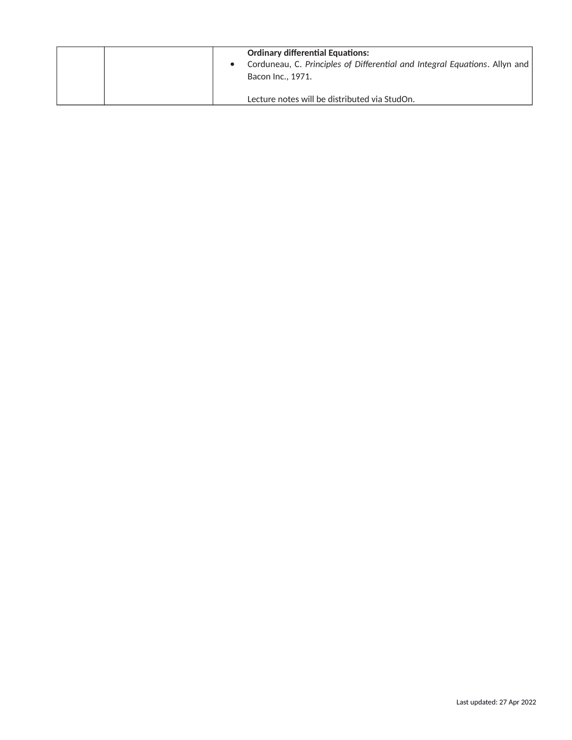|  |  | **Ordinary differential Equations:**<br>• Corduneau, C. *Principles of Differential and Integral Equations*. Allyn and Bacon Inc., 1971.<br><br>Lecture notes will be distributed via StudOn. |
|---|---|---|

Last updated: 27 Apr 2022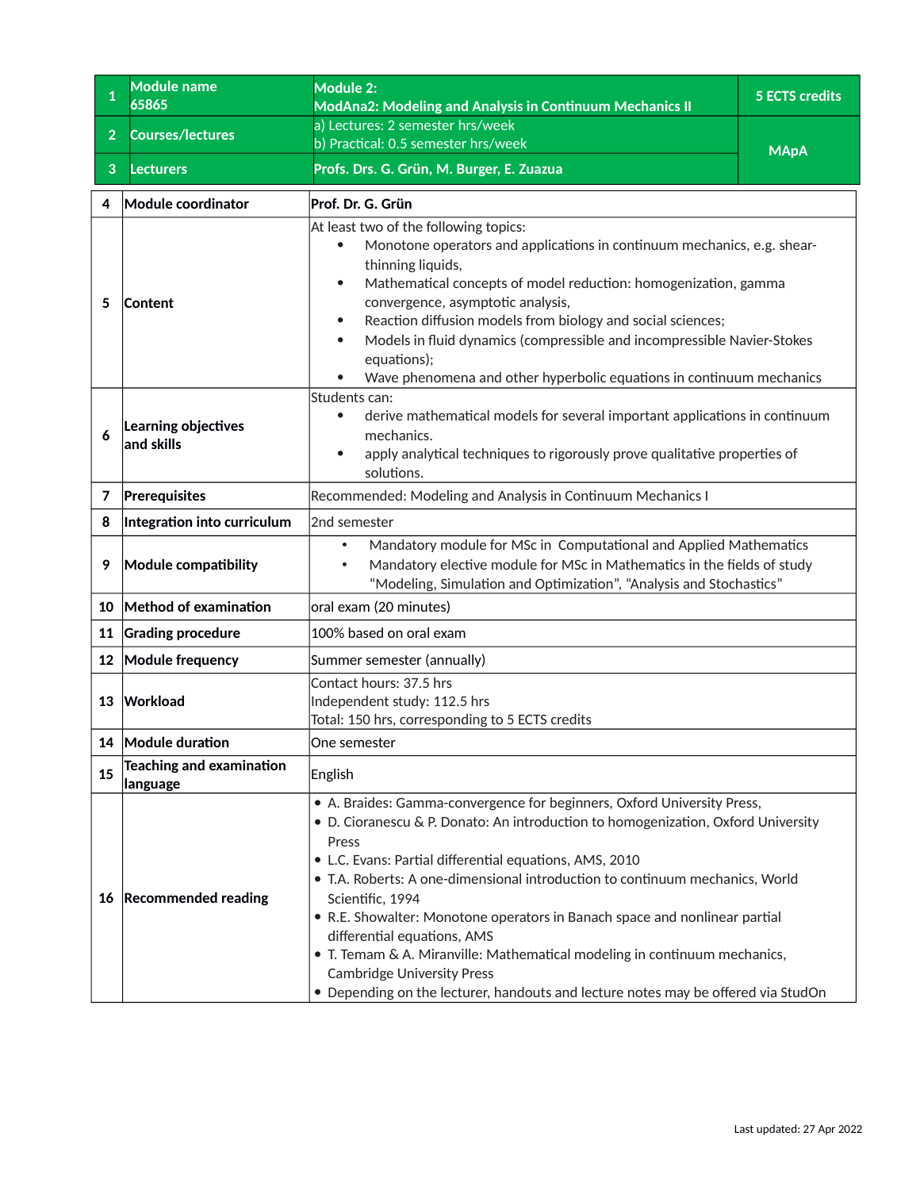| 1 | Module name<br>65865 | Module 2:<br>ModAna2: Modeling and Analysis in Continuum Mechanics II | 5 ECTS credits |
|---|---|---|---|
| 2 | Courses/lectures | a) Lectures: 2 semester hrs/week<br>b) Practical: 0.5 semester hrs/week | MApA |
| 3 | Lecturers | Profs. Drs. G. Grün, M. Burger, E. Zuazua | |

| 4 | Module coordinator | Prof. Dr. G. Grün |
|---|---|---|
| 5 | Content | At least two of the following topics:<br>• Monotone operators and applications in continuum mechanics, e.g. shear-thinning liquids,<br>• Mathematical concepts of model reduction: homogenization, gamma convergence, asymptotic analysis,<br>• Reaction diffusion models from biology and social sciences;<br>• Models in fluid dynamics (compressible and incompressible Navier-Stokes equations);<br>• Wave phenomena and other hyperbolic equations in continuum mechanics |
| 6 | Learning objectives and skills | Students can:<br>• derive mathematical models for several important applications in continuum mechanics.<br>• apply analytical techniques to rigorously prove qualitative properties of solutions. |
| 7 | Prerequisites | Recommended: Modeling and Analysis in Continuum Mechanics I |
| 8 | Integration into curriculum | 2nd semester |
| 9 | Module compatibility | • Mandatory module for MSc in Computational and Applied Mathematics<br>• Mandatory elective module for MSc in Mathematics in the fields of study “Modeling, Simulation and Optimization”, “Analysis and Stochastics” |
| 10 | Method of examination | oral exam (20 minutes) |
| 11 | Grading procedure | 100% based on oral exam |
| 12 | Module frequency | Summer semester (annually) |
| 13 | Workload | Contact hours: 37.5 hrs<br>Independent study: 112.5 hrs<br>Total: 150 hrs, corresponding to 5 ECTS credits |
| 14 | Module duration | One semester |
| 15 | Teaching and examination language | English |
| 16 | Recommended reading | • A. Braides: Gamma-convergence for beginners, Oxford University Press,<br>• D. Cioranescu & P. Donato: An introduction to homogenization, Oxford University Press<br>• L.C. Evans: Partial differential equations, AMS, 2010<br>• T.A. Roberts: A one-dimensional introduction to continuum mechanics, World Scientific, 1994<br>• R.E. Showalter: Monotone operators in Banach space and nonlinear partial differential equations, AMS<br>• T. Temam & A. Miranville: Mathematical modeling in continuum mechanics, Cambridge University Press<br>• Depending on the lecturer, handouts and lecture notes may be offered via StudOn |

Last updated: 27 Apr 2022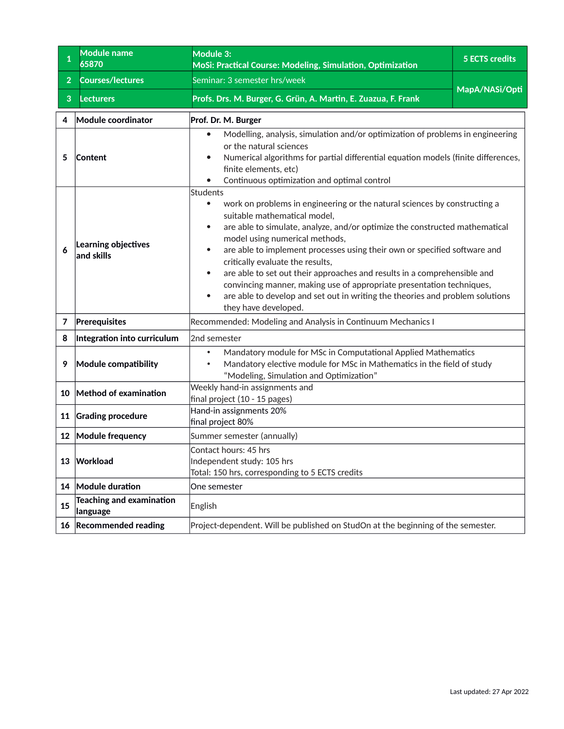| 1 | Module name 65870 | Module 3: MoSi: Practical Course: Modeling, Simulation, Optimization | 5 ECTS credits |
|---|---|---|---|
| 2 | Courses/lectures | Seminar: 3 semester hrs/week | MapA/NASi/Opti |
| 3 | Lecturers | Profs. Drs. M. Burger, G. Grün, A. Martin, E. Zuazua, F. Frank | |

| 4 | Module coordinator | Prof. Dr. M. Burger |
|---|---|---|
| 5 | Content | • Modelling, analysis, simulation and/or optimization of problems in engineering or the natural sciences<br>• Numerical algorithms for partial differential equation models (finite differences, finite elements, etc)<br>• Continuous optimization and optimal control |
| 6 | Learning objectives and skills | Students<br>• work on problems in engineering or the natural sciences by constructing a suitable mathematical model,<br>• are able to simulate, analyze, and/or optimize the constructed mathematical model using numerical methods,<br>• are able to implement processes using their own or specified software and critically evaluate the results,<br>• are able to set out their approaches and results in a comprehensible and convincing manner, making use of appropriate presentation techniques,<br>• are able to develop and set out in writing the theories and problem solutions they have developed. |
| 7 | Prerequisites | Recommended: Modeling and Analysis in Continuum Mechanics I |
| 8 | Integration into curriculum | 2nd semester |
| 9 | Module compatibility | • Mandatory module for MSc in Computational Applied Mathematics<br>• Mandatory elective module for MSc in Mathematics in the field of study “Modeling, Simulation and Optimization” |
| 10 | Method of examination | Weekly hand-in assignments and<br>final project (10 - 15 pages) |
| 11 | Grading procedure | Hand-in assignments 20%<br>final project 80% |
| 12 | Module frequency | Summer semester (annually) |
| 13 | Workload | Contact hours: 45 hrs<br>Independent study: 105 hrs<br>Total: 150 hrs, corresponding to 5 ECTS credits |
| 14 | Module duration | One semester |
| 15 | Teaching and examination language | English |
| 16 | Recommended reading | Project-dependent. Will be published on StudOn at the beginning of the semester. |

Last updated: 27 Apr 2022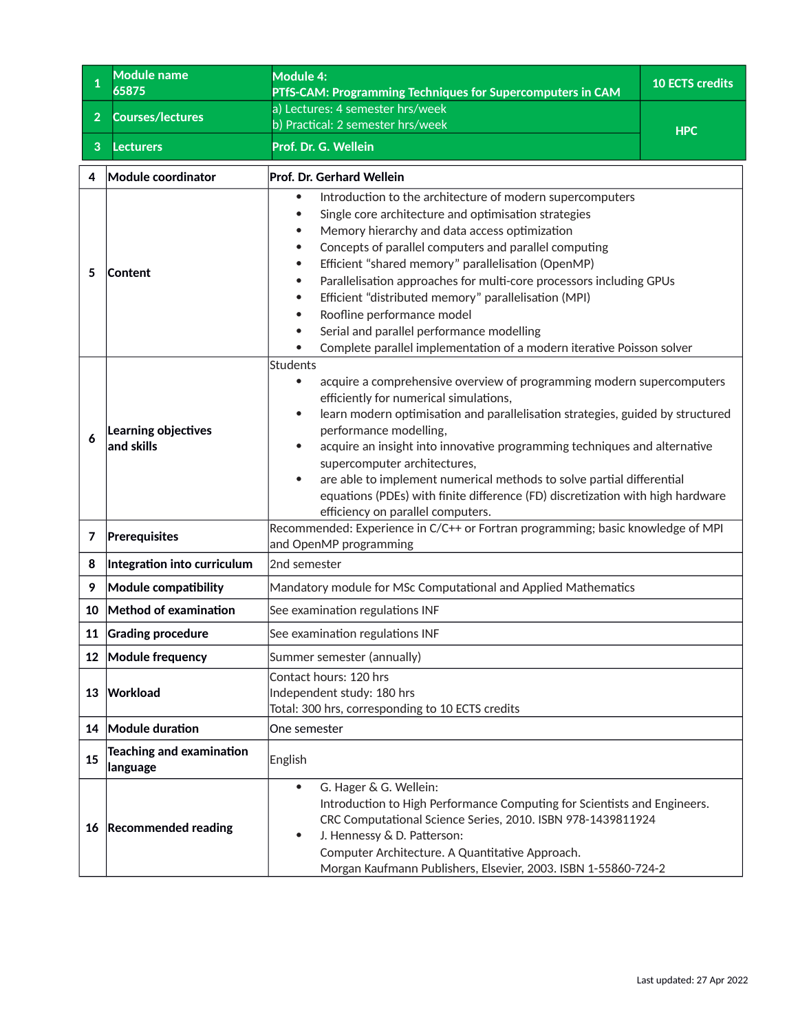| 1 | Module name 65875 | Module 4: PTfS-CAM: Programming Techniques for Supercomputers in CAM | 10 ECTS credits |
|---|---|---|---|
| 2 | Courses/lectures | a) Lectures: 4 semester hrs/week<br>b) Practical: 2 semester hrs/week | HPC |
| 3 | Lecturers | Prof. Dr. G. Wellein | |

| | | |
|---|---|---|
| 4 | **Module coordinator** | **Prof. Dr. Gerhard Wellein** |
| 5 | **Content** | • Introduction to the architecture of modern supercomputers<br>• Single core architecture and optimisation strategies<br>• Memory hierarchy and data access optimization<br>• Concepts of parallel computers and parallel computing<br>• Efficient "shared memory" parallelisation (OpenMP)<br>• Parallelisation approaches for multi-core processors including GPUs<br>• Efficient "distributed memory" parallelisation (MPI)<br>• Roofline performance model<br>• Serial and parallel performance modelling<br>• Complete parallel implementation of a modern iterative Poisson solver |
| 6 | **Learning objectives and skills** | Students<br>• acquire a comprehensive overview of programming modern supercomputers efficiently for numerical simulations,<br>• learn modern optimisation and parallelisation strategies, guided by structured performance modelling,<br>• acquire an insight into innovative programming techniques and alternative supercomputer architectures,<br>• are able to implement numerical methods to solve partial differential equations (PDEs) with finite difference (FD) discretization with high hardware efficiency on parallel computers. |
| 7 | **Prerequisites** | Recommended: Experience in C/C++ or Fortran programming; basic knowledge of MPI and OpenMP programming |
| 8 | **Integration into curriculum** | 2nd semester |
| 9 | **Module compatibility** | Mandatory module for MSc Computational and Applied Mathematics |
| 10 | **Method of examination** | See examination regulations INF |
| 11 | **Grading procedure** | See examination regulations INF |
| 12 | **Module frequency** | Summer semester (annually) |
| 13 | **Workload** | Contact hours: 120 hrs<br>Independent study: 180 hrs<br>Total: 300 hrs, corresponding to 10 ECTS credits |
| 14 | **Module duration** | One semester |
| 15 | **Teaching and examination language** | English |
| 16 | **Recommended reading** | • G. Hager & G. Wellein:<br>Introduction to High Performance Computing for Scientists and Engineers.<br>CRC Computational Science Series, 2010. ISBN 978-1439811924<br>• J. Hennessy & D. Patterson:<br>Computer Architecture. A Quantitative Approach.<br>Morgan Kaufmann Publishers, Elsevier, 2003. ISBN 1-55860-724-2 |

Last updated: 27 Apr 2022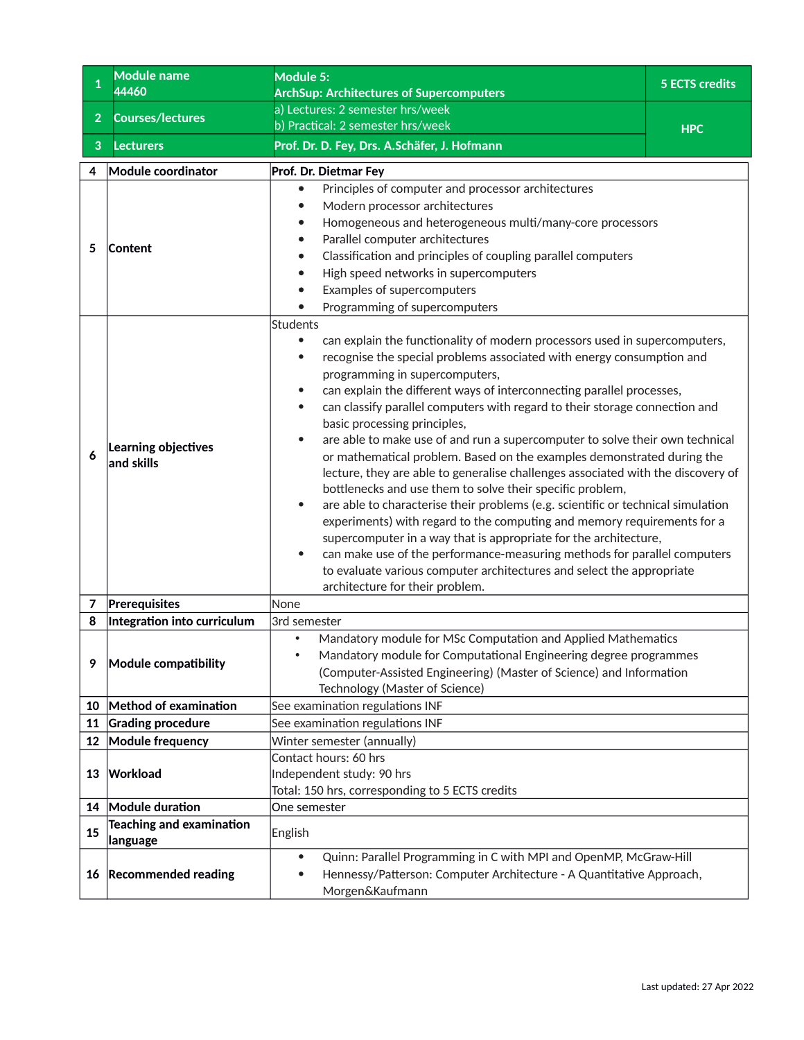| 1 | Module name<br>44460 | Module 5:<br>ArchSup: Architectures of Supercomputers | 5 ECTS credits |
|---|---|---|---|
| 2 | Courses/lectures | a) Lectures: 2 semester hrs/week<br>b) Practical: 2 semester hrs/week | HPC |
| 3 | Lecturers | Prof. Dr. D. Fey, Drs. A.Schäfer, J. Hofmann | |

| 4 | Module coordinator | Prof. Dr. Dietmar Fey |
|---|---|---|
| 5 | Content | • Principles of computer and processor architectures<br>• Modern processor architectures<br>• Homogeneous and heterogeneous multi/many-core processors<br>• Parallel computer architectures<br>• Classification and principles of coupling parallel computers<br>• High speed networks in supercomputers<br>• Examples of supercomputers<br>• Programming of supercomputers |
| 6 | Learning objectives and skills | Students<br>• can explain the functionality of modern processors used in supercomputers,<br>• recognise the special problems associated with energy consumption and programming in supercomputers,<br>• can explain the different ways of interconnecting parallel processes,<br>• can classify parallel computers with regard to their storage connection and basic processing principles,<br>• are able to make use of and run a supercomputer to solve their own technical or mathematical problem. Based on the examples demonstrated during the lecture, they are able to generalise challenges associated with the discovery of bottlenecks and use them to solve their specific problem,<br>• are able to characterise their problems (e.g. scientific or technical simulation experiments) with regard to the computing and memory requirements for a supercomputer in a way that is appropriate for the architecture,<br>• can make use of the performance-measuring methods for parallel computers to evaluate various computer architectures and select the appropriate architecture for their problem. |
| 7 | Prerequisites | None |
| 8 | Integration into curriculum | 3rd semester |
| 9 | Module compatibility | • Mandatory module for MSc Computation and Applied Mathematics<br>• Mandatory module for Computational Engineering degree programmes (Computer-Assisted Engineering) (Master of Science) and Information Technology (Master of Science) |
| 10 | Method of examination | See examination regulations INF |
| 11 | Grading procedure | See examination regulations INF |
| 12 | Module frequency | Winter semester (annually) |
| 13 | Workload | Contact hours: 60 hrs<br>Independent study: 90 hrs<br>Total: 150 hrs, corresponding to 5 ECTS credits |
| 14 | Module duration | One semester |
| 15 | Teaching and examination language | English |
| 16 | Recommended reading | • Quinn: Parallel Programming in C with MPI and OpenMP, McGraw-Hill<br>• Hennessy/Patterson: Computer Architecture - A Quantitative Approach, Morgen&Kaufmann |

Last updated: 27 Apr 2022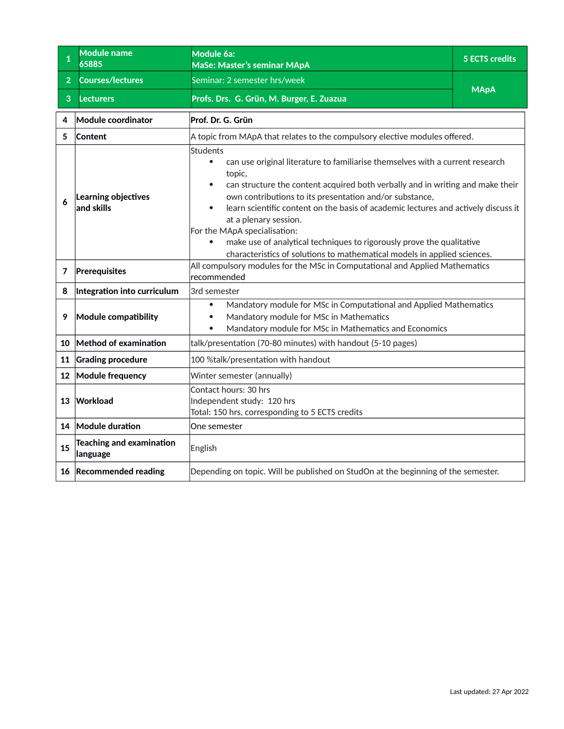| 1 | Module name<br>65885 | Module 6a:<br>MaSe: Master's seminar MApA | 5 ECTS credits |
|---|---|---|---|
| 2 | Courses/lectures | Seminar: 2 semester hrs/week | MApA |
| 3 | Lecturers | Profs. Drs. G. Grün, M. Burger, E. Zuazua | |

| 4 | Module coordinator | Prof. Dr. G. Grün |
|---|---|---|
| 5 | Content | A topic from MApA that relates to the compulsory elective modules offered. |
| 6 | Learning objectives and skills | Students<br>• can use original literature to familiarise themselves with a current research topic,<br>• can structure the content acquired both verbally and in writing and make their own contributions to its presentation and/or substance,<br>• learn scientific content on the basis of academic lectures and actively discuss it at a plenary session.<br>For the MApA specialisation:<br>• make use of analytical techniques to rigorously prove the qualitative characteristics of solutions to mathematical models in applied sciences. |
| 7 | Prerequisites | All compulsory modules for the MSc in Computational and Applied Mathematics recommended |
| 8 | Integration into curriculum | 3rd semester |
| 9 | Module compatibility | • Mandatory module for MSc in Computational and Applied Mathematics<br>• Mandatory module for MSc in Mathematics<br>• Mandatory module for MSc in Mathematics and Economics |
| 10 | Method of examination | talk/presentation (70-80 minutes) with handout (5-10 pages) |
| 11 | Grading procedure | 100 %talk/presentation with handout |
| 12 | Module frequency | Winter semester (annually) |
| 13 | Workload | Contact hours: 30 hrs<br>Independent study: 120 hrs<br>Total: 150 hrs, corresponding to 5 ECTS credits |
| 14 | Module duration | One semester |
| 15 | Teaching and examination language | English |
| 16 | Recommended reading | Depending on topic. Will be published on StudOn at the beginning of the semester. |

Last updated: 27 Apr 2022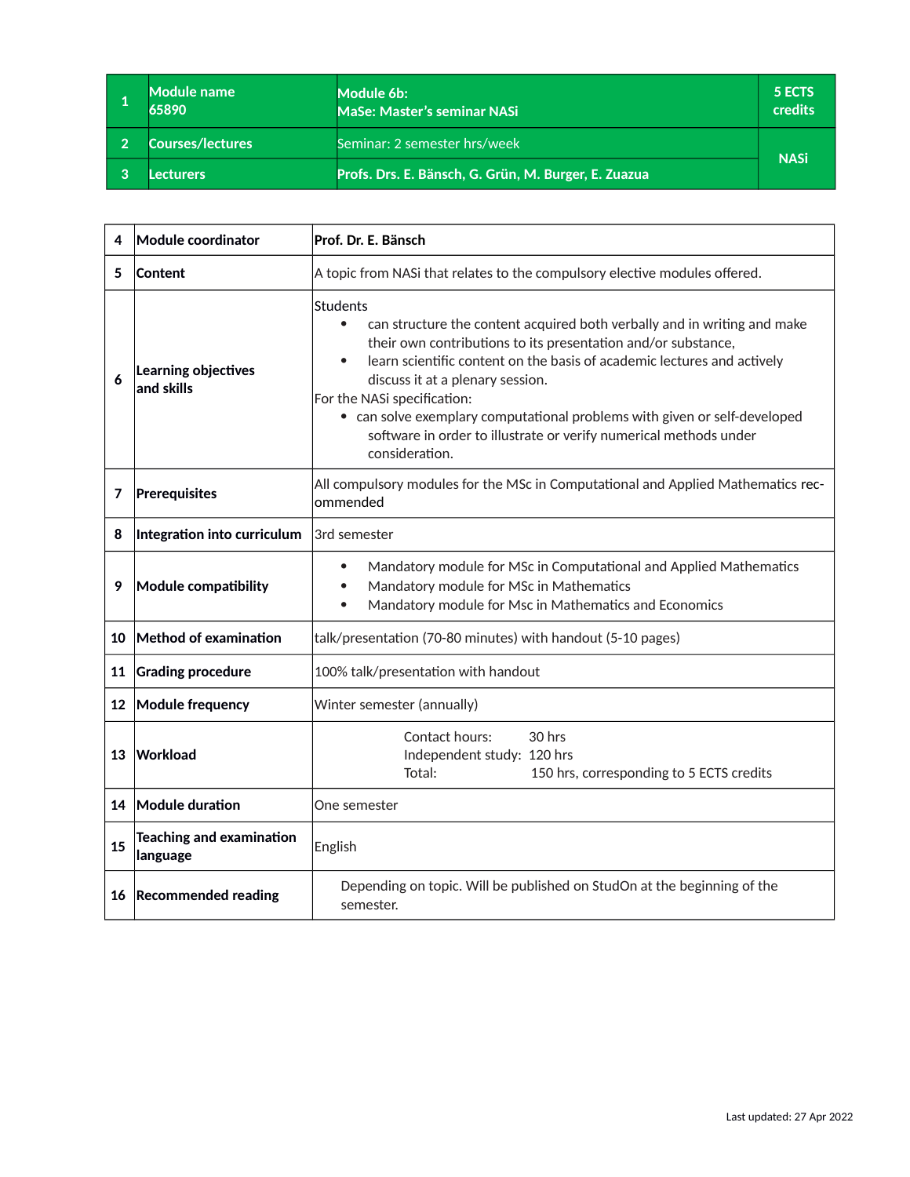| 1 | Module name 65890 | Module 6b: MaSe: Master's seminar NASi | 5 ECTS credits |
|---|---|---|---|
| 2 | Courses/lectures | Seminar: 2 semester hrs/week | NASi |
| 3 | Lecturers | Profs. Drs. E. Bänsch, G. Grün, M. Burger, E. Zuazua | |

| 4 | Module coordinator | Prof. Dr. E. Bänsch |
|---|---|---|
| 5 | Content | A topic from NASi that relates to the compulsory elective modules offered. |
| 6 | Learning objectives and skills | Students <br>• can structure the content acquired both verbally and in writing and make their own contributions to its presentation and/or substance, <br>• learn scientific content on the basis of academic lectures and actively discuss it at a plenary session. <br>For the NASi specification: <br>• can solve exemplary computational problems with given or self-developed software in order to illustrate or verify numerical methods under consideration. |
| 7 | Prerequisites | All compulsory modules for the MSc in Computational and Applied Mathematics recommended |
| 8 | Integration into curriculum | 3rd semester |
| 9 | Module compatibility | • Mandatory module for MSc in Computational and Applied Mathematics <br>• Mandatory module for MSc in Mathematics <br>• Mandatory module for Msc in Mathematics and Economics |
| 10 | Method of examination | talk/presentation (70-80 minutes) with handout (5-10 pages) |
| 11 | Grading procedure | 100% talk/presentation with handout |
| 12 | Module frequency | Winter semester (annually) |
| 13 | Workload | Contact hours: 30 hrs <br>Independent study: 120 hrs <br>Total: 150 hrs, corresponding to 5 ECTS credits |
| 14 | Module duration | One semester |
| 15 | Teaching and examination language | English |
| 16 | Recommended reading | Depending on topic. Will be published on StudOn at the beginning of the semester. |

Last updated: 27 Apr 2022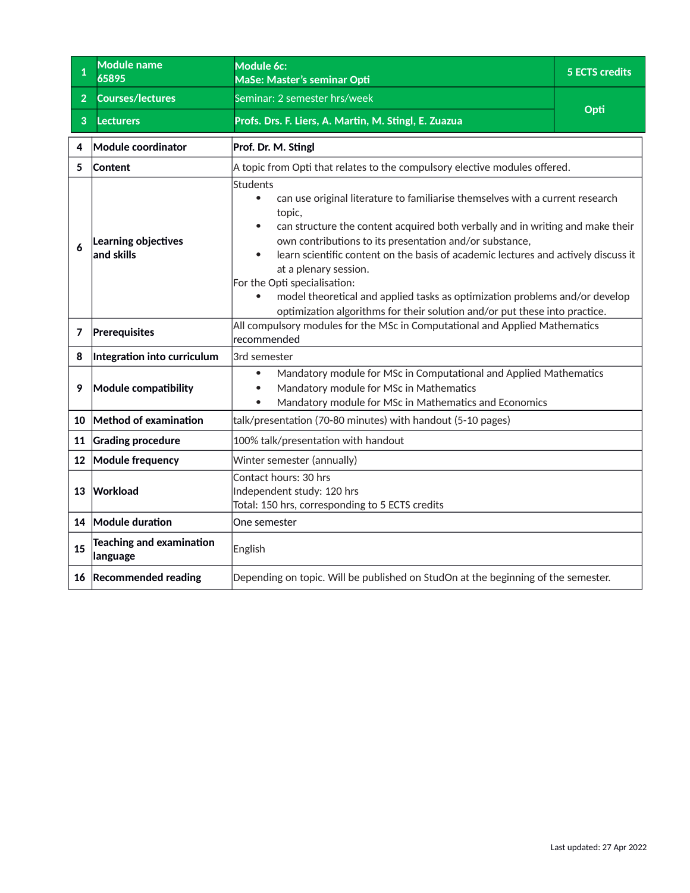| 1 | Module name 65895 | Module 6c: MaSe: Master's seminar Opti | 5 ECTS credits |
|---|---|---|---|
| 2 | Courses/lectures | Seminar: 2 semester hrs/week | Opti |
| 3 | Lecturers | Profs. Drs. F. Liers, A. Martin, M. Stingl, E. Zuazua | |

| | | |
|---|---|---|
| 4 | **Module coordinator** | **Prof. Dr. M. Stingl** |
| 5 | **Content** | A topic from Opti that relates to the compulsory elective modules offered. |
| 6 | **Learning objectives and skills** | Students<br>• can use original literature to familiarise themselves with a current research topic,<br>• can structure the content acquired both verbally and in writing and make their own contributions to its presentation and/or substance,<br>• learn scientific content on the basis of academic lectures and actively discuss it at a plenary session.<br>For the Opti specialisation:<br>• model theoretical and applied tasks as optimization problems and/or develop optimization algorithms for their solution and/or put these into practice. |
| 7 | **Prerequisites** | All compulsory modules for the MSc in Computational and Applied Mathematics recommended |
| 8 | **Integration into curriculum** | 3rd semester |
| 9 | **Module compatibility** | • Mandatory module for MSc in Computational and Applied Mathematics<br>• Mandatory module for MSc in Mathematics<br>• Mandatory module for MSc in Mathematics and Economics |
| 10 | **Method of examination** | talk/presentation (70-80 minutes) with handout (5-10 pages) |
| 11 | **Grading procedure** | 100% talk/presentation with handout |
| 12 | **Module frequency** | Winter semester (annually) |
| 13 | **Workload** | Contact hours: 30 hrs<br>Independent study: 120 hrs<br>Total: 150 hrs, corresponding to 5 ECTS credits |
| 14 | **Module duration** | One semester |
| 15 | **Teaching and examination language** | English |
| 16 | **Recommended reading** | Depending on topic. Will be published on StudOn at the beginning of the semester. |

Last updated: 27 Apr 2022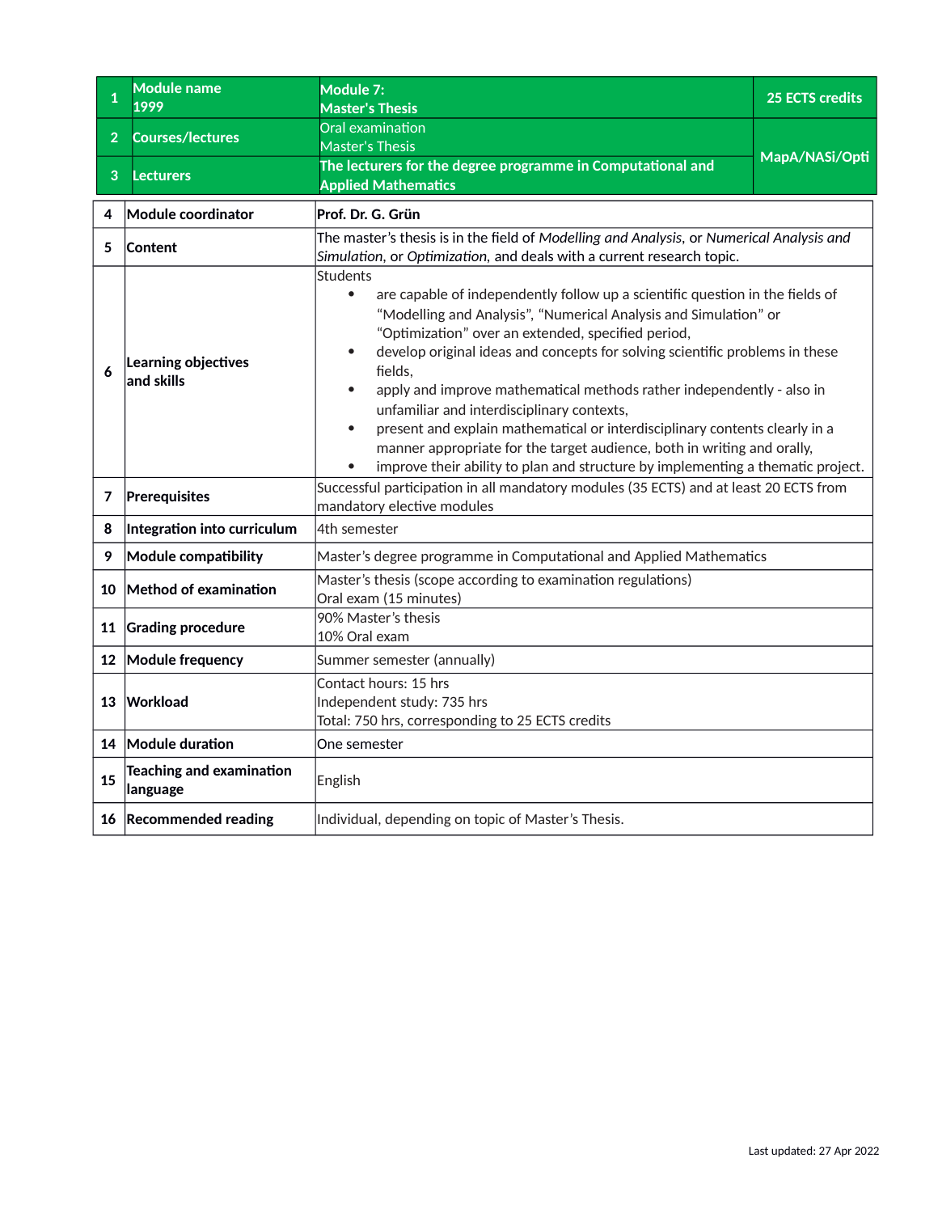| 1 | Module name<br>1999 | Module 7:<br>Master's Thesis | 25 ECTS credits |
|---|---|---|---|
| 2 | Courses/lectures | Oral examination<br>Master's Thesis | MapA/NASi/Opti |
| 3 | Lecturers | The lecturers for the degree programme in Computational and Applied Mathematics | |

| 4 | Module coordinator | Prof. Dr. G. Grün |
|---|---|---|
| 5 | Content | The master's thesis is in the field of *Modelling and Analysis*, or *Numerical Analysis and Simulation*, or *Optimization*, and deals with a current research topic. |
| 6 | Learning objectives and skills | Students<br>• are capable of independently follow up a scientific question in the fields of "Modelling and Analysis", "Numerical Analysis and Simulation" or "Optimization" over an extended, specified period,<br>• develop original ideas and concepts for solving scientific problems in these fields,<br>• apply and improve mathematical methods rather independently - also in unfamiliar and interdisciplinary contexts,<br>• present and explain mathematical or interdisciplinary contents clearly in a manner appropriate for the target audience, both in writing and orally,<br>• improve their ability to plan and structure by implementing a thematic project. |
| 7 | Prerequisites | Successful participation in all mandatory modules (35 ECTS) and at least 20 ECTS from mandatory elective modules |
| 8 | Integration into curriculum | 4th semester |
| 9 | Module compatibility | Master's degree programme in Computational and Applied Mathematics |
| 10 | Method of examination | Master's thesis (scope according to examination regulations)<br>Oral exam (15 minutes) |
| 11 | Grading procedure | 90% Master's thesis<br>10% Oral exam |
| 12 | Module frequency | Summer semester (annually) |
| 13 | Workload | Contact hours: 15 hrs<br>Independent study: 735 hrs<br>Total: 750 hrs, corresponding to 25 ECTS credits |
| 14 | Module duration | One semester |
| 15 | Teaching and examination language | English |
| 16 | Recommended reading | Individual, depending on topic of Master's Thesis. |

Last updated: 27 Apr 2022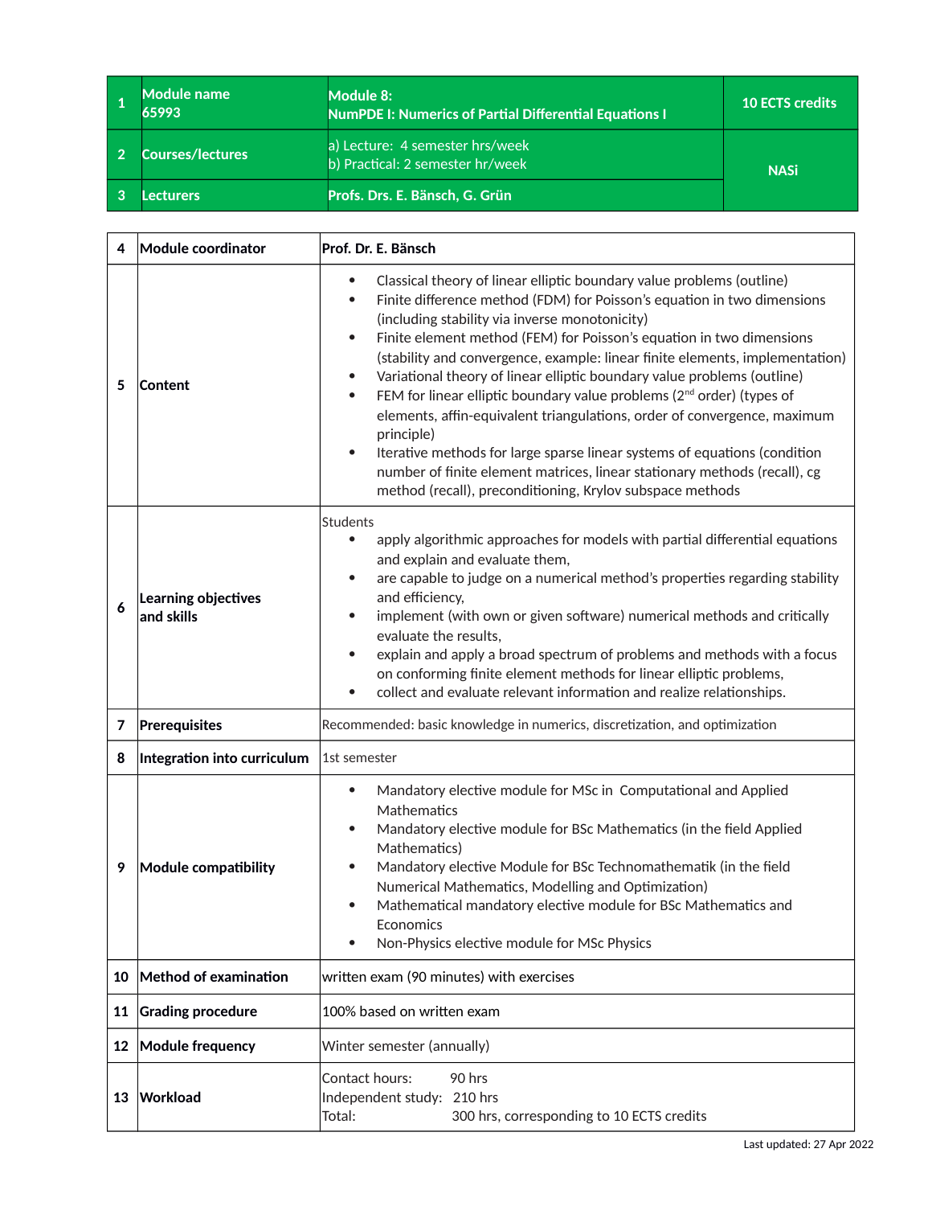| 1 | Module name 65993 | Module 8: NumPDE I: Numerics of Partial Differential Equations I | 10 ECTS credits |
|---|---|---|---|
| 2 | Courses/lectures | a) Lecture: 4 semester hrs/week<br>b) Practical: 2 semester hr/week | NASi |
| 3 | Lecturers | Profs. Drs. E. Bänsch, G. Grün | |

| 4 | Module coordinator | Prof. Dr. E. Bänsch |
|---|---|---|
| 5 | Content | • Classical theory of linear elliptic boundary value problems (outline)<br>• Finite difference method (FDM) for Poisson's equation in two dimensions (including stability via inverse monotonicity)<br>• Finite element method (FEM) for Poisson's equation in two dimensions (stability and convergence, example: linear finite elements, implementation)<br>• Variational theory of linear elliptic boundary value problems (outline)<br>• FEM for linear elliptic boundary value problems (2nd order) (types of elements, affin-equivalent triangulations, order of convergence, maximum principle)<br>• Iterative methods for large sparse linear systems of equations (condition number of finite element matrices, linear stationary methods (recall), cg method (recall), preconditioning, Krylov subspace methods |
| 6 | Learning objectives and skills | Students<br>• apply algorithmic approaches for models with partial differential equations and explain and evaluate them,<br>• are capable to judge on a numerical method's properties regarding stability and efficiency,<br>• implement (with own or given software) numerical methods and critically evaluate the results,<br>• explain and apply a broad spectrum of problems and methods with a focus on conforming finite element methods for linear elliptic problems,<br>• collect and evaluate relevant information and realize relationships. |
| 7 | Prerequisites | Recommended: basic knowledge in numerics, discretization, and optimization |
| 8 | Integration into curriculum | 1st semester |
| 9 | Module compatibility | • Mandatory elective module for MSc in Computational and Applied Mathematics<br>• Mandatory elective module for BSc Mathematics (in the field Applied Mathematics)<br>• Mandatory elective Module for BSc Technomathematik (in the field Numerical Mathematics, Modelling and Optimization)<br>• Mathematical mandatory elective module for BSc Mathematics and Economics<br>• Non-Physics elective module for MSc Physics |
| 10 | Method of examination | written exam (90 minutes) with exercises |
| 11 | Grading procedure | 100% based on written exam |
| 12 | Module frequency | Winter semester (annually) |
| 13 | Workload | Contact hours: 90 hrs<br>Independent study: 210 hrs<br>Total: 300 hrs, corresponding to 10 ECTS credits |

Last updated: 27 Apr 2022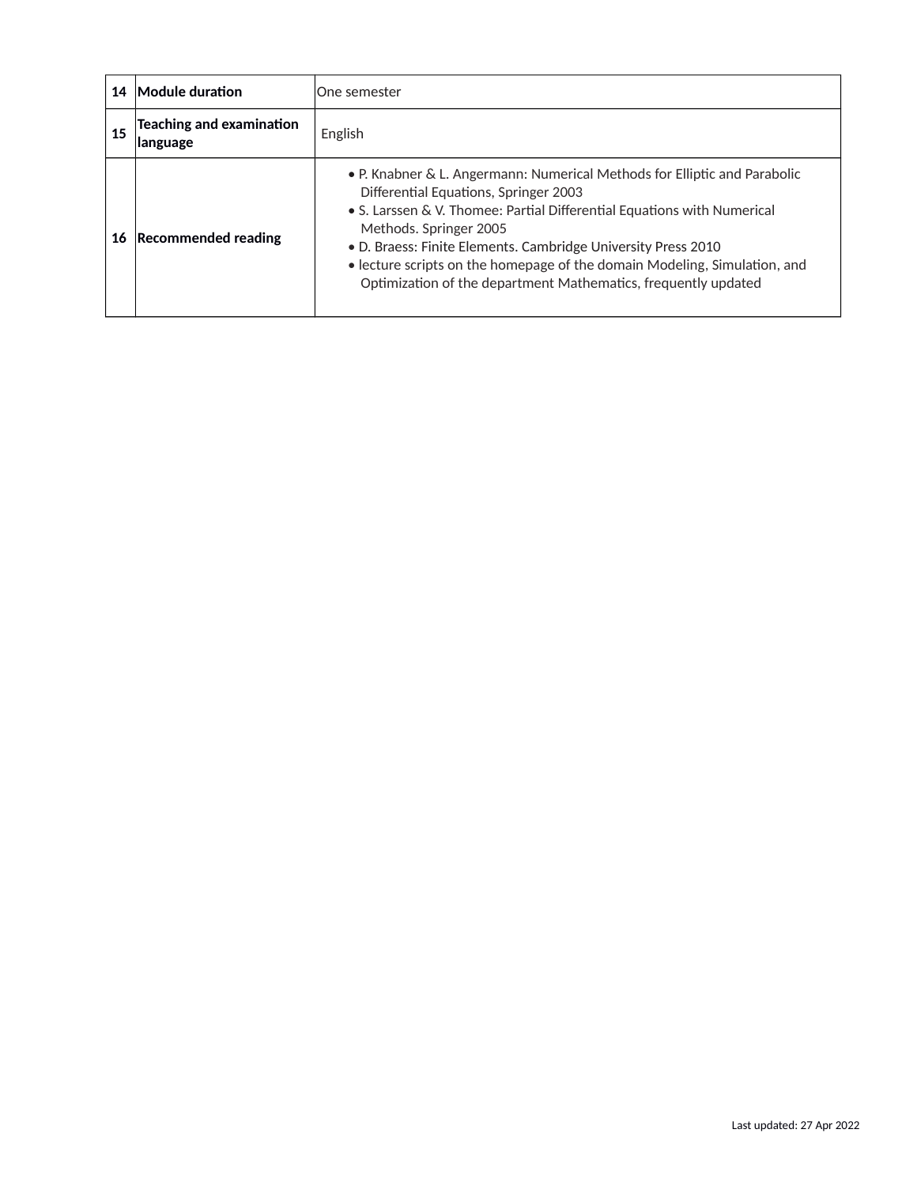| 14 | **Module duration** | One semester |
|---|---|---|
| 15 | **Teaching and examination language** | English |
| 16 | **Recommended reading** | • P. Knabner & L. Angermann: Numerical Methods for Elliptic and Parabolic Differential Equations, Springer 2003<br>• S. Larssen & V. Thomee: Partial Differential Equations with Numerical Methods. Springer 2005<br>• D. Braess: Finite Elements. Cambridge University Press 2010<br>• lecture scripts on the homepage of the domain Modeling, Simulation, and Optimization of the department Mathematics, frequently updated |

Last updated: 27 Apr 2022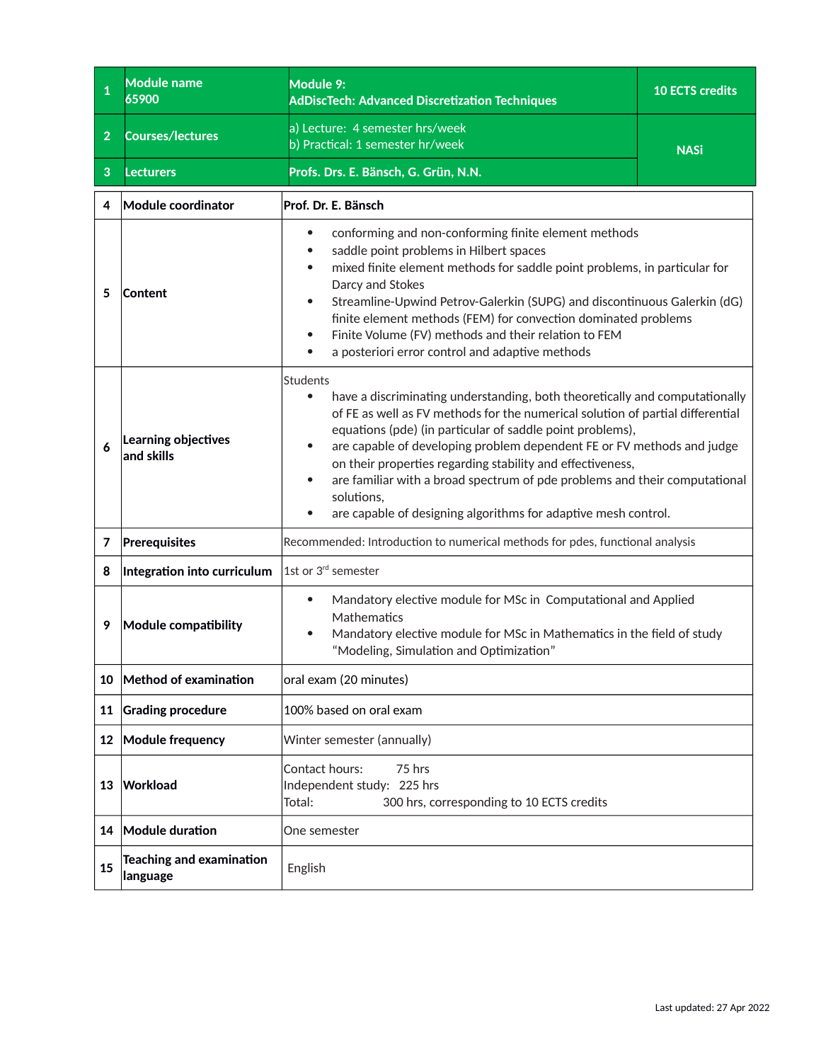| 1 | Module name<br>65900 | Module 9:<br>AdDiscTech: Advanced Discretization Techniques | 10 ECTS credits |
|---|---|---|---|
| 2 | Courses/lectures | a) Lecture: 4 semester hrs/week<br>b) Practical: 1 semester hr/week | NASi |
| 3 | Lecturers | Profs. Drs. E. Bänsch, G. Grün, N.N. | |

| | | |
|---|---|---|
| 4 | **Module coordinator** | **Prof. Dr. E. Bänsch** |
| 5 | **Content** | • conforming and non-conforming finite element methods<br>• saddle point problems in Hilbert spaces<br>• mixed finite element methods for saddle point problems, in particular for Darcy and Stokes<br>• Streamline-Upwind Petrov-Galerkin (SUPG) and discontinuous Galerkin (dG) finite element methods (FEM) for convection dominated problems<br>• Finite Volume (FV) methods and their relation to FEM<br>• a posteriori error control and adaptive methods |
| 6 | **Learning objectives and skills** | Students<br>• have a discriminating understanding, both theoretically and computationally of FE as well as FV methods for the numerical solution of partial differential equations (pde) (in particular of saddle point problems),<br>• are capable of developing problem dependent FE or FV methods and judge on their properties regarding stability and effectiveness,<br>• are familiar with a broad spectrum of pde problems and their computational solutions,<br>• are capable of designing algorithms for adaptive mesh control. |
| 7 | **Prerequisites** | Recommended: Introduction to numerical methods for pdes, functional analysis |
| 8 | **Integration into curriculum** | 1st or 3rd semester |
| 9 | **Module compatibility** | • Mandatory elective module for MSc in Computational and Applied Mathematics<br>• Mandatory elective module for MSc in Mathematics in the field of study "Modeling, Simulation and Optimization" |
| 10 | **Method of examination** | oral exam (20 minutes) |
| 11 | **Grading procedure** | 100% based on oral exam |
| 12 | **Module frequency** | Winter semester (annually) |
| 13 | **Workload** | Contact hours: 75 hrs<br>Independent study: 225 hrs<br>Total: 300 hrs, corresponding to 10 ECTS credits |
| 14 | **Module duration** | One semester |
| 15 | **Teaching and examination language** | English |

Last updated: 27 Apr 2022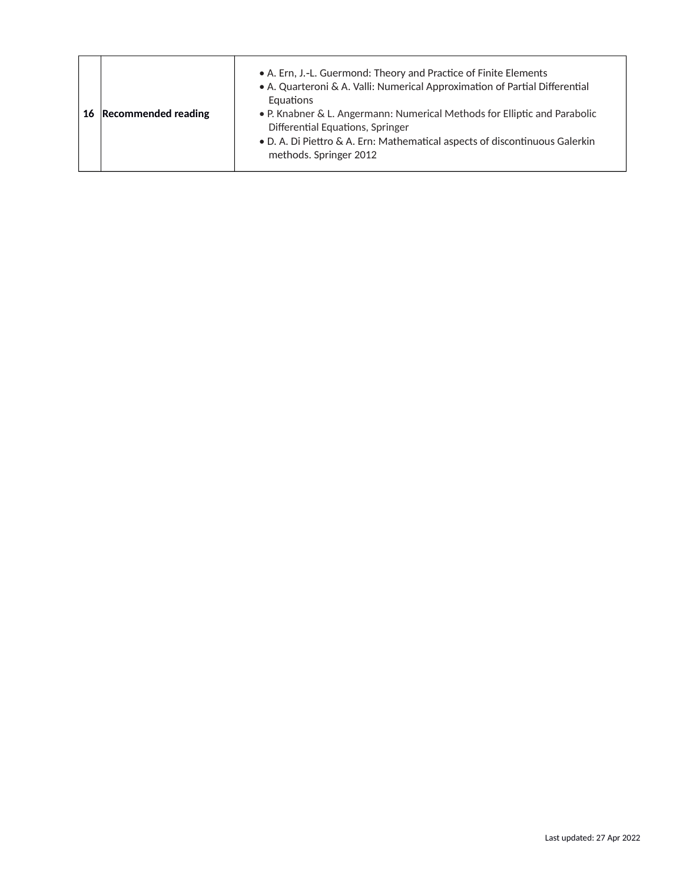| 16 | **Recommended reading** | • A. Ern, J.-L. Guermond: Theory and Practice of Finite Elements<br>• A. Quarteroni & A. Valli: Numerical Approximation of Partial Differential Equations<br>• P. Knabner & L. Angermann: Numerical Methods for Elliptic and Parabolic Differential Equations, Springer<br>• D. A. Di Piettro & A. Ern: Mathematical aspects of discontinuous Galerkin methods. Springer 2012 |
|---|---|---|

Last updated: 27 Apr 2022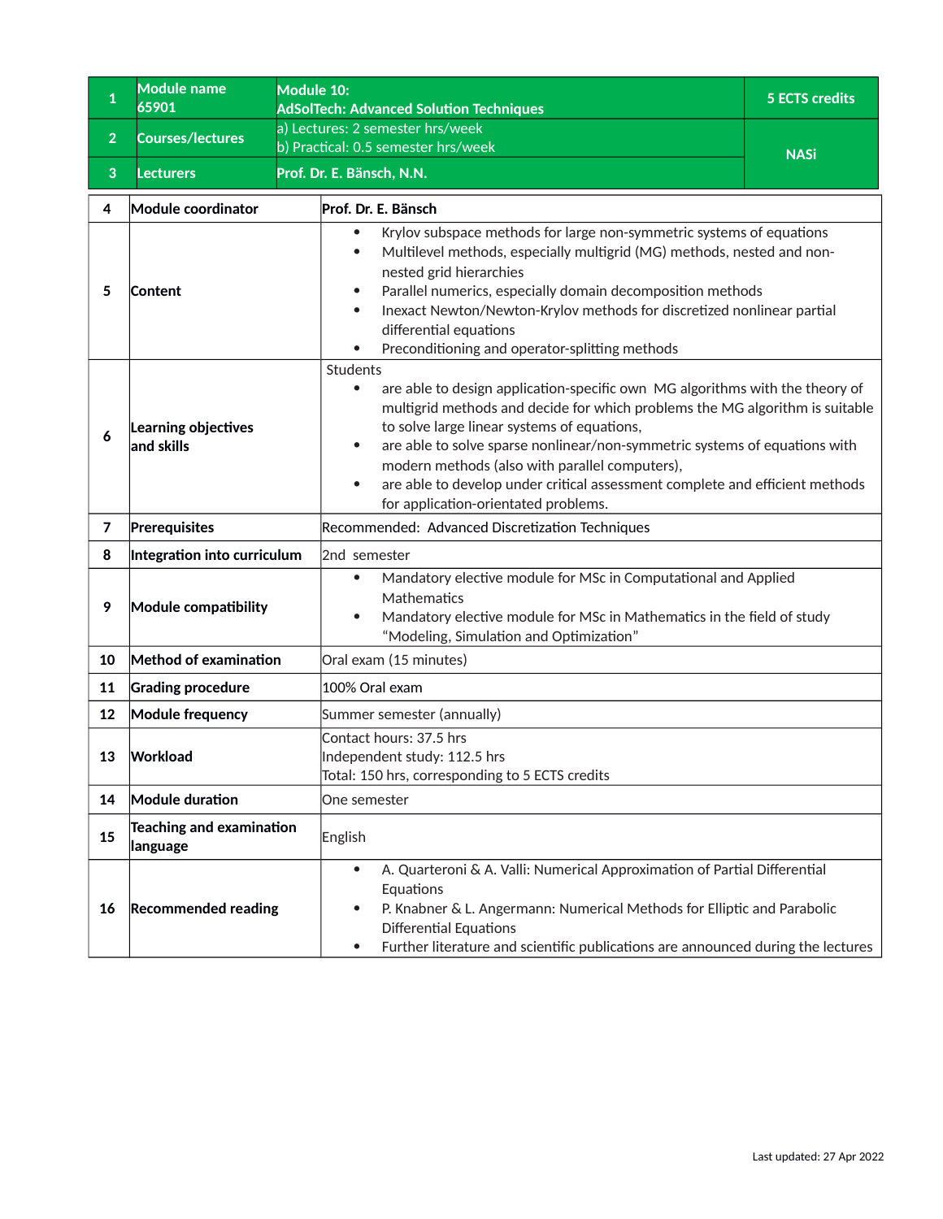| 1 | Module name<br>65901 | Module 10:<br>AdSolTech: Advanced Solution Techniques | 5 ECTS credits |
|---|---|---|---|
| 2 | Courses/lectures | a) Lectures: 2 semester hrs/week<br>b) Practical: 0.5 semester hrs/week | NASi |
| 3 | Lecturers | Prof. Dr. E. Bänsch, N.N. | |

| 4 | Module coordinator | Prof. Dr. E. Bänsch |
|---|---|---|
| 5 | Content | • Krylov subspace methods for large non-symmetric systems of equations<br>• Multilevel methods, especially multigrid (MG) methods, nested and non-nested grid hierarchies<br>• Parallel numerics, especially domain decomposition methods<br>• Inexact Newton/Newton-Krylov methods for discretized nonlinear partial differential equations<br>• Preconditioning and operator-splitting methods |
| 6 | Learning objectives and skills | Students<br>• are able to design application-specific own MG algorithms with the theory of multigrid methods and decide for which problems the MG algorithm is suitable to solve large linear systems of equations,<br>• are able to solve sparse nonlinear/non-symmetric systems of equations with modern methods (also with parallel computers),<br>• are able to develop under critical assessment complete and efficient methods for application-orientated problems. |
| 7 | Prerequisites | Recommended: Advanced Discretization Techniques |
| 8 | Integration into curriculum | 2nd semester |
| 9 | Module compatibility | • Mandatory elective module for MSc in Computational and Applied Mathematics<br>• Mandatory elective module for MSc in Mathematics in the field of study "Modeling, Simulation and Optimization" |
| 10 | Method of examination | Oral exam (15 minutes) |
| 11 | Grading procedure | 100% Oral exam |
| 12 | Module frequency | Summer semester (annually) |
| 13 | Workload | Contact hours: 37.5 hrs<br>Independent study: 112.5 hrs<br>Total: 150 hrs, corresponding to 5 ECTS credits |
| 14 | Module duration | One semester |
| 15 | Teaching and examination language | English |
| 16 | Recommended reading | • A. Quarteroni & A. Valli: Numerical Approximation of Partial Differential Equations<br>• P. Knabner & L. Angermann: Numerical Methods for Elliptic and Parabolic Differential Equations<br>• Further literature and scientific publications are announced during the lectures |

Last updated: 27 Apr 2022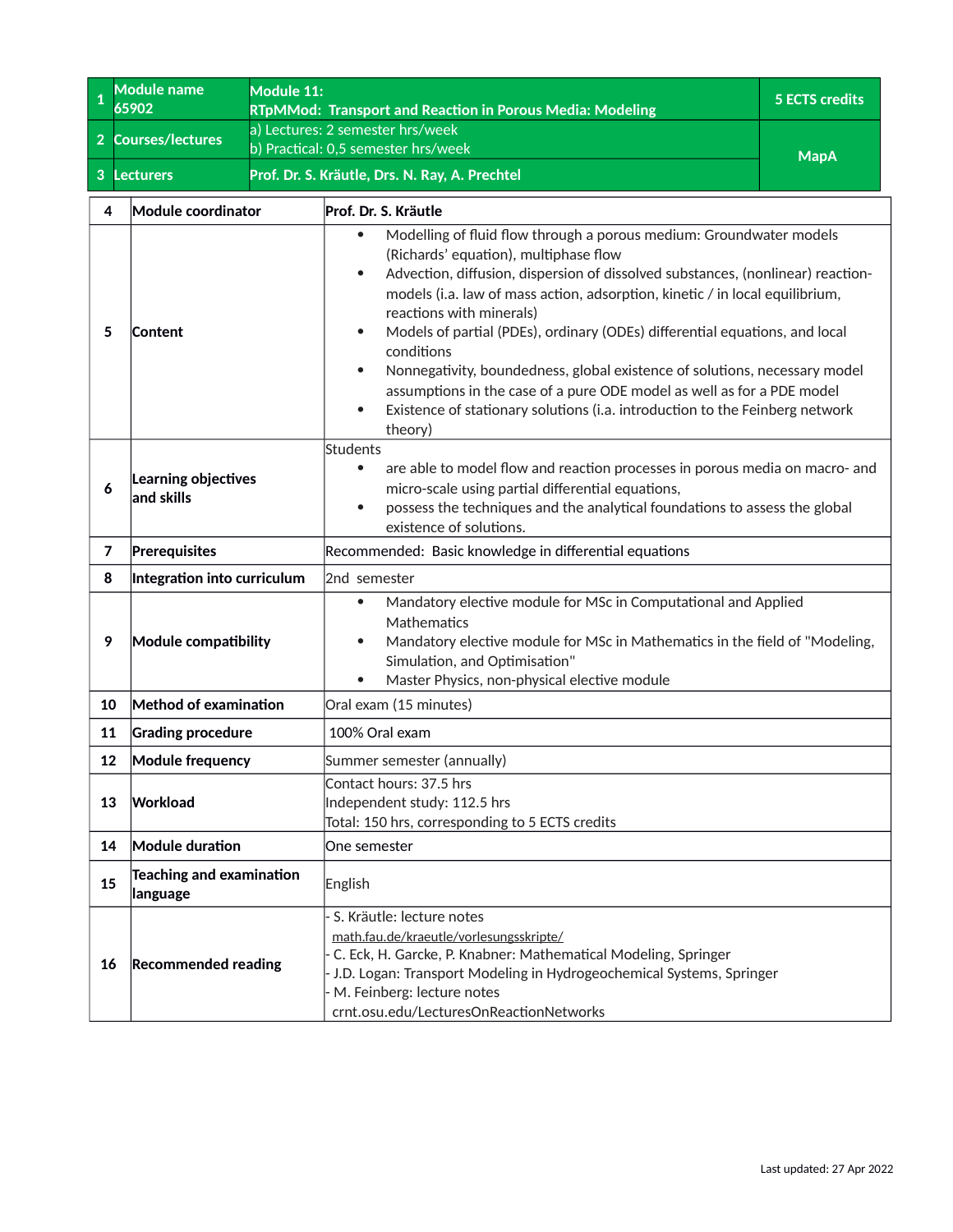| 1 | Module name 65902 | Module 11: RTpMMod: Transport and Reaction in Porous Media: Modeling | 5 ECTS credits |
|---|---|---|---|
| 2 | Courses/lectures | a) Lectures: 2 semester hrs/week<br>b) Practical: 0,5 semester hrs/week | MapA |
| 3 | Lecturers | Prof. Dr. S. Kräutle, Drs. N. Ray, A. Prechtel | |

| 4 | Module coordinator | Prof. Dr. S. Kräutle |
|---|---|---|
| 5 | Content | • Modelling of fluid flow through a porous medium: Groundwater models (Richards' equation), multiphase flow<br>• Advection, diffusion, dispersion of dissolved substances, (nonlinear) reaction-models (i.a. law of mass action, adsorption, kinetic / in local equilibrium, reactions with minerals)<br>• Models of partial (PDEs), ordinary (ODEs) differential equations, and local conditions<br>• Nonnegativity, boundedness, global existence of solutions, necessary model assumptions in the case of a pure ODE model as well as for a PDE model<br>• Existence of stationary solutions (i.a. introduction to the Feinberg network theory) |
| 6 | Learning objectives and skills | Students<br>• are able to model flow and reaction processes in porous media on macro- and micro-scale using partial differential equations,<br>• possess the techniques and the analytical foundations to assess the global existence of solutions. |
| 7 | Prerequisites | Recommended: Basic knowledge in differential equations |
| 8 | Integration into curriculum | 2nd semester |
| 9 | Module compatibility | • Mandatory elective module for MSc in Computational and Applied Mathematics<br>• Mandatory elective module for MSc in Mathematics in the field of "Modeling, Simulation, and Optimisation"<br>• Master Physics, non-physical elective module |
| 10 | Method of examination | Oral exam (15 minutes) |
| 11 | Grading procedure | 100% Oral exam |
| 12 | Module frequency | Summer semester (annually) |
| 13 | Workload | Contact hours: 37.5 hrs<br>Independent study: 112.5 hrs<br>Total: 150 hrs, corresponding to 5 ECTS credits |
| 14 | Module duration | One semester |
| 15 | Teaching and examination language | English |
| 16 | Recommended reading | - S. Kräutle: lecture notes math.fau.de/kraeutle/vorlesungsskripte/<br>- C. Eck, H. Garcke, P. Knabner: Mathematical Modeling, Springer<br>- J.D. Logan: Transport Modeling in Hydrogeochemical Systems, Springer<br>- M. Feinberg: lecture notes crnt.osu.edu/LecturesOnReactionNetworks |

Last updated: 27 Apr 2022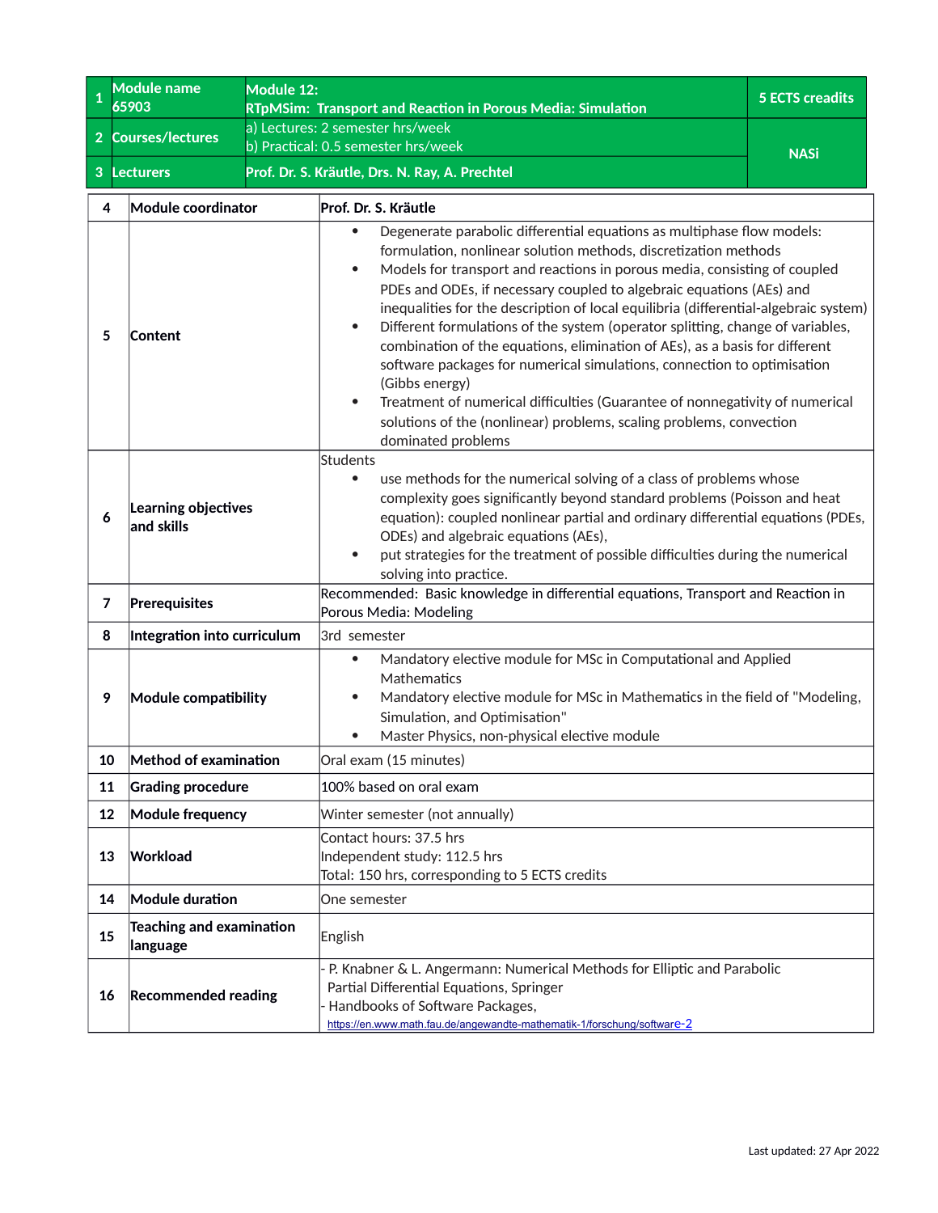| 1 | Module name 65903 | Module 12: RTpMSim: Transport and Reaction in Porous Media: Simulation | 5 ECTS creadits |
|---|---|---|---|
| 2 | Courses/lectures | a) Lectures: 2 semester hrs/week<br>b) Practical: 0.5 semester hrs/week | NASi |
| 3 | Lecturers | Prof. Dr. S. Kräutle, Drs. N. Ray, A. Prechtel | |

| | | |
|---|---|---|
| 4 | **Module coordinator** | **Prof. Dr. S. Kräutle** |
| 5 | **Content** | • Degenerate parabolic differential equations as multiphase flow models: formulation, nonlinear solution methods, discretization methods<br>• Models for transport and reactions in porous media, consisting of coupled PDEs and ODEs, if necessary coupled to algebraic equations (AEs) and inequalities for the description of local equilibria (differential-algebraic system)<br>• Different formulations of the system (operator splitting, change of variables, combination of the equations, elimination of AEs), as a basis for different software packages for numerical simulations, connection to optimisation (Gibbs energy)<br>• Treatment of numerical difficulties (Guarantee of nonnegativity of numerical solutions of the (nonlinear) problems, scaling problems, convection dominated problems |
| 6 | **Learning objectives and skills** | Students<br>• use methods for the numerical solving of a class of problems whose complexity goes significantly beyond standard problems (Poisson and heat equation): coupled nonlinear partial and ordinary differential equations (PDEs, ODEs) and algebraic equations (AEs),<br>• put strategies for the treatment of possible difficulties during the numerical solving into practice. |
| 7 | **Prerequisites** | Recommended: Basic knowledge in differential equations, Transport and Reaction in Porous Media: Modeling |
| 8 | **Integration into curriculum** | 3rd semester |
| 9 | **Module compatibility** | • Mandatory elective module for MSc in Computational and Applied Mathematics<br>• Mandatory elective module for MSc in Mathematics in the field of "Modeling, Simulation, and Optimisation"<br>• Master Physics, non-physical elective module |
| 10 | **Method of examination** | Oral exam (15 minutes) |
| 11 | **Grading procedure** | 100% based on oral exam |
| 12 | **Module frequency** | Winter semester (not annually) |
| 13 | **Workload** | Contact hours: 37.5 hrs<br>Independent study: 112.5 hrs<br>Total: 150 hrs, corresponding to 5 ECTS credits |
| 14 | **Module duration** | One semester |
| 15 | **Teaching and examination language** | English |
| 16 | **Recommended reading** | - P. Knabner & L. Angermann: Numerical Methods for Elliptic and Parabolic Partial Differential Equations, Springer<br>- Handbooks of Software Packages, https://en.www.math.fau.de/angewandte-mathematik-1/forschung/software-2 |

Last updated: 27 Apr 2022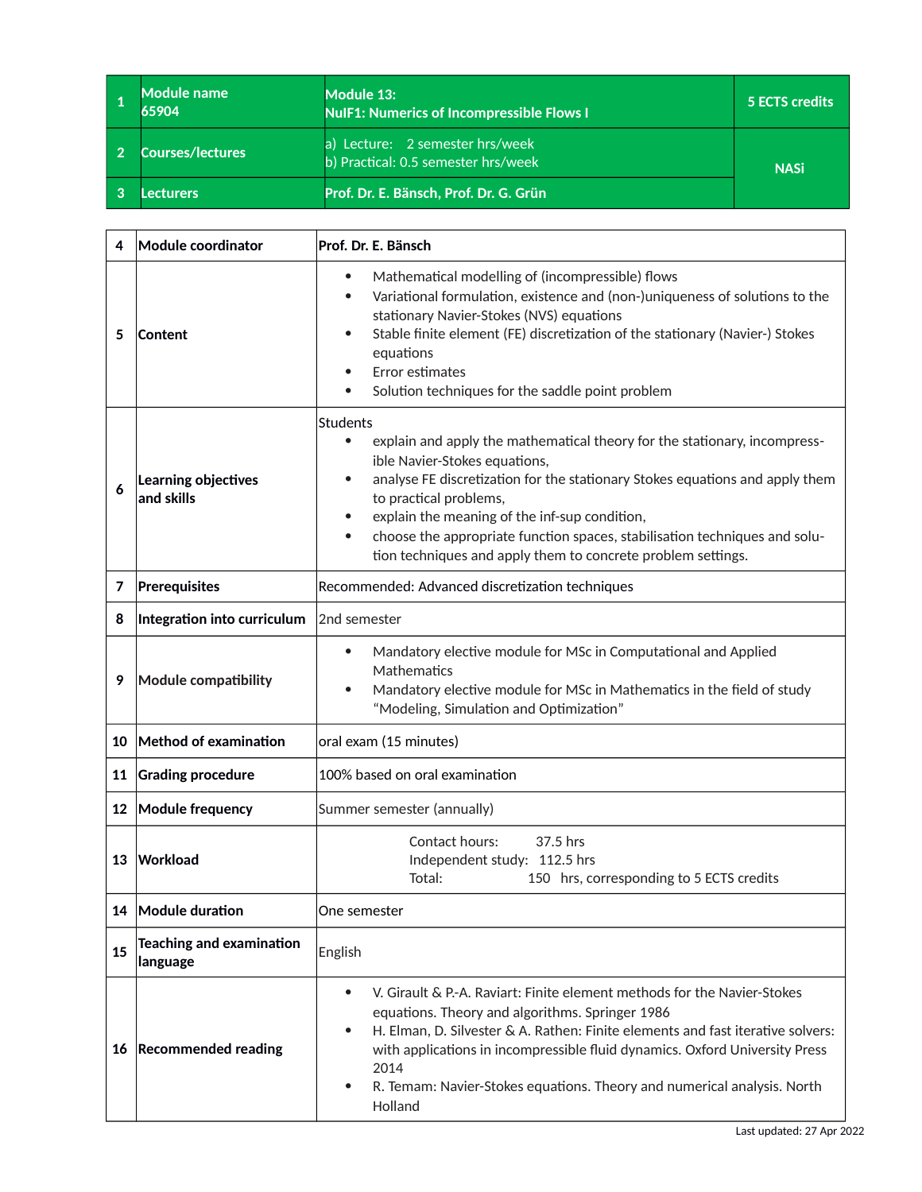| 1 | Module name<br>65904 | Module 13:<br>NuIF1: Numerics of Incompressible Flows I | 5 ECTS credits |
|---|---|---|---|
| 2 | Courses/lectures | a) Lecture: 2 semester hrs/week<br>b) Practical: 0.5 semester hrs/week | NASi |
| 3 | Lecturers | Prof. Dr. E. Bänsch, Prof. Dr. G. Grün | |

| | | |
|---|---|---|
| 4 | Module coordinator | Prof. Dr. E. Bänsch |
| 5 | Content | • Mathematical modelling of (incompressible) flows<br>• Variational formulation, existence and (non-)uniqueness of solutions to the stationary Navier-Stokes (NVS) equations<br>• Stable finite element (FE) discretization of the stationary (Navier-) Stokes equations<br>• Error estimates<br>• Solution techniques for the saddle point problem |
| 6 | Learning objectives and skills | Students<br>• explain and apply the mathematical theory for the stationary, incompressible Navier-Stokes equations,<br>• analyse FE discretization for the stationary Stokes equations and apply them to practical problems,<br>• explain the meaning of the inf-sup condition,<br>• choose the appropriate function spaces, stabilisation techniques and solution techniques and apply them to concrete problem settings. |
| 7 | Prerequisites | Recommended: Advanced discretization techniques |
| 8 | Integration into curriculum | 2nd semester |
| 9 | Module compatibility | • Mandatory elective module for MSc in Computational and Applied Mathematics<br>• Mandatory elective module for MSc in Mathematics in the field of study "Modeling, Simulation and Optimization" |
| 10 | Method of examination | oral exam (15 minutes) |
| 11 | Grading procedure | 100% based on oral examination |
| 12 | Module frequency | Summer semester (annually) |
| 13 | Workload | Contact hours: 37.5 hrs<br>Independent study: 112.5 hrs<br>Total: 150 hrs, corresponding to 5 ECTS credits |
| 14 | Module duration | One semester |
| 15 | Teaching and examination language | English |
| 16 | Recommended reading | • V. Girault & P.-A. Raviart: Finite element methods for the Navier-Stokes equations. Theory and algorithms. Springer 1986<br>• H. Elman, D. Silvester & A. Rathen: Finite elements and fast iterative solvers: with applications in incompressible fluid dynamics. Oxford University Press 2014<br>• R. Temam: Navier-Stokes equations. Theory and numerical analysis. North Holland |

Last updated: 27 Apr 2022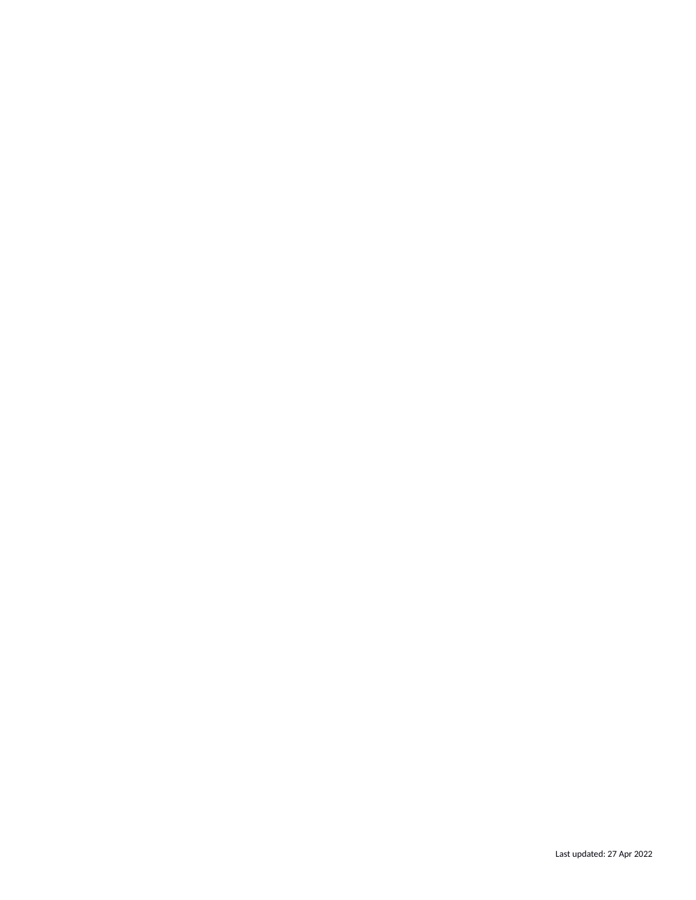Last updated: 27 Apr 2022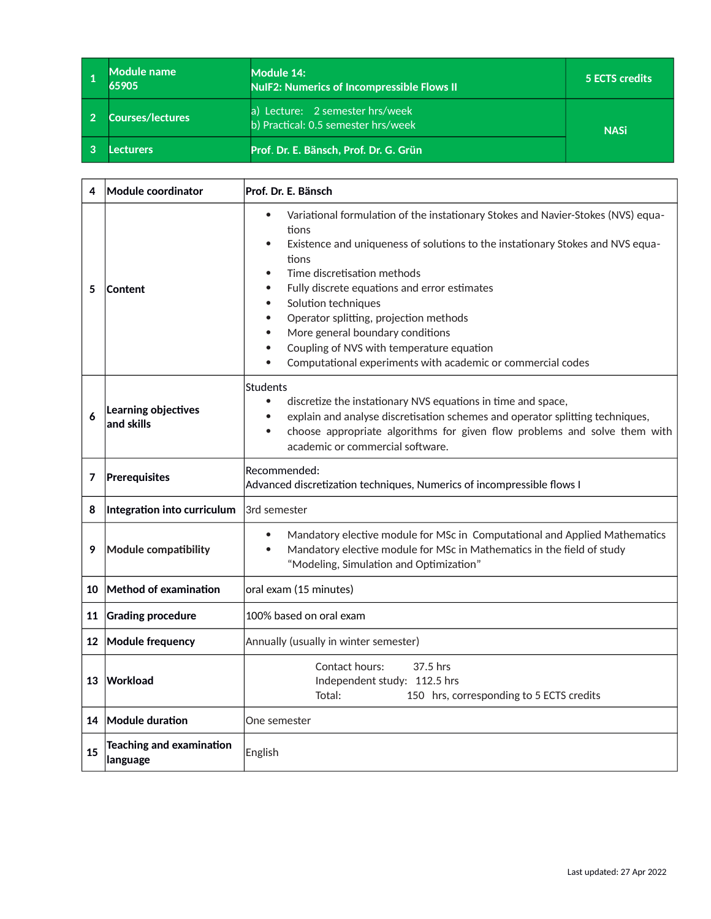| 1 | Module name 65905 | Module 14: NuIF2: Numerics of Incompressible Flows II | 5 ECTS credits |
|---|---|---|---|
| 2 | Courses/lectures | a) Lecture: 2 semester hrs/week<br>b) Practical: 0.5 semester hrs/week | NASi |
| 3 | Lecturers | Prof. Dr. E. Bänsch, Prof. Dr. G. Grün | |

| 4 | Module coordinator | Prof. Dr. E. Bänsch |
|---|---|---|
| 5 | Content | • Variational formulation of the instationary Stokes and Navier-Stokes (NVS) equations<br>• Existence and uniqueness of solutions to the instationary Stokes and NVS equations<br>• Time discretisation methods<br>• Fully discrete equations and error estimates<br>• Solution techniques<br>• Operator splitting, projection methods<br>• More general boundary conditions<br>• Coupling of NVS with temperature equation<br>• Computational experiments with academic or commercial codes |
| 6 | Learning objectives and skills | Students<br>• discretize the instationary NVS equations in time and space,<br>• explain and analyse discretisation schemes and operator splitting techniques,<br>• choose appropriate algorithms for given flow problems and solve them with academic or commercial software. |
| 7 | Prerequisites | Recommended:<br>Advanced discretization techniques, Numerics of incompressible flows I |
| 8 | Integration into curriculum | 3rd semester |
| 9 | Module compatibility | • Mandatory elective module for MSc in Computational and Applied Mathematics<br>• Mandatory elective module for MSc in Mathematics in the field of study "Modeling, Simulation and Optimization" |
| 10 | Method of examination | oral exam (15 minutes) |
| 11 | Grading procedure | 100% based on oral exam |
| 12 | Module frequency | Annually (usually in winter semester) |
| 13 | Workload | Contact hours: 37.5 hrs<br>Independent study: 112.5 hrs<br>Total: 150 hrs, corresponding to 5 ECTS credits |
| 14 | Module duration | One semester |
| 15 | Teaching and examination language | English |

Last updated: 27 Apr 2022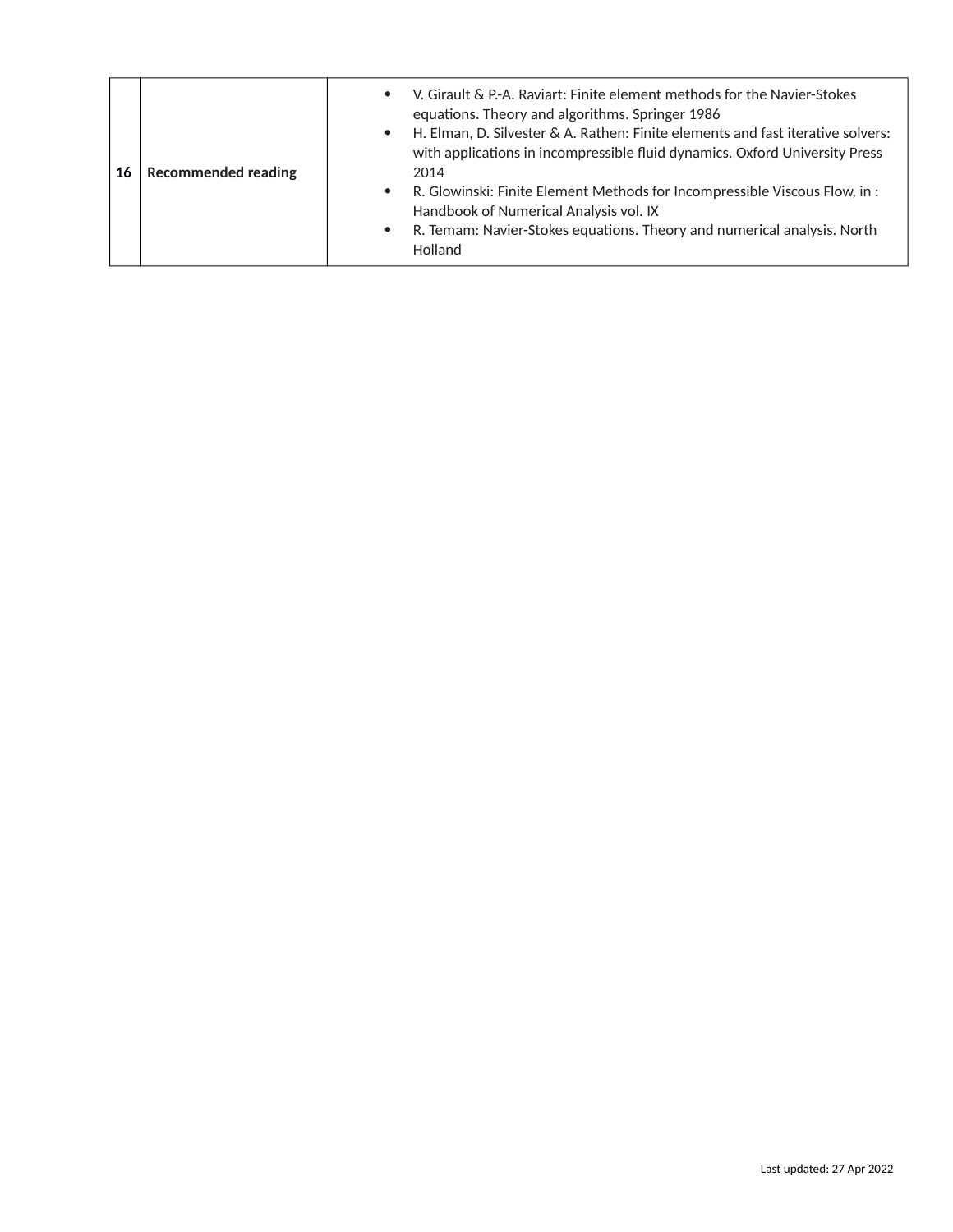| 16 | **Recommended reading** | • V. Girault & P.-A. Raviart: Finite element methods for the Navier-Stokes equations. Theory and algorithms. Springer 1986<br>• H. Elman, D. Silvester & A. Rathen: Finite elements and fast iterative solvers: with applications in incompressible fluid dynamics. Oxford University Press 2014<br>• R. Glowinski: Finite Element Methods for Incompressible Viscous Flow, in : Handbook of Numerical Analysis vol. IX<br>• R. Temam: Navier-Stokes equations. Theory and numerical analysis. North Holland |
|---|---|---|

Last updated: 27 Apr 2022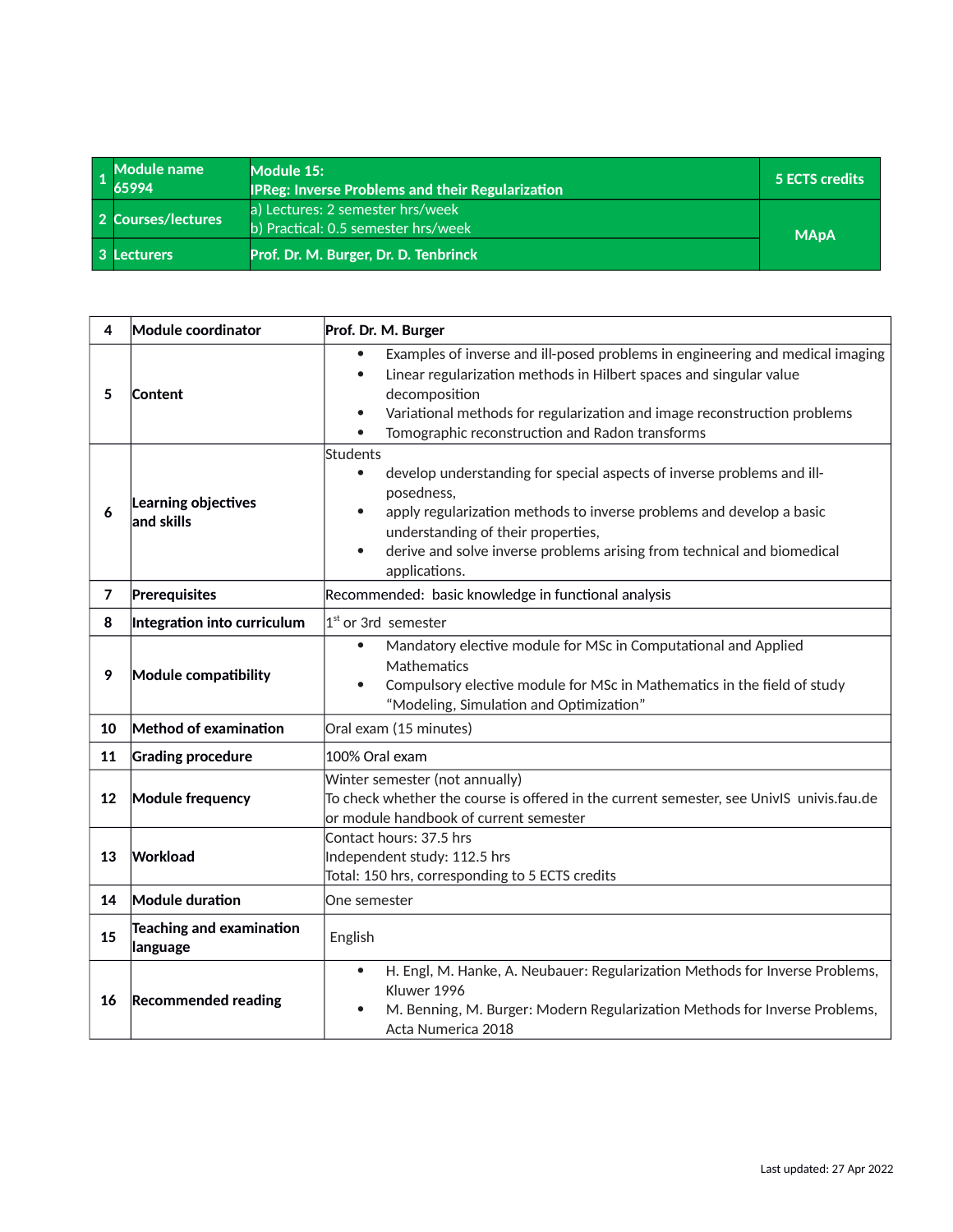| 1 | Module name<br>65994 | Module 15:<br>IPReg: Inverse Problems and their Regularization | 5 ECTS credits |
|---|---|---|---|
| 2 | Courses/lectures | a) Lectures: 2 semester hrs/week<br>b) Practical: 0.5 semester hrs/week | MApA |
| 3 | Lecturers | Prof. Dr. M. Burger, Dr. D. Tenbrinck | |

| 4 | Module coordinator | Prof. Dr. M. Burger |
|---|---|---|
| 5 | Content | • Examples of inverse and ill-posed problems in engineering and medical imaging<br>• Linear regularization methods in Hilbert spaces and singular value decomposition<br>• Variational methods for regularization and image reconstruction problems<br>• Tomographic reconstruction and Radon transforms |
| 6 | Learning objectives and skills | Students<br>• develop understanding for special aspects of inverse problems and ill-posedness,<br>• apply regularization methods to inverse problems and develop a basic understanding of their properties,<br>• derive and solve inverse problems arising from technical and biomedical applications. |
| 7 | Prerequisites | Recommended: basic knowledge in functional analysis |
| 8 | Integration into curriculum | 1st or 3rd semester |
| 9 | Module compatibility | • Mandatory elective module for MSc in Computational and Applied Mathematics<br>• Compulsory elective module for MSc in Mathematics in the field of study “Modeling, Simulation and Optimization” |
| 10 | Method of examination | Oral exam (15 minutes) |
| 11 | Grading procedure | 100% Oral exam |
| 12 | Module frequency | Winter semester (not annually)<br>To check whether the course is offered in the current semester, see UnivIS univis.fau.de or module handbook of current semester |
| 13 | Workload | Contact hours: 37.5 hrs<br>Independent study: 112.5 hrs<br>Total: 150 hrs, corresponding to 5 ECTS credits |
| 14 | Module duration | One semester |
| 15 | Teaching and examination language | English |
| 16 | Recommended reading | • H. Engl, M. Hanke, A. Neubauer: Regularization Methods for Inverse Problems, Kluwer 1996<br>• M. Benning, M. Burger: Modern Regularization Methods for Inverse Problems, Acta Numerica 2018 |

Last updated: 27 Apr 2022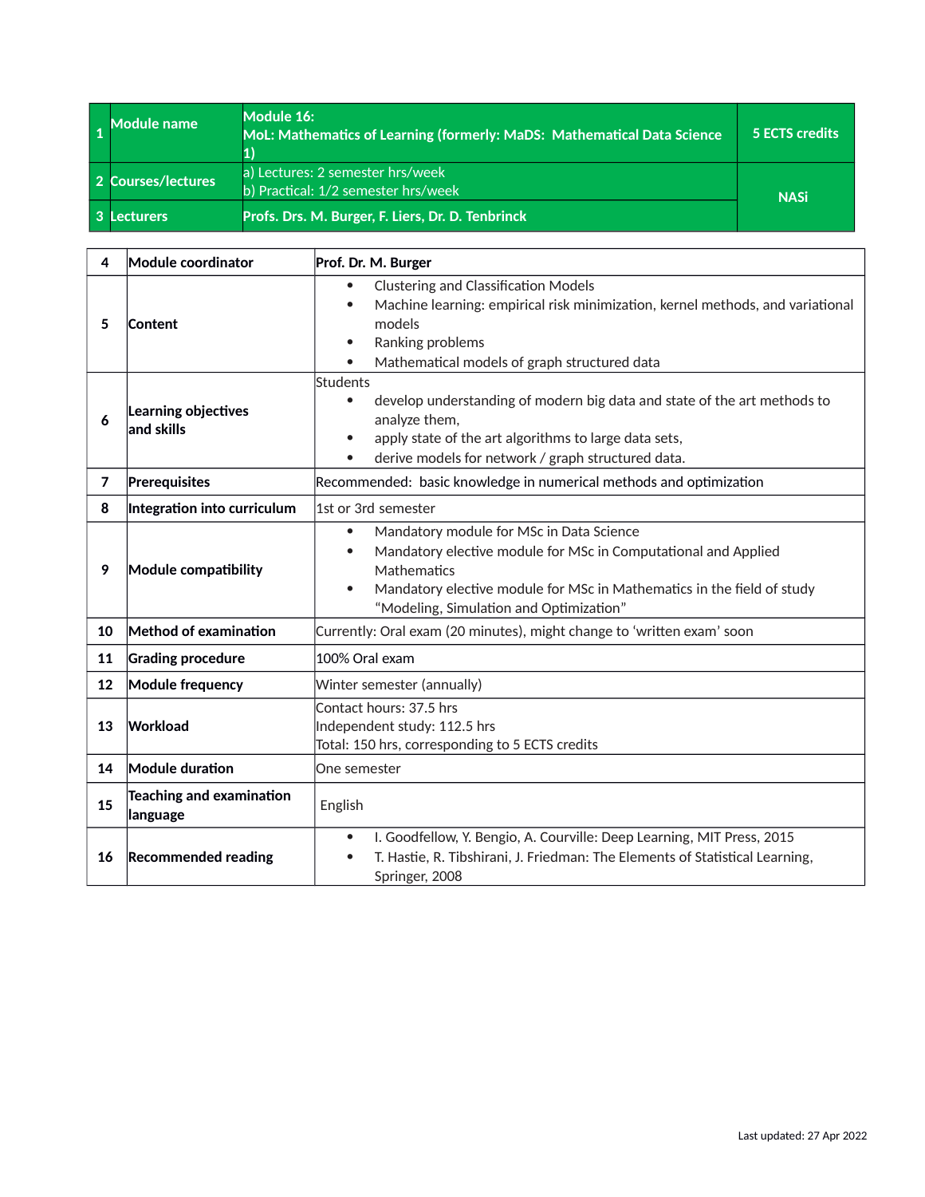| 1 | Module name | Module 16:<br>MoL: Mathematics of Learning (formerly: MaDS: Mathematical Data Science 1) | 5 ECTS credits |
|---|---|---|---|
| 2 | Courses/lectures | a) Lectures: 2 semester hrs/week<br>b) Practical: 1/2 semester hrs/week | NASi |
| 3 | Lecturers | Profs. Drs. M. Burger, F. Liers, Dr. D. Tenbrinck | |

| 4 | Module coordinator | Prof. Dr. M. Burger |
|---|---|---|
| 5 | Content | • Clustering and Classification Models<br>• Machine learning: empirical risk minimization, kernel methods, and variational models<br>• Ranking problems<br>• Mathematical models of graph structured data |
| 6 | Learning objectives and skills | Students<br>• develop understanding of modern big data and state of the art methods to analyze them,<br>• apply state of the art algorithms to large data sets,<br>• derive models for network / graph structured data. |
| 7 | Prerequisites | Recommended: basic knowledge in numerical methods and optimization |
| 8 | Integration into curriculum | 1st or 3rd semester |
| 9 | Module compatibility | • Mandatory module for MSc in Data Science<br>• Mandatory elective module for MSc in Computational and Applied Mathematics<br>• Mandatory elective module for MSc in Mathematics in the field of study "Modeling, Simulation and Optimization" |
| 10 | Method of examination | Currently: Oral exam (20 minutes), might change to 'written exam' soon |
| 11 | Grading procedure | 100% Oral exam |
| 12 | Module frequency | Winter semester (annually) |
| 13 | Workload | Contact hours: 37.5 hrs<br>Independent study: 112.5 hrs<br>Total: 150 hrs, corresponding to 5 ECTS credits |
| 14 | Module duration | One semester |
| 15 | Teaching and examination language | English |
| 16 | Recommended reading | • I. Goodfellow, Y. Bengio, A. Courville: Deep Learning, MIT Press, 2015<br>• T. Hastie, R. Tibshirani, J. Friedman: The Elements of Statistical Learning, Springer, 2008 |

Last updated: 27 Apr 2022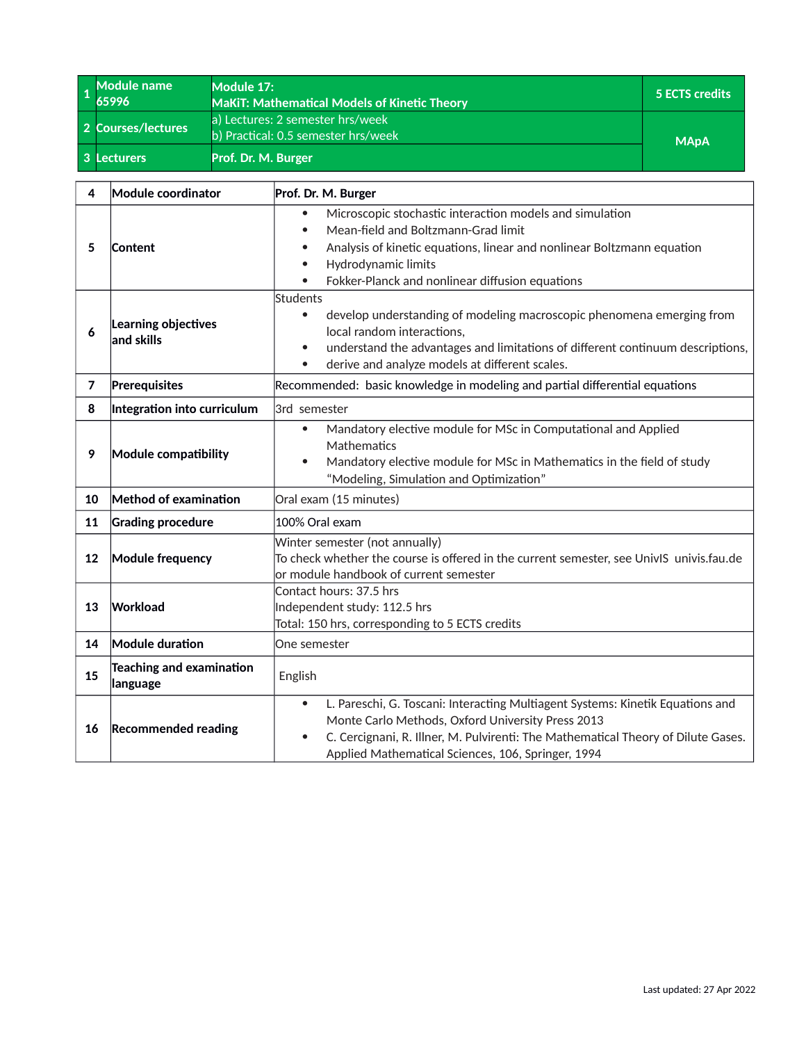| 1 | Module name 65996 | Module 17: MaKiT: Mathematical Models of Kinetic Theory | 5 ECTS credits |
|---|---|---|---|
| 2 | Courses/lectures | a) Lectures: 2 semester hrs/week<br>b) Practical: 0.5 semester hrs/week | MApA |
| 3 | Lecturers | Prof. Dr. M. Burger | |

| 4 | Module coordinator | Prof. Dr. M. Burger |
|---|---|---|
| 5 | Content | • Microscopic stochastic interaction models and simulation<br>• Mean-field and Boltzmann-Grad limit<br>• Analysis of kinetic equations, linear and nonlinear Boltzmann equation<br>• Hydrodynamic limits<br>• Fokker-Planck and nonlinear diffusion equations |
| 6 | Learning objectives and skills | Students<br>• develop understanding of modeling macroscopic phenomena emerging from local random interactions,<br>• understand the advantages and limitations of different continuum descriptions,<br>• derive and analyze models at different scales. |
| 7 | Prerequisites | Recommended: basic knowledge in modeling and partial differential equations |
| 8 | Integration into curriculum | 3rd semester |
| 9 | Module compatibility | • Mandatory elective module for MSc in Computational and Applied Mathematics<br>• Mandatory elective module for MSc in Mathematics in the field of study "Modeling, Simulation and Optimization" |
| 10 | Method of examination | Oral exam (15 minutes) |
| 11 | Grading procedure | 100% Oral exam |
| 12 | Module frequency | Winter semester (not annually)<br>To check whether the course is offered in the current semester, see UnivIS univis.fau.de or module handbook of current semester |
| 13 | Workload | Contact hours: 37.5 hrs<br>Independent study: 112.5 hrs<br>Total: 150 hrs, corresponding to 5 ECTS credits |
| 14 | Module duration | One semester |
| 15 | Teaching and examination language | English |
| 16 | Recommended reading | • L. Pareschi, G. Toscani: Interacting Multiagent Systems: Kinetik Equations and Monte Carlo Methods, Oxford University Press 2013<br>• C. Cercignani, R. Illner, M. Pulvirenti: The Mathematical Theory of Dilute Gases. Applied Mathematical Sciences, 106, Springer, 1994 |

Last updated: 27 Apr 2022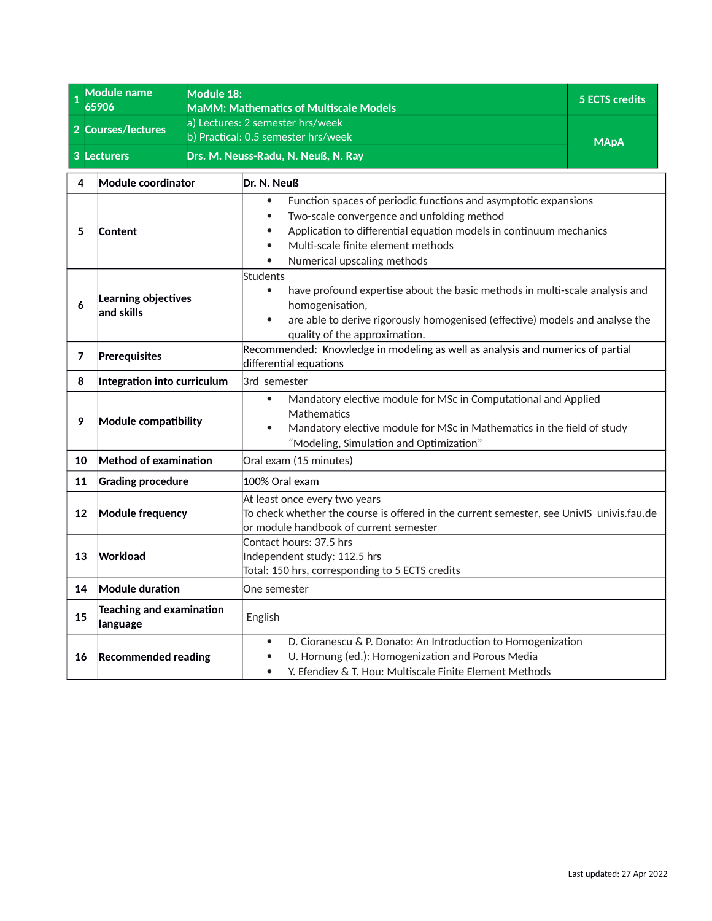| 1 | Module name 65906 | Module 18: MaMM: Mathematics of Multiscale Models | 5 ECTS credits |
|---|---|---|---|
| 2 | Courses/lectures | a) Lectures: 2 semester hrs/week<br>b) Practical: 0.5 semester hrs/week | MApA |
| 3 | Lecturers | Drs. M. Neuss-Radu, N. Neuß, N. Ray | |

| | | |
|---|---|---|
| 4 | Module coordinator | Dr. N. Neuß |
| 5 | Content | • Function spaces of periodic functions and asymptotic expansions<br>• Two-scale convergence and unfolding method<br>• Application to differential equation models in continuum mechanics<br>• Multi-scale finite element methods<br>• Numerical upscaling methods |
| 6 | Learning objectives and skills | Students<br>• have profound expertise about the basic methods in multi-scale analysis and homogenisation,<br>• are able to derive rigorously homogenised (effective) models and analyse the quality of the approximation. |
| 7 | Prerequisites | Recommended: Knowledge in modeling as well as analysis and numerics of partial differential equations |
| 8 | Integration into curriculum | 3rd semester |
| 9 | Module compatibility | • Mandatory elective module for MSc in Computational and Applied Mathematics<br>• Mandatory elective module for MSc in Mathematics in the field of study "Modeling, Simulation and Optimization" |
| 10 | Method of examination | Oral exam (15 minutes) |
| 11 | Grading procedure | 100% Oral exam |
| 12 | Module frequency | At least once every two years<br>To check whether the course is offered in the current semester, see UnivIS univis.fau.de or module handbook of current semester |
| 13 | Workload | Contact hours: 37.5 hrs<br>Independent study: 112.5 hrs<br>Total: 150 hrs, corresponding to 5 ECTS credits |
| 14 | Module duration | One semester |
| 15 | Teaching and examination language | English |
| 16 | Recommended reading | • D. Cioranescu & P. Donato: An Introduction to Homogenization<br>• U. Hornung (ed.): Homogenization and Porous Media<br>• Y. Efendiev & T. Hou: Multiscale Finite Element Methods |

Last updated: 27 Apr 2022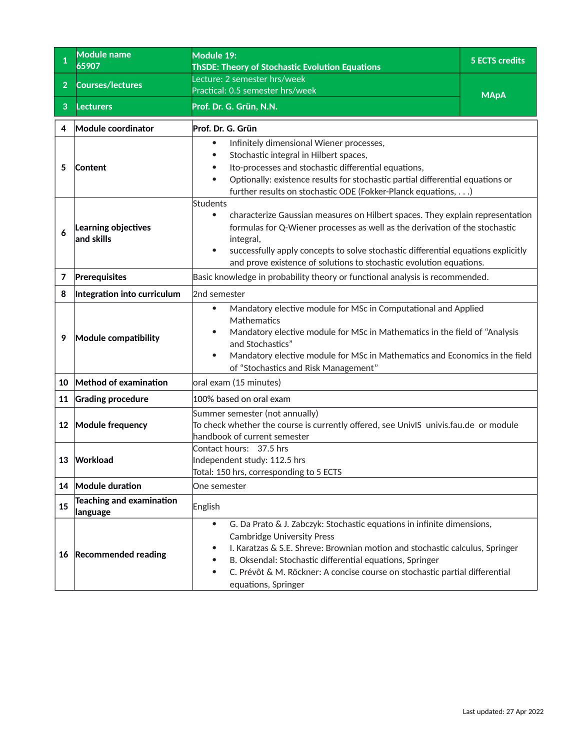| 1 | Module name 65907 | Module 19: ThSDE: Theory of Stochastic Evolution Equations | 5 ECTS credits |
|---|---|---|---|
| 2 | Courses/lectures | Lecture: 2 semester hrs/week<br>Practical: 0.5 semester hrs/week | MApA |
| 3 | Lecturers | Prof. Dr. G. Grün, N.N. | |

| | | |
|---|---|---|
| 4 | Module coordinator | Prof. Dr. G. Grün |
| 5 | Content | • Infinitely dimensional Wiener processes,<br>• Stochastic integral in Hilbert spaces,<br>• Ito-processes and stochastic differential equations,<br>• Optionally: existence results for stochastic partial differential equations or further results on stochastic ODE (Fokker-Planck equations, . . .) |
| 6 | Learning objectives and skills | Students<br>• characterize Gaussian measures on Hilbert spaces. They explain representation formulas for Q-Wiener processes as well as the derivation of the stochastic integral,<br>• successfully apply concepts to solve stochastic differential equations explicitly and prove existence of solutions to stochastic evolution equations. |
| 7 | Prerequisites | Basic knowledge in probability theory or functional analysis is recommended. |
| 8 | Integration into curriculum | 2nd semester |
| 9 | Module compatibility | • Mandatory elective module for MSc in Computational and Applied Mathematics<br>• Mandatory elective module for MSc in Mathematics in the field of "Analysis and Stochastics"<br>• Mandatory elective module for MSc in Mathematics and Economics in the field of "Stochastics and Risk Management" |
| 10 | Method of examination | oral exam (15 minutes) |
| 11 | Grading procedure | 100% based on oral exam |
| 12 | Module frequency | Summer semester (not annually)<br>To check whether the course is currently offered, see UnivIS univis.fau.de or module handbook of current semester |
| 13 | Workload | Contact hours: 37.5 hrs<br>Independent study: 112.5 hrs<br>Total: 150 hrs, corresponding to 5 ECTS |
| 14 | Module duration | One semester |
| 15 | Teaching and examination language | English |
| 16 | Recommended reading | • G. Da Prato & J. Zabczyk: Stochastic equations in infinite dimensions, Cambridge University Press<br>• I. Karatzas & S.E. Shreve: Brownian motion and stochastic calculus, Springer<br>• B. Oksendal: Stochastic differential equations, Springer<br>• C. Prévôt & M. Röckner: A concise course on stochastic partial differential equations, Springer |

Last updated: 27 Apr 2022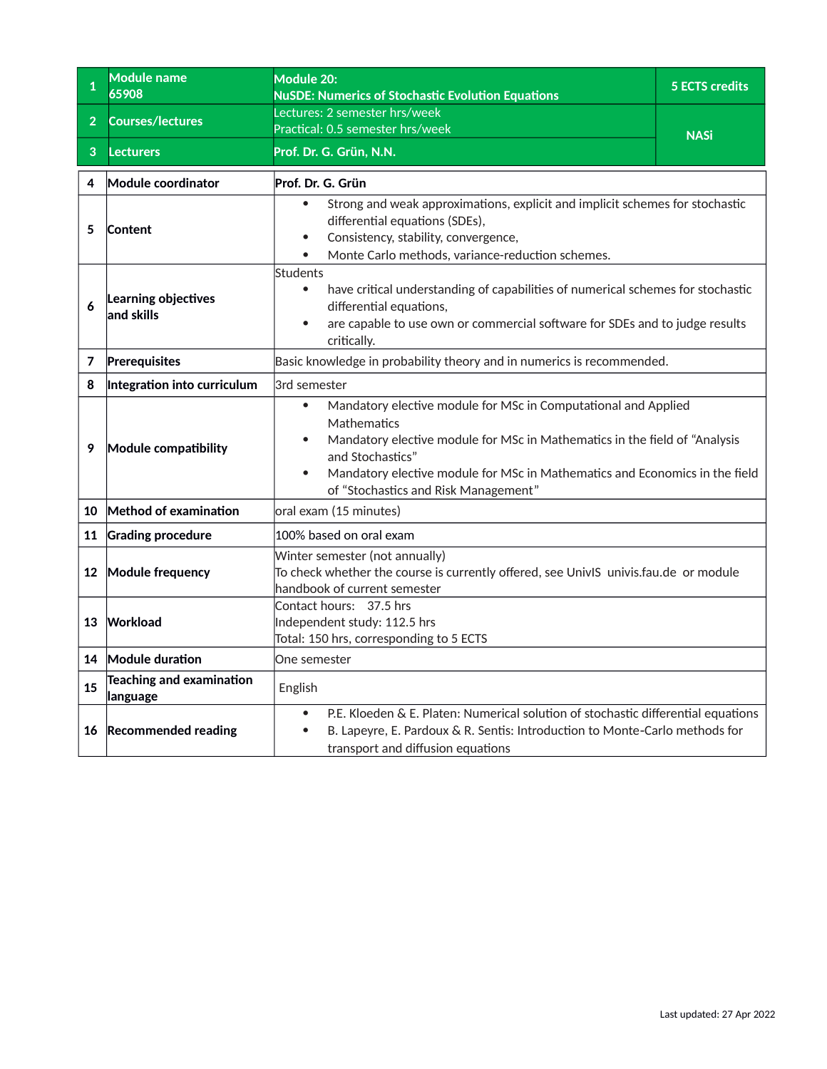| 1 | Module name 65908 | Module 20: **NuSDE: Numerics of Stochastic Evolution Equations** | 5 ECTS credits |
|---|---|---|---|
| 2 | Courses/lectures | Lectures: 2 semester hrs/week<br>Practical: 0.5 semester hrs/week | NASi |
| 3 | Lecturers | Prof. Dr. G. Grün, N.N. | |

| | | |
|---|---|---|
| 4 | **Module coordinator** | **Prof. Dr. G. Grün** |
| 5 | **Content** | • Strong and weak approximations, explicit and implicit schemes for stochastic differential equations (SDEs),<br>• Consistency, stability, convergence,<br>• Monte Carlo methods, variance-reduction schemes. |
| 6 | **Learning objectives and skills** | Students<br>• have critical understanding of capabilities of numerical schemes for stochastic differential equations,<br>• are capable to use own or commercial software for SDEs and to judge results critically. |
| 7 | **Prerequisites** | Basic knowledge in probability theory and in numerics is recommended. |
| 8 | **Integration into curriculum** | 3rd semester |
| 9 | **Module compatibility** | • Mandatory elective module for MSc in Computational and Applied Mathematics<br>• Mandatory elective module for MSc in Mathematics in the field of "Analysis and Stochastics"<br>• Mandatory elective module for MSc in Mathematics and Economics in the field of "Stochastics and Risk Management" |
| 10 | **Method of examination** | oral exam (15 minutes) |
| 11 | **Grading procedure** | 100% based on oral exam |
| 12 | **Module frequency** | Winter semester (not annually)<br>To check whether the course is currently offered, see UnivIS univis.fau.de or module handbook of current semester |
| 13 | **Workload** | Contact hours: 37.5 hrs<br>Independent study: 112.5 hrs<br>Total: 150 hrs, corresponding to 5 ECTS |
| 14 | **Module duration** | One semester |
| 15 | **Teaching and examination language** | English |
| 16 | **Recommended reading** | • P.E. Kloeden & E. Platen: Numerical solution of stochastic differential equations<br>• B. Lapeyre, E. Pardoux & R. Sentis: Introduction to Monte-Carlo methods for transport and diffusion equations |

Last updated: 27 Apr 2022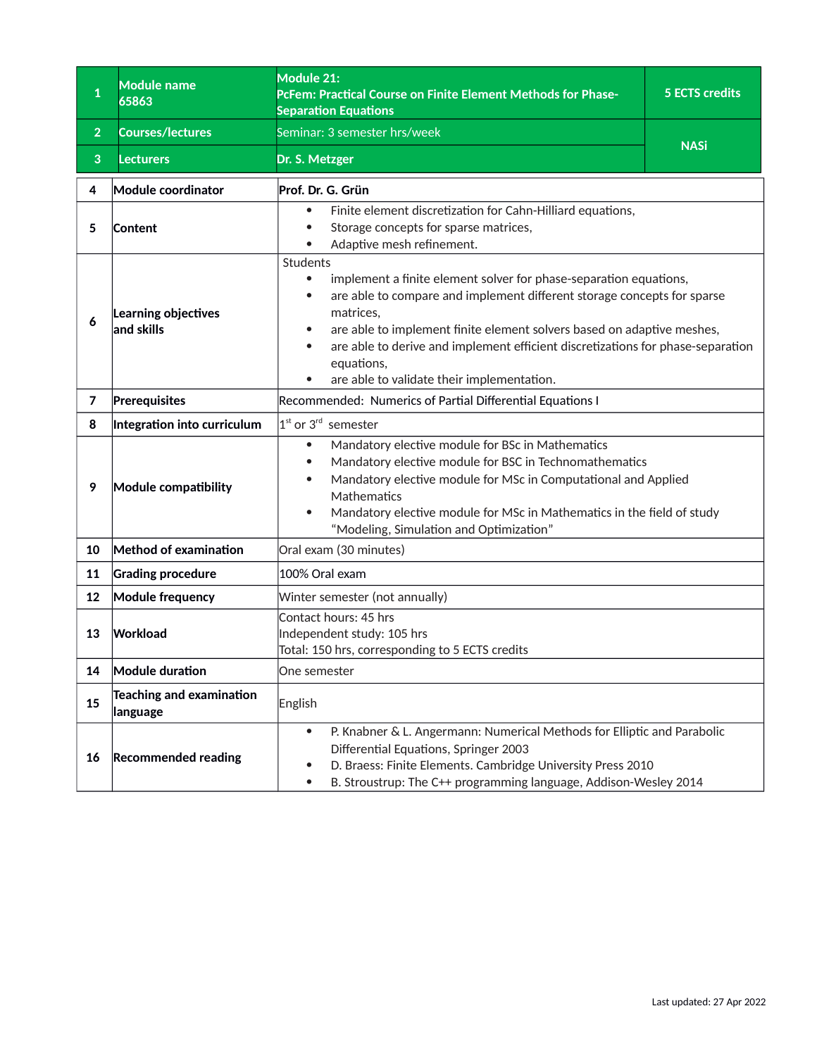| 1 | Module name 65863 | Module 21: PcFem: Practical Course on Finite Element Methods for Phase-Separation Equations | 5 ECTS credits |
|---|---|---|---|
| 2 | Courses/lectures | Seminar: 3 semester hrs/week | NASi |
| 3 | Lecturers | Dr. S. Metzger | |
| 4 | Module coordinator | Prof. Dr. G. Grün | |
| 5 | Content | • Finite element discretization for Cahn-Hilliard equations,<br>• Storage concepts for sparse matrices,<br>• Adaptive mesh refinement. | |
| 6 | Learning objectives and skills | Students<br>• implement a finite element solver for phase-separation equations,<br>• are able to compare and implement different storage concepts for sparse matrices,<br>• are able to implement finite element solvers based on adaptive meshes,<br>• are able to derive and implement efficient discretizations for phase-separation equations,<br>• are able to validate their implementation. | |
| 7 | Prerequisites | Recommended: Numerics of Partial Differential Equations I | |
| 8 | Integration into curriculum | 1st or 3rd semester | |
| 9 | Module compatibility | • Mandatory elective module for BSc in Mathematics<br>• Mandatory elective module for BSC in Technomathematics<br>• Mandatory elective module for MSc in Computational and Applied Mathematics<br>• Mandatory elective module for MSc in Mathematics in the field of study "Modeling, Simulation and Optimization" | |
| 10 | Method of examination | Oral exam (30 minutes) | |
| 11 | Grading procedure | 100% Oral exam | |
| 12 | Module frequency | Winter semester (not annually) | |
| 13 | Workload | Contact hours: 45 hrs<br>Independent study: 105 hrs<br>Total: 150 hrs, corresponding to 5 ECTS credits | |
| 14 | Module duration | One semester | |
| 15 | Teaching and examination language | English | |
| 16 | Recommended reading | • P. Knabner & L. Angermann: Numerical Methods for Elliptic and Parabolic Differential Equations, Springer 2003<br>• D. Braess: Finite Elements. Cambridge University Press 2010<br>• B. Stroustrup: The C++ programming language, Addison-Wesley 2014 | |

Last updated: 27 Apr 2022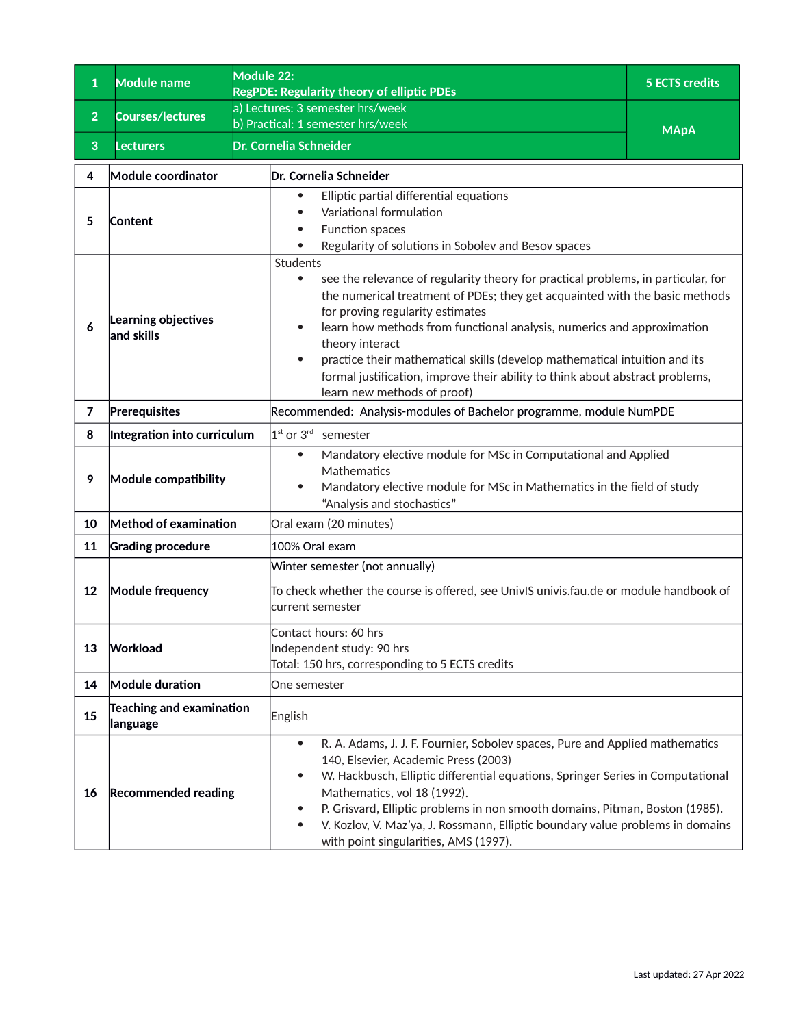| 1 | Module name | Module 22: RegPDE: Regularity theory of elliptic PDEs | 5 ECTS credits |
|---|---|---|---|
| 2 | Courses/lectures | a) Lectures: 3 semester hrs/week<br>b) Practical: 1 semester hrs/week | MApA |
| 3 | Lecturers | Dr. Cornelia Schneider | |

| | | |
|---|---|---|
| 4 | **Module coordinator** | **Dr. Cornelia Schneider** |
| 5 | **Content** | • Elliptic partial differential equations<br>• Variational formulation<br>• Function spaces<br>• Regularity of solutions in Sobolev and Besov spaces |
| 6 | **Learning objectives and skills** | Students<br>• see the relevance of regularity theory for practical problems, in particular, for the numerical treatment of PDEs; they get acquainted with the basic methods for proving regularity estimates<br>• learn how methods from functional analysis, numerics and approximation theory interact<br>• practice their mathematical skills (develop mathematical intuition and its formal justification, improve their ability to think about abstract problems, learn new methods of proof) |
| 7 | **Prerequisites** | Recommended: Analysis-modules of Bachelor programme, module NumPDE |
| 8 | **Integration into curriculum** | 1st or 3rd semester |
| 9 | **Module compatibility** | • Mandatory elective module for MSc in Computational and Applied Mathematics<br>• Mandatory elective module for MSc in Mathematics in the field of study "Analysis and stochastics" |
| 10 | **Method of examination** | Oral exam (20 minutes) |
| 11 | **Grading procedure** | 100% Oral exam |
| 12 | **Module frequency** | Winter semester (not annually)<br><br>To check whether the course is offered, see UnivIS univis.fau.de or module handbook of current semester |
| 13 | **Workload** | Contact hours: 60 hrs<br>Independent study: 90 hrs<br>Total: 150 hrs, corresponding to 5 ECTS credits |
| 14 | **Module duration** | One semester |
| 15 | **Teaching and examination language** | English |
| 16 | **Recommended reading** | • R. A. Adams, J. J. F. Fournier, Sobolev spaces, Pure and Applied mathematics 140, Elsevier, Academic Press (2003)<br>• W. Hackbusch, Elliptic differential equations, Springer Series in Computational Mathematics, vol 18 (1992).<br>• P. Grisvard, Elliptic problems in non smooth domains, Pitman, Boston (1985).<br>• V. Kozlov, V. Maz'ya, J. Rossmann, Elliptic boundary value problems in domains with point singularities, AMS (1997). |

Last updated: 27 Apr 2022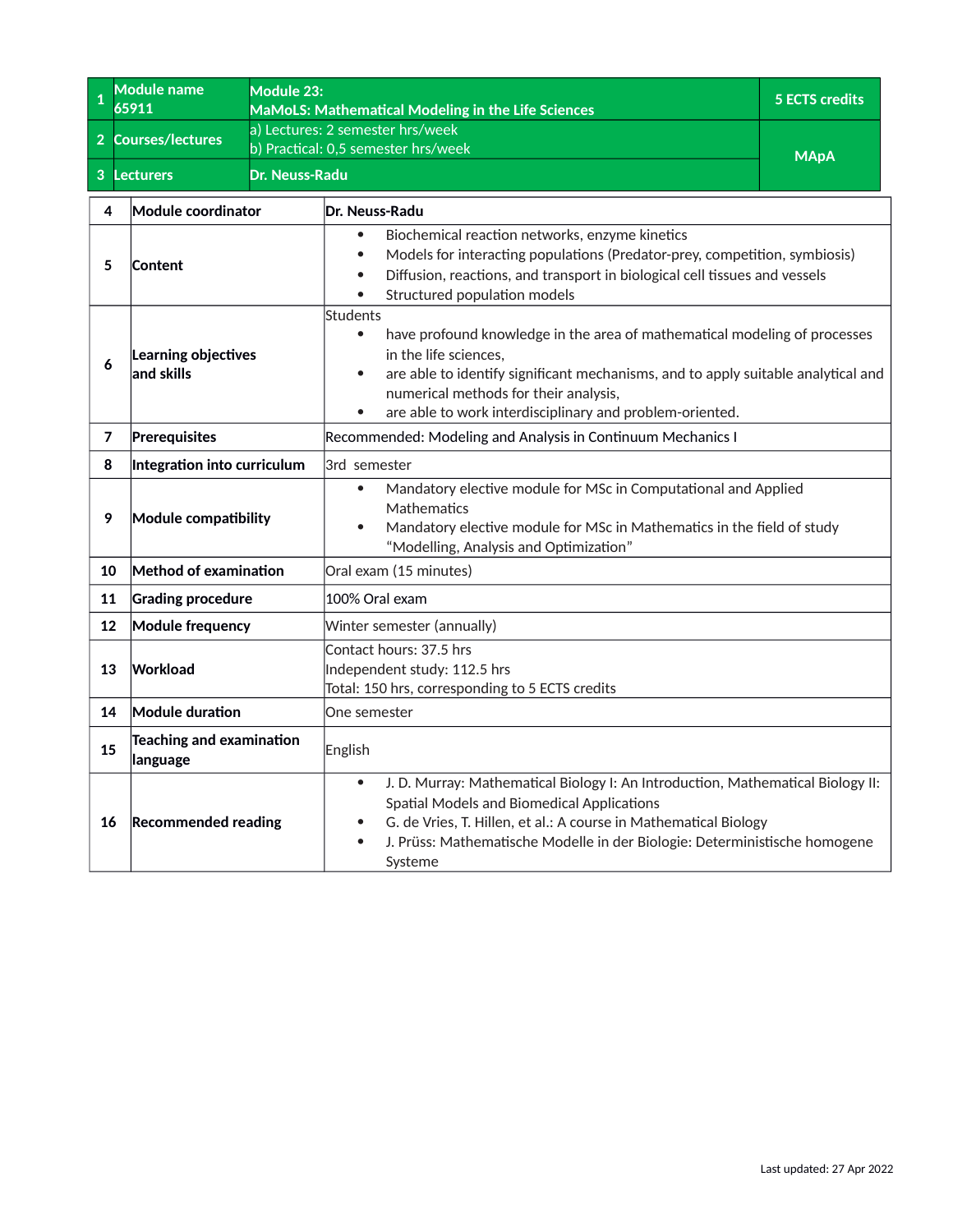| 1 | Module name 65911 | Module 23: MaMoLS: Mathematical Modeling in the Life Sciences | 5 ECTS credits |
|---|---|---|---|
| 2 | Courses/lectures | a) Lectures: 2 semester hrs/week<br>b) Practical: 0,5 semester hrs/week | MApA |
| 3 | Lecturers | Dr. Neuss-Radu | |

| | | |
|---|---|---|
| 4 | **Module coordinator** | **Dr. Neuss-Radu** |
| 5 | **Content** | • Biochemical reaction networks, enzyme kinetics<br>• Models for interacting populations (Predator-prey, competition, symbiosis)<br>• Diffusion, reactions, and transport in biological cell tissues and vessels<br>• Structured population models |
| 6 | **Learning objectives and skills** | Students<br>• have profound knowledge in the area of mathematical modeling of processes in the life sciences,<br>• are able to identify significant mechanisms, and to apply suitable analytical and numerical methods for their analysis,<br>• are able to work interdisciplinary and problem-oriented. |
| 7 | **Prerequisites** | Recommended: Modeling and Analysis in Continuum Mechanics I |
| 8 | **Integration into curriculum** | 3rd semester |
| 9 | **Module compatibility** | • Mandatory elective module for MSc in Computational and Applied Mathematics<br>• Mandatory elective module for MSc in Mathematics in the field of study “Modelling, Analysis and Optimization” |
| 10 | **Method of examination** | Oral exam (15 minutes) |
| 11 | **Grading procedure** | 100% Oral exam |
| 12 | **Module frequency** | Winter semester (annually) |
| 13 | **Workload** | Contact hours: 37.5 hrs<br>Independent study: 112.5 hrs<br>Total: 150 hrs, corresponding to 5 ECTS credits |
| 14 | **Module duration** | One semester |
| 15 | **Teaching and examination language** | English |
| 16 | **Recommended reading** | • J. D. Murray: Mathematical Biology I: An Introduction, Mathematical Biology II: Spatial Models and Biomedical Applications<br>• G. de Vries, T. Hillen, et al.: A course in Mathematical Biology<br>• J. Prüss: Mathematische Modelle in der Biologie: Deterministische homogene Systeme |

Last updated: 27 Apr 2022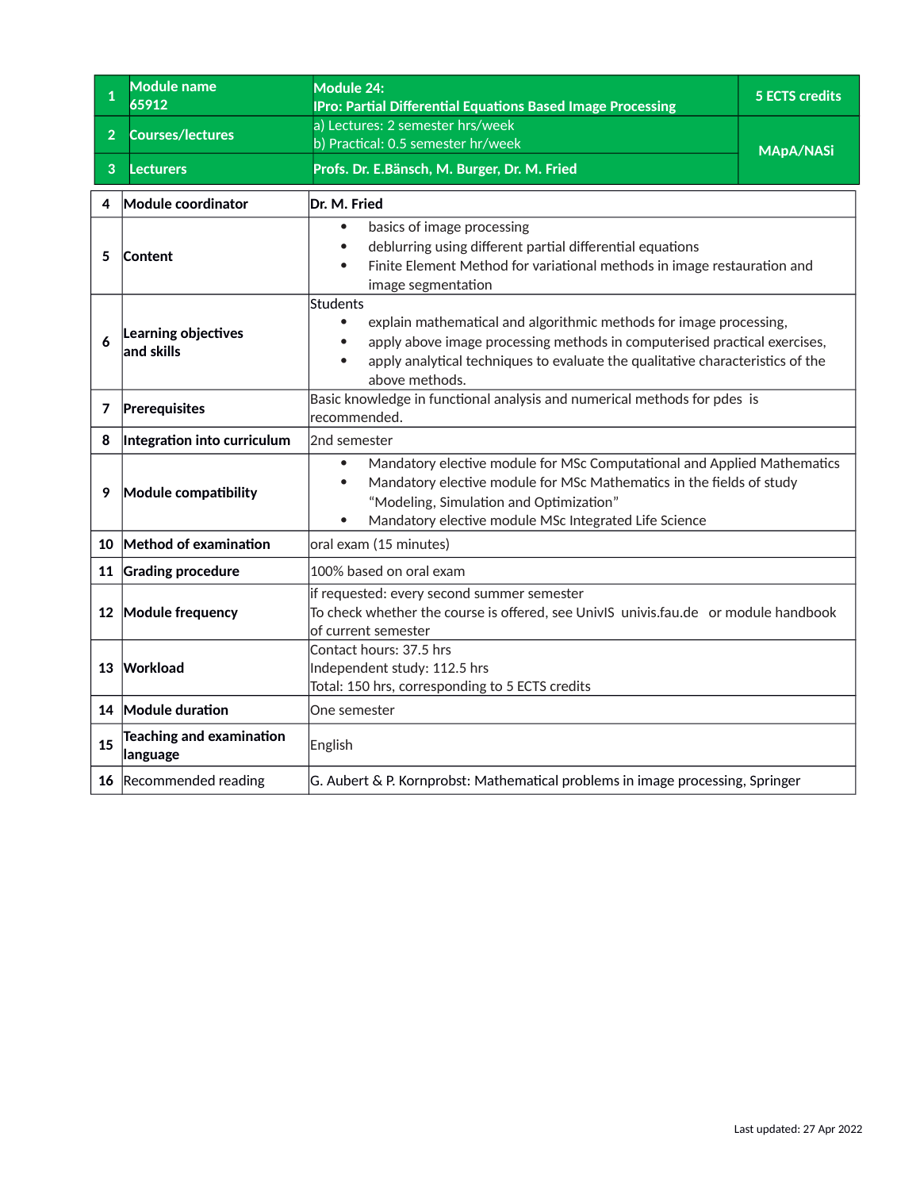| 1 | Module name 65912 | Module 24: IPro: Partial Differential Equations Based Image Processing | 5 ECTS credits |
|---|---|---|---|
| 2 | Courses/lectures | a) Lectures: 2 semester hrs/week<br>b) Practical: 0.5 semester hr/week | MApA/NASi |
| 3 | Lecturers | Profs. Dr. E.Bänsch, M. Burger, Dr. M. Fried | |

| | | |
|---|---|---|
| 4 | **Module coordinator** | **Dr. M. Fried** |
| 5 | **Content** | • basics of image processing<br>• deblurring using different partial differential equations<br>• Finite Element Method for variational methods in image restauration and image segmentation |
| 6 | **Learning objectives and skills** | Students<br>• explain mathematical and algorithmic methods for image processing,<br>• apply above image processing methods in computerised practical exercises,<br>• apply analytical techniques to evaluate the qualitative characteristics of the above methods. |
| 7 | **Prerequisites** | Basic knowledge in functional analysis and numerical methods for pdes is recommended. |
| 8 | **Integration into curriculum** | 2nd semester |
| 9 | **Module compatibility** | • Mandatory elective module for MSc Computational and Applied Mathematics<br>• Mandatory elective module for MSc Mathematics in the fields of study “Modeling, Simulation and Optimization”<br>• Mandatory elective module MSc Integrated Life Science |
| 10 | **Method of examination** | oral exam (15 minutes) |
| 11 | **Grading procedure** | 100% based on oral exam |
| 12 | **Module frequency** | if requested: every second summer semester<br>To check whether the course is offered, see UnivIS univis.fau.de or module handbook of current semester |
| 13 | **Workload** | Contact hours: 37.5 hrs<br>Independent study: 112.5 hrs<br>Total: 150 hrs, corresponding to 5 ECTS credits |
| 14 | **Module duration** | One semester |
| 15 | **Teaching and examination language** | English |
| 16 | Recommended reading | G. Aubert & P. Kornprobst: Mathematical problems in image processing, Springer |

Last updated: 27 Apr 2022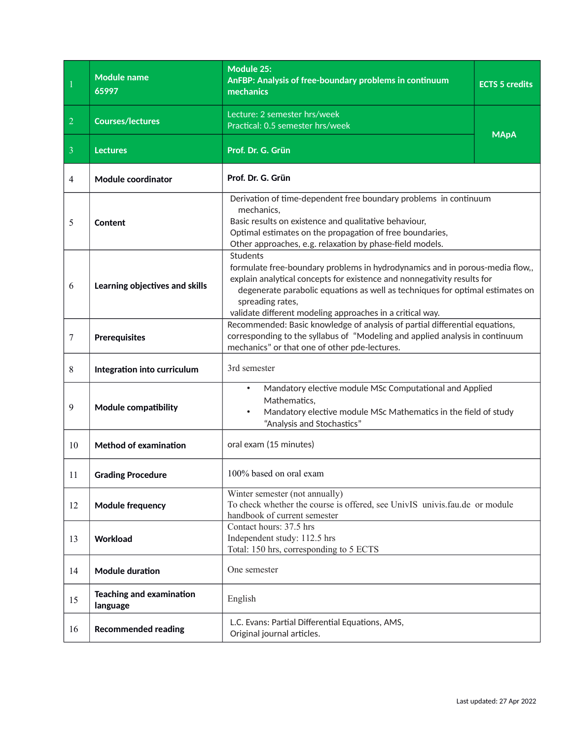| | | | |
|---|---|---|---|
| 1 | **Module name** **65997** | **Module 25: AnFBP: Analysis of free-boundary problems in continuum mechanics** | **ECTS 5 credits** |
| 2 | **Courses/lectures** | Lecture: 2 semester hrs/week<br>Practical: 0.5 semester hrs/week | **MApA** |
| 3 | **Lectures** | **Prof. Dr. G. Grün** | |
| 4 | **Module coordinator** | **Prof. Dr. G. Grün** | |
| 5 | **Content** | Derivation of time-dependent free boundary problems in continuum mechanics,<br>Basic results on existence and qualitative behaviour,<br>Optimal estimates on the propagation of free boundaries,<br>Other approaches, e.g. relaxation by phase-field models. | |
| 6 | **Learning objectives and skills** | Students<br>formulate free-boundary problems in hydrodynamics and in porous-media flow,,<br>explain analytical concepts for existence and nonnegativity results for degenerate parabolic equations as well as techniques for optimal estimates on spreading rates,<br>validate different modeling approaches in a critical way. | |
| 7 | **Prerequisites** | Recommended: Basic knowledge of analysis of partial differential equations, corresponding to the syllabus of "Modeling and applied analysis in continuum mechanics" or that one of other pde-lectures. | |
| 8 | **Integration into curriculum** | 3rd semester | |
| 9 | **Module compatibility** | • Mandatory elective module MSc Computational and Applied Mathematics,<br>• Mandatory elective module MSc Mathematics in the field of study "Analysis and Stochastics" | |
| 10 | **Method of examination** | oral exam (15 minutes) | |
| 11 | **Grading Procedure** | 100% based on oral exam | |
| 12 | **Module frequency** | Winter semester (not annually)<br>To check whether the course is offered, see UnivIS univis.fau.de or module handbook of current semester | |
| 13 | **Workload** | Contact hours: 37.5 hrs<br>Independent study: 112.5 hrs<br>Total: 150 hrs, corresponding to 5 ECTS | |
| 14 | **Module duration** | One semester | |
| 15 | **Teaching and examination language** | English | |
| 16 | **Recommended reading** | L.C. Evans: Partial Differential Equations, AMS,<br>Original journal articles. | |

Last updated: 27 Apr 2022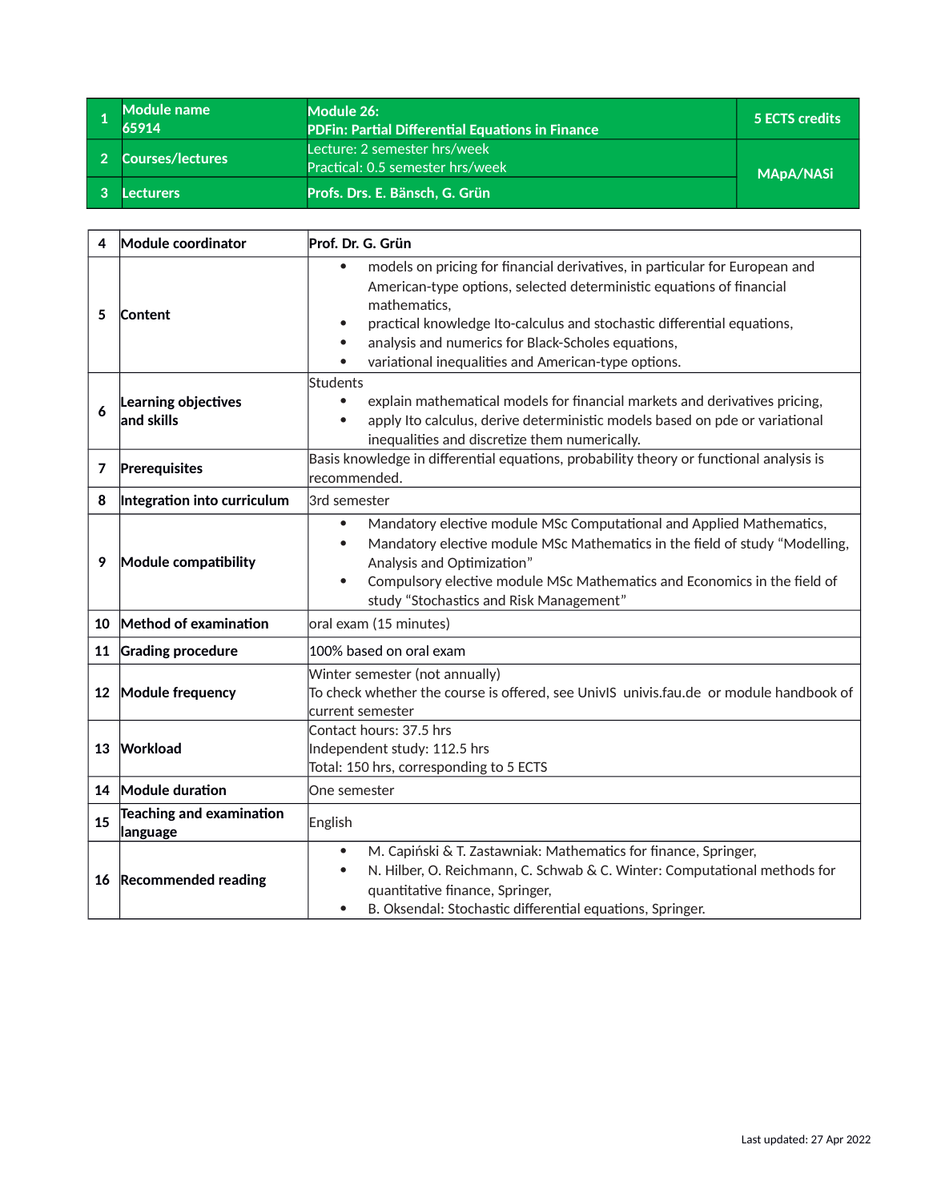| 1 | Module name 65914 | Module 26: PDFin: Partial Differential Equations in Finance | 5 ECTS credits |
|---|---|---|---|
| 2 | Courses/lectures | Lecture: 2 semester hrs/week<br>Practical: 0.5 semester hrs/week | MApA/NASi |
| 3 | Lecturers | Profs. Drs. E. Bänsch, G. Grün | |

| | | |
|---|---|---|
| 4 | **Module coordinator** | **Prof. Dr. G. Grün** |
| 5 | **Content** | • models on pricing for financial derivatives, in particular for European and American-type options, selected deterministic equations of financial mathematics,<br>• practical knowledge Ito-calculus and stochastic differential equations,<br>• analysis and numerics for Black-Scholes equations,<br>• variational inequalities and American-type options. |
| 6 | **Learning objectives and skills** | Students<br>• explain mathematical models for financial markets and derivatives pricing,<br>• apply Ito calculus, derive deterministic models based on pde or variational inequalities and discretize them numerically. |
| 7 | **Prerequisites** | Basis knowledge in differential equations, probability theory or functional analysis is recommended. |
| 8 | **Integration into curriculum** | 3rd semester |
| 9 | **Module compatibility** | • Mandatory elective module MSc Computational and Applied Mathematics,<br>• Mandatory elective module MSc Mathematics in the field of study "Modelling, Analysis and Optimization"<br>• Compulsory elective module MSc Mathematics and Economics in the field of study "Stochastics and Risk Management" |
| 10 | **Method of examination** | oral exam (15 minutes) |
| 11 | **Grading procedure** | 100% based on oral exam |
| 12 | **Module frequency** | Winter semester (not annually)<br>To check whether the course is offered, see UnivIS univis.fau.de or module handbook of current semester |
| 13 | **Workload** | Contact hours: 37.5 hrs<br>Independent study: 112.5 hrs<br>Total: 150 hrs, corresponding to 5 ECTS |
| 14 | **Module duration** | One semester |
| 15 | **Teaching and examination language** | English |
| 16 | **Recommended reading** | • M. Capiński & T. Zastawniak: Mathematics for finance, Springer,<br>• N. Hilber, O. Reichmann, C. Schwab & C. Winter: Computational methods for quantitative finance, Springer,<br>• B. Oksendal: Stochastic differential equations, Springer. |

Last updated: 27 Apr 2022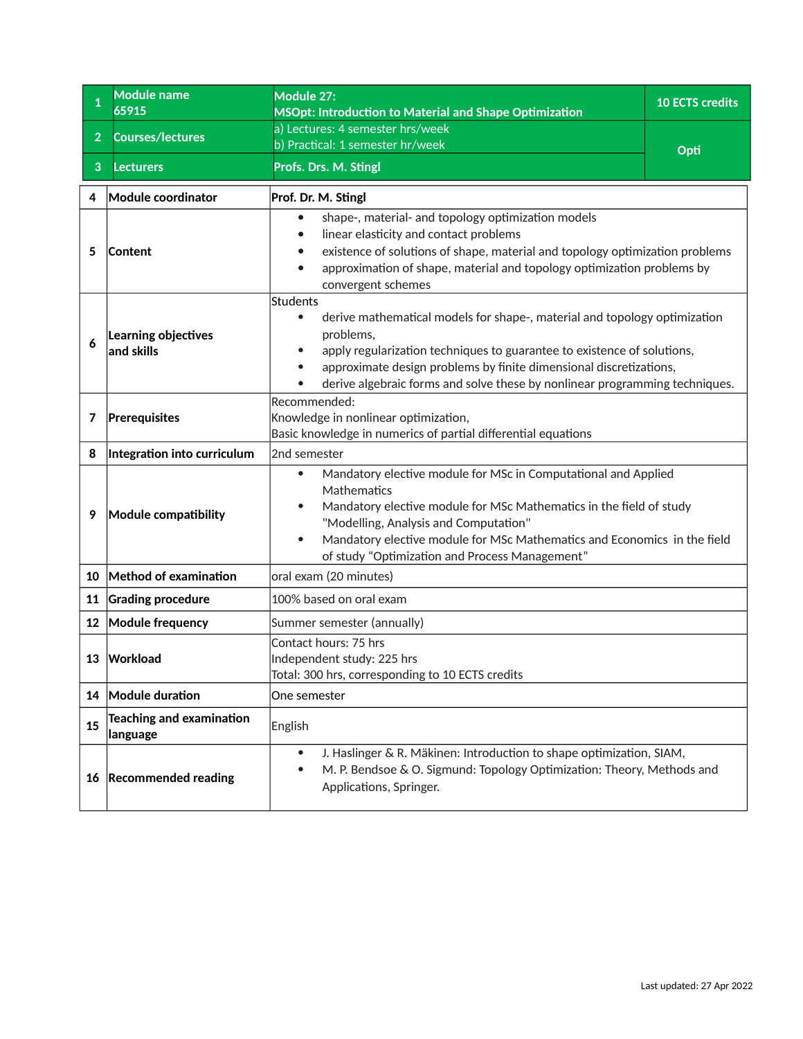| 1 | Module name 65915 | Module 27: MSOpt: Introduction to Material and Shape Optimization | 10 ECTS credits |
|---|---|---|---|
| 2 | Courses/lectures | a) Lectures: 4 semester hrs/week<br>b) Practical: 1 semester hr/week | Opti |
| 3 | Lecturers | Profs. Drs. M. Stingl | |

| 4 | Module coordinator | Prof. Dr. M. Stingl |
|---|---|---|
| 5 | Content | • shape-, material- and topology optimization models<br>• linear elasticity and contact problems<br>• existence of solutions of shape, material and topology optimization problems<br>• approximation of shape, material and topology optimization problems by convergent schemes |
| 6 | Learning objectives and skills | Students<br>• derive mathematical models for shape-, material and topology optimization problems,<br>• apply regularization techniques to guarantee to existence of solutions,<br>• approximate design problems by finite dimensional discretizations,<br>• derive algebraic forms and solve these by nonlinear programming techniques. |
| 7 | Prerequisites | Recommended:<br>Knowledge in nonlinear optimization,<br>Basic knowledge in numerics of partial differential equations |
| 8 | Integration into curriculum | 2nd semester |
| 9 | Module compatibility | • Mandatory elective module for MSc in Computational and Applied Mathematics<br>• Mandatory elective module for MSc Mathematics in the field of study "Modelling, Analysis and Computation"<br>• Mandatory elective module for MSc Mathematics and Economics in the field of study "Optimization and Process Management" |
| 10 | Method of examination | oral exam (20 minutes) |
| 11 | Grading procedure | 100% based on oral exam |
| 12 | Module frequency | Summer semester (annually) |
| 13 | Workload | Contact hours: 75 hrs<br>Independent study: 225 hrs<br>Total: 300 hrs, corresponding to 10 ECTS credits |
| 14 | Module duration | One semester |
| 15 | Teaching and examination language | English |
| 16 | Recommended reading | • J. Haslinger & R. Mäkinen: Introduction to shape optimization, SIAM,<br>• M. P. Bendsoe & O. Sigmund: Topology Optimization: Theory, Methods and Applications, Springer. |

Last updated: 27 Apr 2022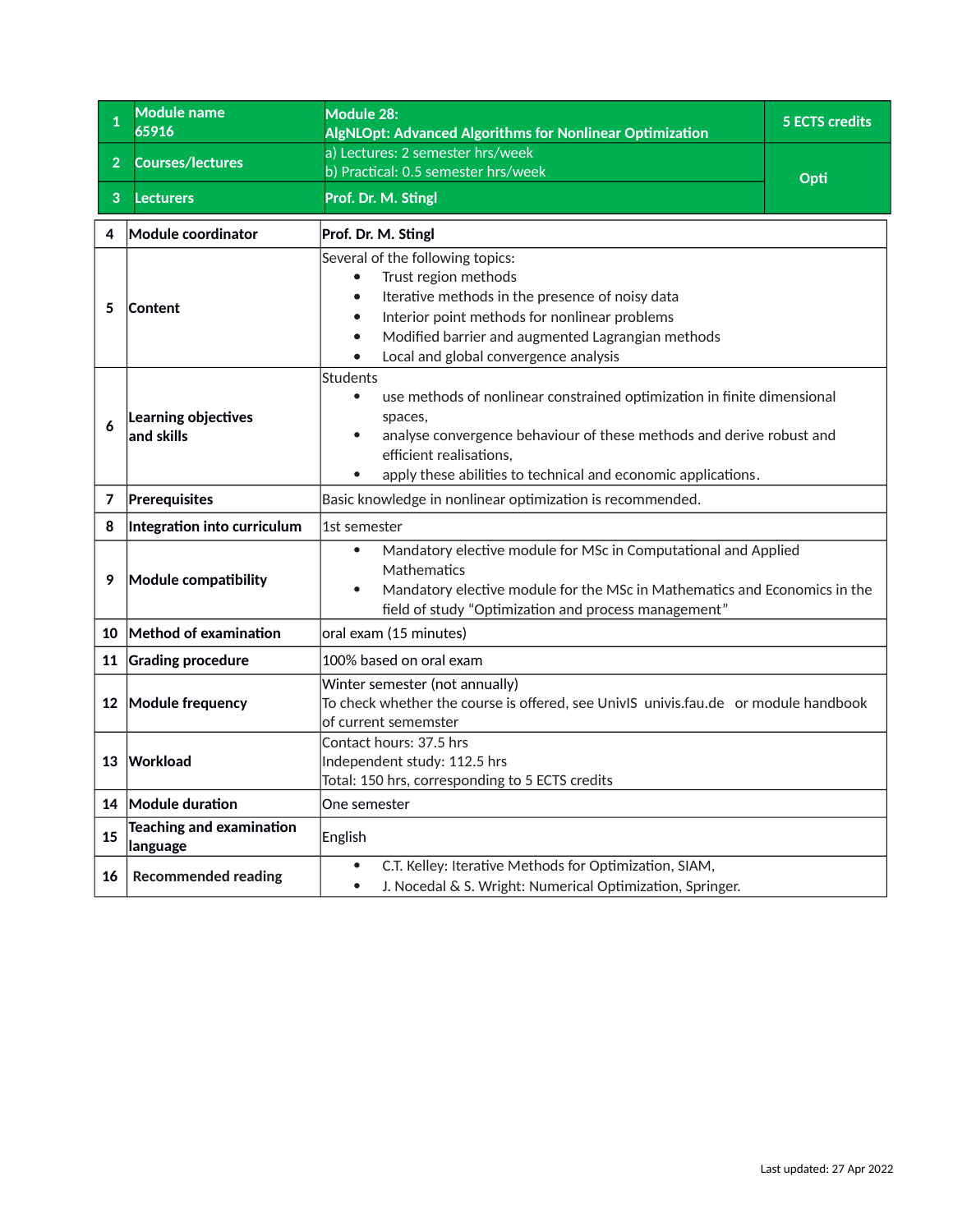| 1 | Module name 65916 | Module 28: AlgNLOpt: Advanced Algorithms for Nonlinear Optimization | 5 ECTS credits |
|---|---|---|---|
| 2 | Courses/lectures | a) Lectures: 2 semester hrs/week<br>b) Practical: 0.5 semester hrs/week | Opti |
| 3 | Lecturers | Prof. Dr. M. Stingl | |

| 4 | Module coordinator | Prof. Dr. M. Stingl |
|---|---|---|
| 5 | Content | Several of the following topics:<br>• Trust region methods<br>• Iterative methods in the presence of noisy data<br>• Interior point methods for nonlinear problems<br>• Modified barrier and augmented Lagrangian methods<br>• Local and global convergence analysis |
| 6 | Learning objectives and skills | Students<br>• use methods of nonlinear constrained optimization in finite dimensional spaces,<br>• analyse convergence behaviour of these methods and derive robust and efficient realisations,<br>• apply these abilities to technical and economic applications. |
| 7 | Prerequisites | Basic knowledge in nonlinear optimization is recommended. |
| 8 | Integration into curriculum | 1st semester |
| 9 | Module compatibility | • Mandatory elective module for MSc in Computational and Applied Mathematics<br>• Mandatory elective module for the MSc in Mathematics and Economics in the field of study "Optimization and process management" |
| 10 | Method of examination | oral exam (15 minutes) |
| 11 | Grading procedure | 100% based on oral exam |
| 12 | Module frequency | Winter semester (not annually)<br>To check whether the course is offered, see UnivIS univis.fau.de or module handbook of current sememster |
| 13 | Workload | Contact hours: 37.5 hrs<br>Independent study: 112.5 hrs<br>Total: 150 hrs, corresponding to 5 ECTS credits |
| 14 | Module duration | One semester |
| 15 | Teaching and examination language | English |
| 16 | Recommended reading | • C.T. Kelley: Iterative Methods for Optimization, SIAM,<br>• J. Nocedal & S. Wright: Numerical Optimization, Springer. |

Last updated: 27 Apr 2022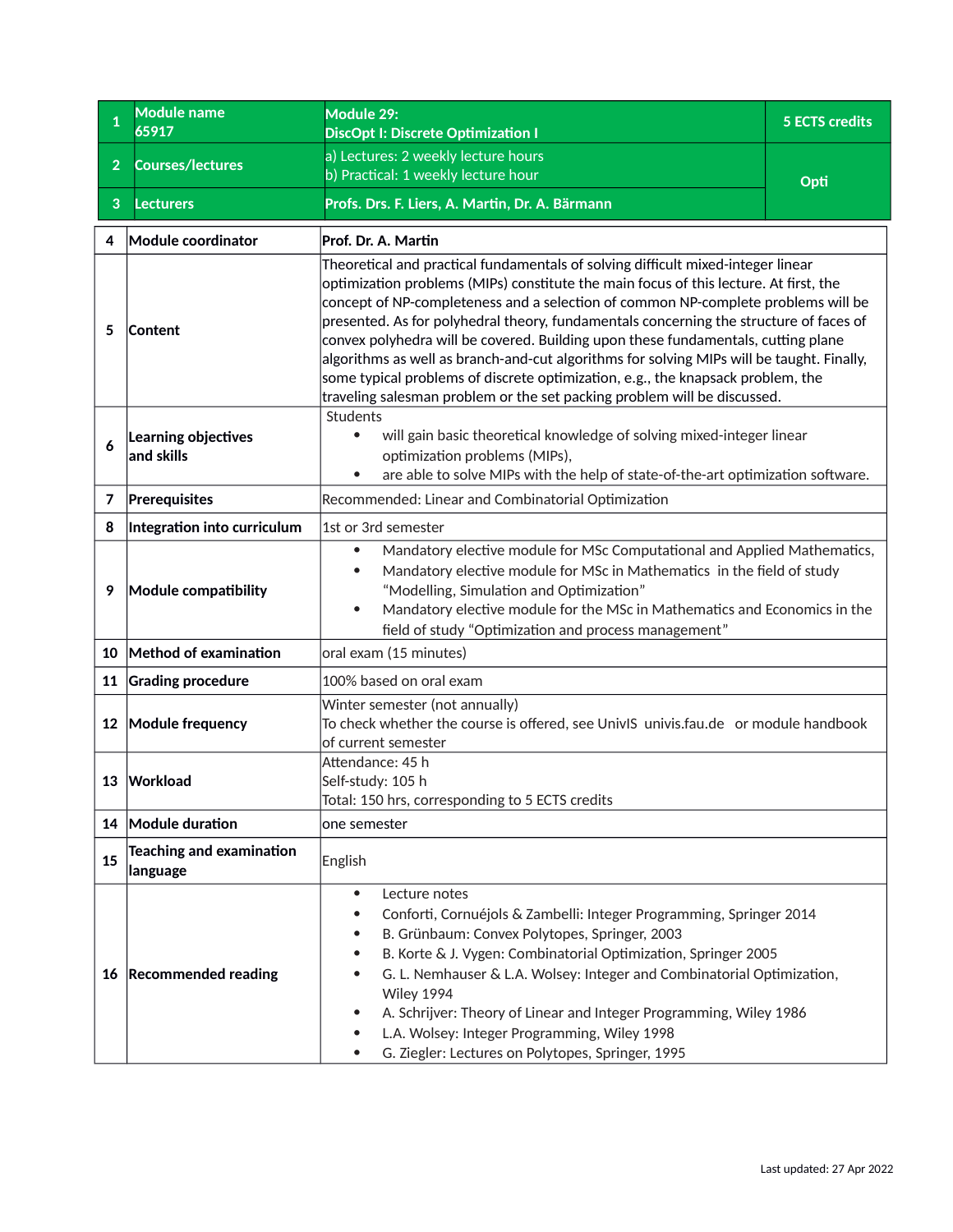| | | | |
|---|---|---|---|
| 1 | Module name<br>65917 | Module 29:<br>DiscOpt I: Discrete Optimization I | 5 ECTS credits |
| 2 | Courses/lectures | a) Lectures: 2 weekly lecture hours<br>b) Practical: 1 weekly lecture hour | Opti |
| 3 | Lecturers | Profs. Drs. F. Liers, A. Martin, Dr. A. Bärmann | |

| | | |
|---|---|---|
| 4 | **Module coordinator** | **Prof. Dr. A. Martin** |
| 5 | **Content** | Theoretical and practical fundamentals of solving difficult mixed-integer linear optimization problems (MIPs) constitute the main focus of this lecture. At first, the concept of NP-completeness and a selection of common NP-complete problems will be presented. As for polyhedral theory, fundamentals concerning the structure of faces of convex polyhedra will be covered. Building upon these fundamentals, cutting plane algorithms as well as branch-and-cut algorithms for solving MIPs will be taught. Finally, some typical problems of discrete optimization, e.g., the knapsack problem, the traveling salesman problem or the set packing problem will be discussed. |
| 6 | **Learning objectives and skills** | Students<br>• will gain basic theoretical knowledge of solving mixed-integer linear optimization problems (MIPs),<br>• are able to solve MIPs with the help of state-of-the-art optimization software. |
| 7 | **Prerequisites** | Recommended: Linear and Combinatorial Optimization |
| 8 | **Integration into curriculum** | 1st or 3rd semester |
| 9 | **Module compatibility** | • Mandatory elective module for MSc Computational and Applied Mathematics,<br>• Mandatory elective module for MSc in Mathematics in the field of study “Modelling, Simulation and Optimization”<br>• Mandatory elective module for the MSc in Mathematics and Economics in the field of study “Optimization and process management” |
| 10 | **Method of examination** | oral exam (15 minutes) |
| 11 | **Grading procedure** | 100% based on oral exam |
| 12 | **Module frequency** | Winter semester (not annually)<br>To check whether the course is offered, see UnivIS univis.fau.de or module handbook of current semester |
| 13 | **Workload** | Attendance: 45 h<br>Self-study: 105 h<br>Total: 150 hrs, corresponding to 5 ECTS credits |
| 14 | **Module duration** | one semester |
| 15 | **Teaching and examination language** | English |
| 16 | **Recommended reading** | • Lecture notes<br>• Conforti, Cornuéjols & Zambelli: Integer Programming, Springer 2014<br>• B. Grünbaum: Convex Polytopes, Springer, 2003<br>• B. Korte & J. Vygen: Combinatorial Optimization, Springer 2005<br>• G. L. Nemhauser & L.A. Wolsey: Integer and Combinatorial Optimization, Wiley 1994<br>• A. Schrijver: Theory of Linear and Integer Programming, Wiley 1986<br>• L.A. Wolsey: Integer Programming, Wiley 1998<br>• G. Ziegler: Lectures on Polytopes, Springer, 1995 |

Last updated: 27 Apr 2022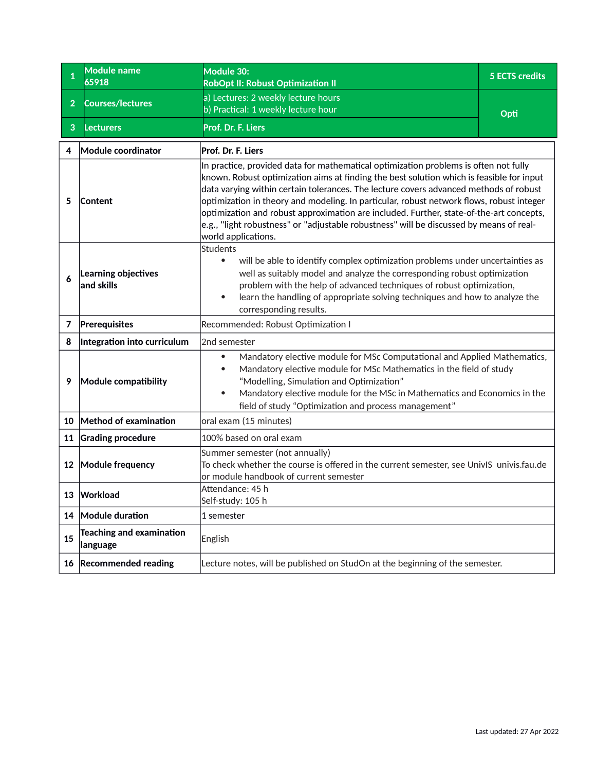| 1 | Module name 65918 | Module 30: RobOpt II: Robust Optimization II | 5 ECTS credits |
|---|---|---|---|
| 2 | Courses/lectures | a) Lectures: 2 weekly lecture hours<br>b) Practical: 1 weekly lecture hour | Opti |
| 3 | Lecturers | Prof. Dr. F. Liers | |

| 4 | Module coordinator | Prof. Dr. F. Liers |
|---|---|---|
| 5 | Content | In practice, provided data for mathematical optimization problems is often not fully known. Robust optimization aims at finding the best solution which is feasible for input data varying within certain tolerances. The lecture covers advanced methods of robust optimization in theory and modeling. In particular, robust network flows, robust integer optimization and robust approximation are included. Further, state-of-the-art concepts, e.g., "light robustness" or "adjustable robustness" will be discussed by means of real-world applications. |
| 6 | Learning objectives and skills | Students<br>• will be able to identify complex optimization problems under uncertainties as well as suitably model and analyze the corresponding robust optimization problem with the help of advanced techniques of robust optimization,<br>• learn the handling of appropriate solving techniques and how to analyze the corresponding results. |
| 7 | Prerequisites | Recommended: Robust Optimization I |
| 8 | Integration into curriculum | 2nd semester |
| 9 | Module compatibility | • Mandatory elective module for MSc Computational and Applied Mathematics,<br>• Mandatory elective module for MSc Mathematics in the field of study "Modelling, Simulation and Optimization"<br>• Mandatory elective module for the MSc in Mathematics and Economics in the field of study "Optimization and process management" |
| 10 | Method of examination | oral exam (15 minutes) |
| 11 | Grading procedure | 100% based on oral exam |
| 12 | Module frequency | Summer semester (not annually)<br>To check whether the course is offered in the current semester, see UnivIS univis.fau.de or module handbook of current semester |
| 13 | Workload | Attendance: 45 h<br>Self-study: 105 h |
| 14 | Module duration | 1 semester |
| 15 | Teaching and examination language | English |
| 16 | Recommended reading | Lecture notes, will be published on StudOn at the beginning of the semester. |

Last updated: 27 Apr 2022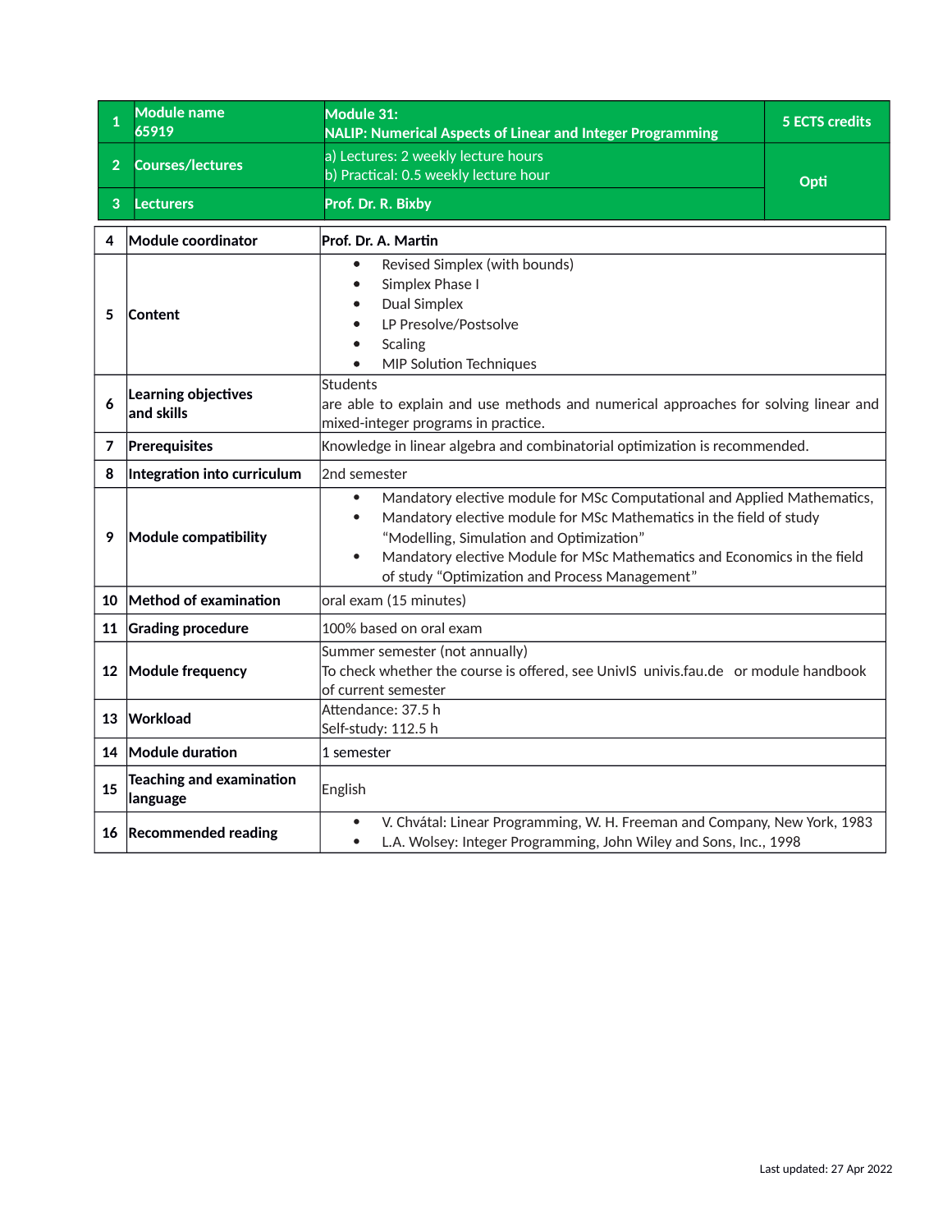| 1 | Module name<br>65919 | Module 31:<br>NALIP: Numerical Aspects of Linear and Integer Programming | 5 ECTS credits |
|---|---|---|---|
| 2 | Courses/lectures | a) Lectures: 2 weekly lecture hours<br>b) Practical: 0.5 weekly lecture hour | Opti |
| 3 | Lecturers | Prof. Dr. R. Bixby | |

| 4 | Module coordinator | Prof. Dr. A. Martin |
|---|---|---|
| 5 | Content | • Revised Simplex (with bounds)<br>• Simplex Phase I<br>• Dual Simplex<br>• LP Presolve/Postsolve<br>• Scaling<br>• MIP Solution Techniques |
| 6 | Learning objectives and skills | Students<br>are able to explain and use methods and numerical approaches for solving linear and mixed-integer programs in practice. |
| 7 | Prerequisites | Knowledge in linear algebra and combinatorial optimization is recommended. |
| 8 | Integration into curriculum | 2nd semester |
| 9 | Module compatibility | • Mandatory elective module for MSc Computational and Applied Mathematics,<br>• Mandatory elective module for MSc Mathematics in the field of study "Modelling, Simulation and Optimization"<br>• Mandatory elective Module for MSc Mathematics and Economics in the field of study "Optimization and Process Management" |
| 10 | Method of examination | oral exam (15 minutes) |
| 11 | Grading procedure | 100% based on oral exam |
| 12 | Module frequency | Summer semester (not annually)<br>To check whether the course is offered, see UnivIS univis.fau.de or module handbook of current semester |
| 13 | Workload | Attendance: 37.5 h<br>Self-study: 112.5 h |
| 14 | Module duration | 1 semester |
| 15 | Teaching and examination language | English |
| 16 | Recommended reading | • V. Chvátal: Linear Programming, W. H. Freeman and Company, New York, 1983<br>• L.A. Wolsey: Integer Programming, John Wiley and Sons, Inc., 1998 |

Last updated: 27 Apr 2022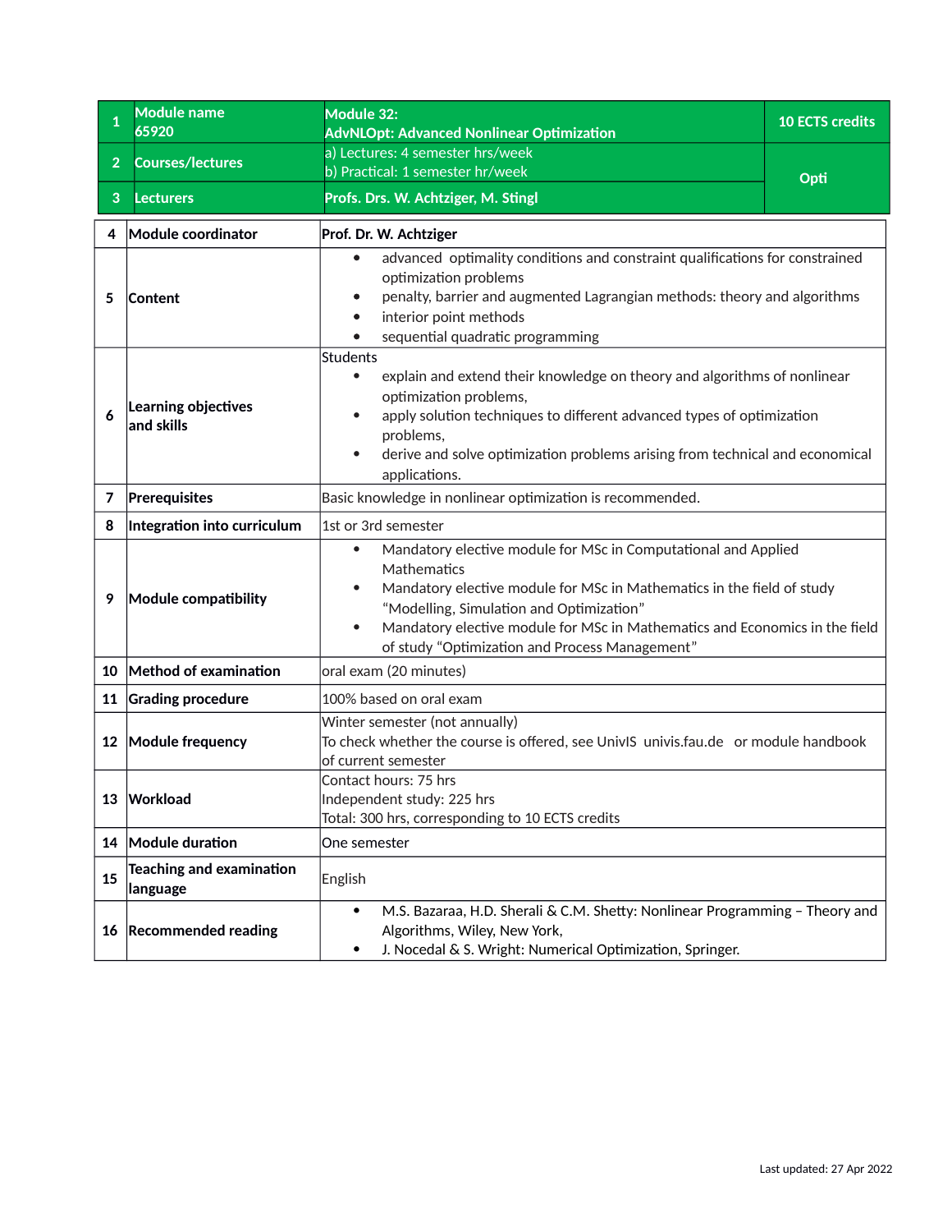| 1 | Module name<br>65920 | Module 32:<br>AdvNLOpt: Advanced Nonlinear Optimization | 10 ECTS credits |
|---|---|---|---|
| 2 | Courses/lectures | a) Lectures: 4 semester hrs/week<br>b) Practical: 1 semester hr/week | Opti |
| 3 | Lecturers | Profs. Drs. W. Achtziger, M. Stingl | |

| | | |
|---|---|---|
| 4 | **Module coordinator** | **Prof. Dr. W. Achtziger** |
| 5 | **Content** | • advanced optimality conditions and constraint qualifications for constrained optimization problems<br>• penalty, barrier and augmented Lagrangian methods: theory and algorithms<br>• interior point methods<br>• sequential quadratic programming |
| 6 | **Learning objectives and skills** | Students<br>• explain and extend their knowledge on theory and algorithms of nonlinear optimization problems,<br>• apply solution techniques to different advanced types of optimization problems,<br>• derive and solve optimization problems arising from technical and economical applications. |
| 7 | **Prerequisites** | Basic knowledge in nonlinear optimization is recommended. |
| 8 | **Integration into curriculum** | 1st or 3rd semester |
| 9 | **Module compatibility** | • Mandatory elective module for MSc in Computational and Applied Mathematics<br>• Mandatory elective module for MSc in Mathematics in the field of study “Modelling, Simulation and Optimization”<br>• Mandatory elective module for MSc in Mathematics and Economics in the field of study “Optimization and Process Management” |
| 10 | **Method of examination** | oral exam (20 minutes) |
| 11 | **Grading procedure** | 100% based on oral exam |
| 12 | **Module frequency** | Winter semester (not annually)<br>To check whether the course is offered, see UnivIS univis.fau.de or module handbook of current semester |
| 13 | **Workload** | Contact hours: 75 hrs<br>Independent study: 225 hrs<br>Total: 300 hrs, corresponding to 10 ECTS credits |
| 14 | **Module duration** | One semester |
| 15 | **Teaching and examination language** | English |
| 16 | **Recommended reading** | • M.S. Bazaraa, H.D. Sherali & C.M. Shetty: Nonlinear Programming – Theory and Algorithms, Wiley, New York,<br>• J. Nocedal & S. Wright: Numerical Optimization, Springer. |

Last updated: 27 Apr 2022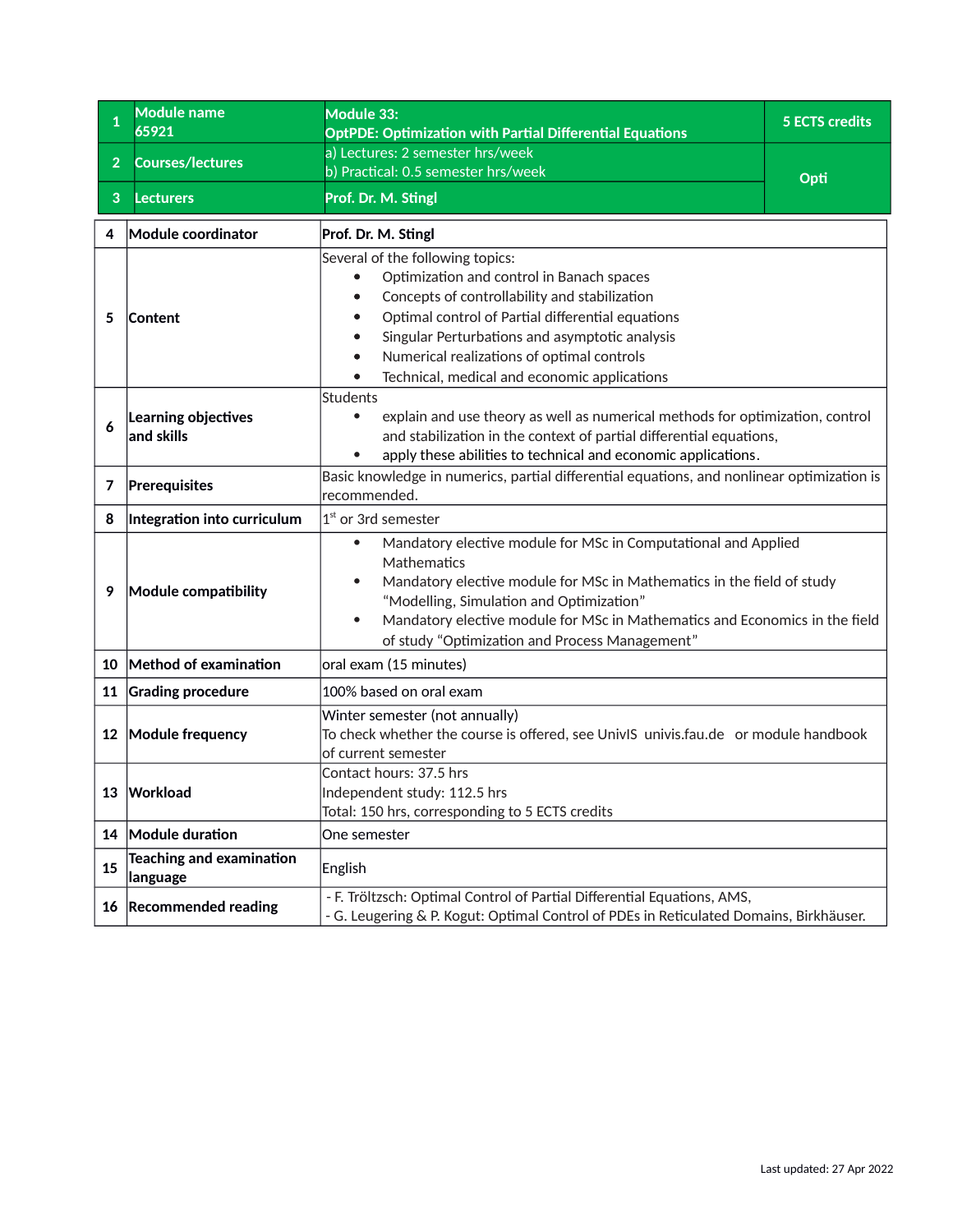| 1 | Module name 65921 | Module 33: **OptPDE: Optimization with Partial Differential Equations** | 5 ECTS credits |
|---|---|---|---|
| 2 | Courses/lectures | a) Lectures: 2 semester hrs/week<br>b) Practical: 0.5 semester hrs/week | Opti |
| 3 | Lecturers | Prof. Dr. M. Stingl | |

| | | |
|---|---|---|
| 4 | **Module coordinator** | **Prof. Dr. M. Stingl** |
| 5 | **Content** | Several of the following topics:<br>• Optimization and control in Banach spaces<br>• Concepts of controllability and stabilization<br>• Optimal control of Partial differential equations<br>• Singular Perturbations and asymptotic analysis<br>• Numerical realizations of optimal controls<br>• Technical, medical and economic applications |
| 6 | **Learning objectives and skills** | Students<br>• explain and use theory as well as numerical methods for optimization, control and stabilization in the context of partial differential equations,<br>• apply these abilities to technical and economic applications. |
| 7 | **Prerequisites** | Basic knowledge in numerics, partial differential equations, and nonlinear optimization is recommended. |
| 8 | **Integration into curriculum** | 1st or 3rd semester |
| 9 | **Module compatibility** | • Mandatory elective module for MSc in Computational and Applied Mathematics<br>• Mandatory elective module for MSc in Mathematics in the field of study "Modelling, Simulation and Optimization"<br>• Mandatory elective module for MSc in Mathematics and Economics in the field of study "Optimization and Process Management" |
| 10 | **Method of examination** | oral exam (15 minutes) |
| 11 | **Grading procedure** | 100% based on oral exam |
| 12 | **Module frequency** | Winter semester (not annually)<br>To check whether the course is offered, see UnivIS univis.fau.de or module handbook of current semester |
| 13 | **Workload** | Contact hours: 37.5 hrs<br>Independent study: 112.5 hrs<br>Total: 150 hrs, corresponding to 5 ECTS credits |
| 14 | **Module duration** | One semester |
| 15 | **Teaching and examination language** | English |
| 16 | **Recommended reading** | - F. Tröltzsch: Optimal Control of Partial Differential Equations, AMS,<br>- G. Leugering & P. Kogut: Optimal Control of PDEs in Reticulated Domains, Birkhäuser. |

Last updated: 27 Apr 2022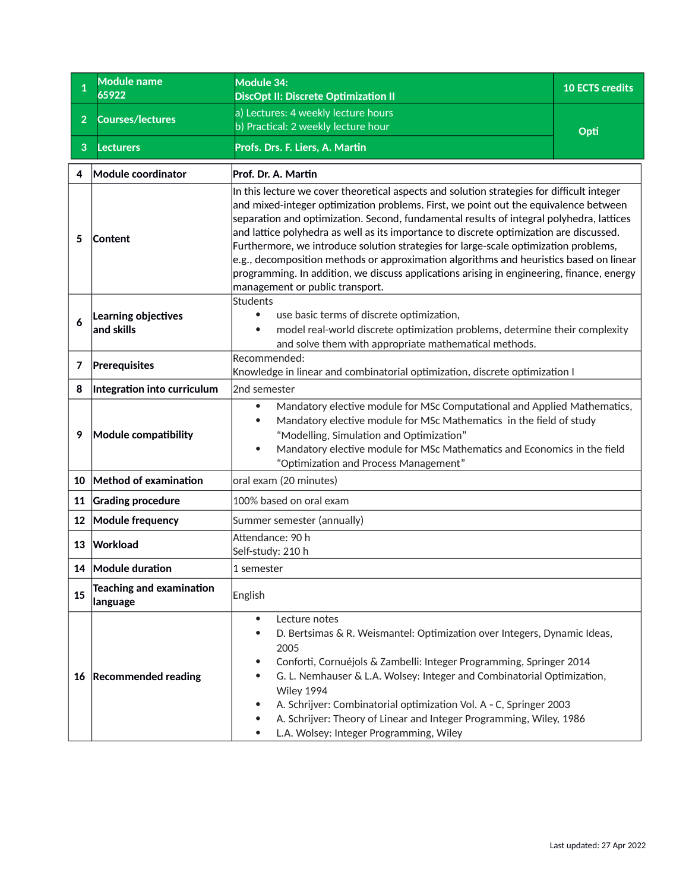| 1 | Module name 65922 | Module 34: DiscOpt II: Discrete Optimization II | 10 ECTS credits |
|---|---|---|---|
| 2 | Courses/lectures | a) Lectures: 4 weekly lecture hours<br>b) Practical: 2 weekly lecture hour | Opti |
| 3 | Lecturers | Profs. Drs. F. Liers, A. Martin | |

| | | |
|---|---|---|
| 4 | Module coordinator | Prof. Dr. A. Martin |
| 5 | Content | In this lecture we cover theoretical aspects and solution strategies for difficult integer and mixed-integer optimization problems. First, we point out the equivalence between separation and optimization. Second, fundamental results of integral polyhedra, lattices and lattice polyhedra as well as its importance to discrete optimization are discussed. Furthermore, we introduce solution strategies for large-scale optimization problems, e.g., decomposition methods or approximation algorithms and heuristics based on linear programming. In addition, we discuss applications arising in engineering, finance, energy management or public transport. |
| 6 | Learning objectives and skills | Students<br>• use basic terms of discrete optimization,<br>• model real-world discrete optimization problems, determine their complexity and solve them with appropriate mathematical methods. |
| 7 | Prerequisites | Recommended:<br>Knowledge in linear and combinatorial optimization, discrete optimization I |
| 8 | Integration into curriculum | 2nd semester |
| 9 | Module compatibility | • Mandatory elective module for MSc Computational and Applied Mathematics,<br>• Mandatory elective module for MSc Mathematics in the field of study "Modelling, Simulation and Optimization"<br>• Mandatory elective module for MSc Mathematics and Economics in the field "Optimization and Process Management" |
| 10 | Method of examination | oral exam (20 minutes) |
| 11 | Grading procedure | 100% based on oral exam |
| 12 | Module frequency | Summer semester (annually) |
| 13 | Workload | Attendance: 90 h<br>Self-study: 210 h |
| 14 | Module duration | 1 semester |
| 15 | Teaching and examination language | English |
| 16 | Recommended reading | • Lecture notes<br>• D. Bertsimas & R. Weismantel: Optimization over Integers, Dynamic Ideas, 2005<br>• Conforti, Cornuéjols & Zambelli: Integer Programming, Springer 2014<br>• G. L. Nemhauser & L.A. Wolsey: Integer and Combinatorial Optimization, Wiley 1994<br>• A. Schrijver: Combinatorial optimization Vol. A - C, Springer 2003<br>• A. Schrijver: Theory of Linear and Integer Programming, Wiley, 1986<br>• L.A. Wolsey: Integer Programming, Wiley |

Last updated: 27 Apr 2022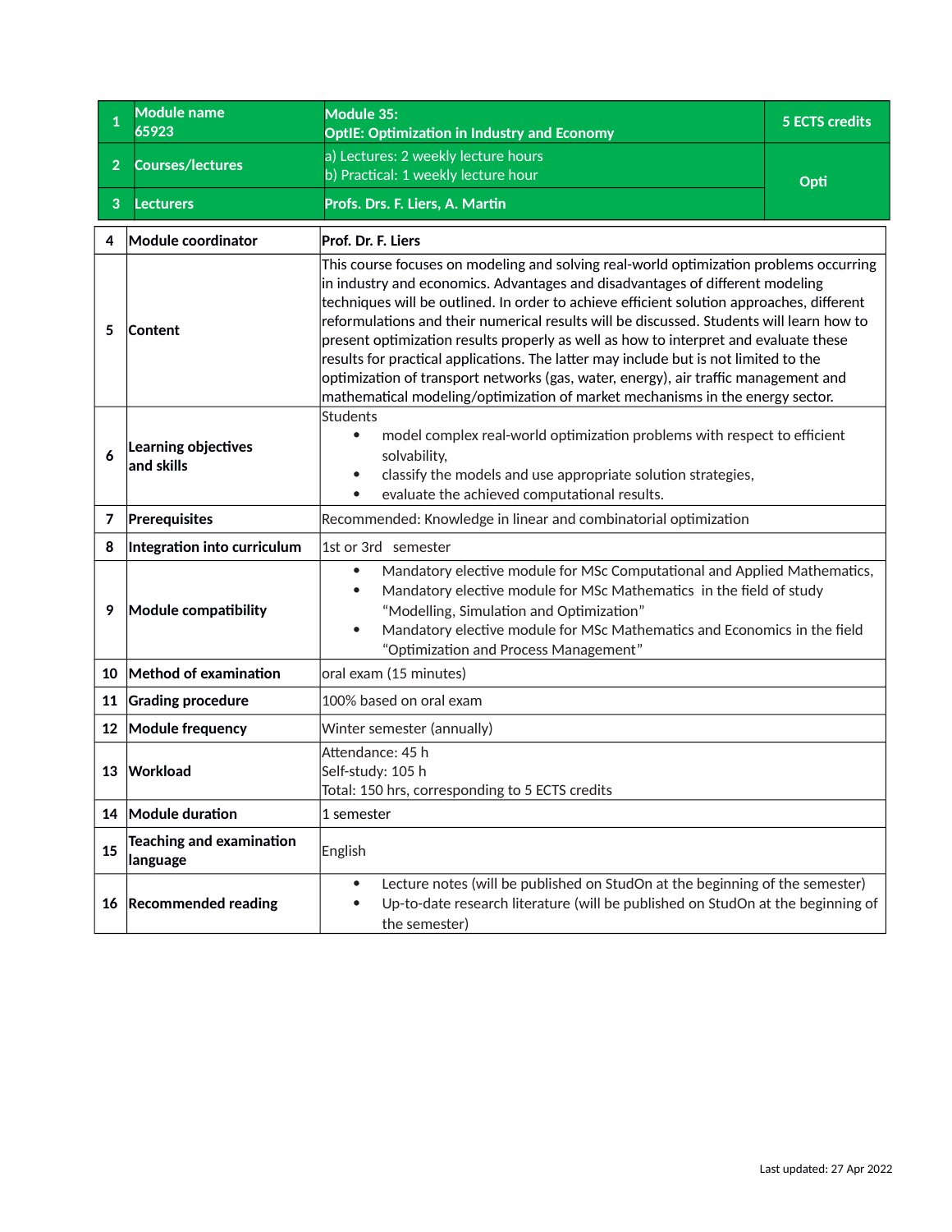| | | | |
|---|---|---|---|
| 1 | **Module name**<br>**65923** | **Module 35:**<br>**OptIE: Optimization in Industry and Economy** | **5 ECTS credits** |
| 2 | **Courses/lectures** | a) Lectures: 2 weekly lecture hours<br>b) Practical: 1 weekly lecture hour | **Opti** |
| 3 | **Lecturers** | **Profs. Drs. F. Liers, A. Martin** | |

| | | |
|---|---|---|
| 4 | **Module coordinator** | **Prof. Dr. F. Liers** |
| 5 | **Content** | This course focuses on modeling and solving real-world optimization problems occurring in industry and economics. Advantages and disadvantages of different modeling techniques will be outlined. In order to achieve efficient solution approaches, different reformulations and their numerical results will be discussed. Students will learn how to present optimization results properly as well as how to interpret and evaluate these results for practical applications. The latter may include but is not limited to the optimization of transport networks (gas, water, energy), air traffic management and mathematical modeling/optimization of market mechanisms in the energy sector. |
| 6 | **Learning objectives and skills** | Students<br>• model complex real-world optimization problems with respect to efficient solvability,<br>• classify the models and use appropriate solution strategies,<br>• evaluate the achieved computational results. |
| 7 | **Prerequisites** | Recommended: Knowledge in linear and combinatorial optimization |
| 8 | **Integration into curriculum** | 1st or 3rd semester |
| 9 | **Module compatibility** | • Mandatory elective module for MSc Computational and Applied Mathematics,<br>• Mandatory elective module for MSc Mathematics in the field of study "Modelling, Simulation and Optimization"<br>• Mandatory elective module for MSc Mathematics and Economics in the field "Optimization and Process Management" |
| 10 | **Method of examination** | oral exam (15 minutes) |
| 11 | **Grading procedure** | 100% based on oral exam |
| 12 | **Module frequency** | Winter semester (annually) |
| 13 | **Workload** | Attendance: 45 h<br>Self-study: 105 h<br>Total: 150 hrs, corresponding to 5 ECTS credits |
| 14 | **Module duration** | 1 semester |
| 15 | **Teaching and examination language** | English |
| 16 | **Recommended reading** | • Lecture notes (will be published on StudOn at the beginning of the semester)<br>• Up-to-date research literature (will be published on StudOn at the beginning of the semester) |

Last updated: 27 Apr 2022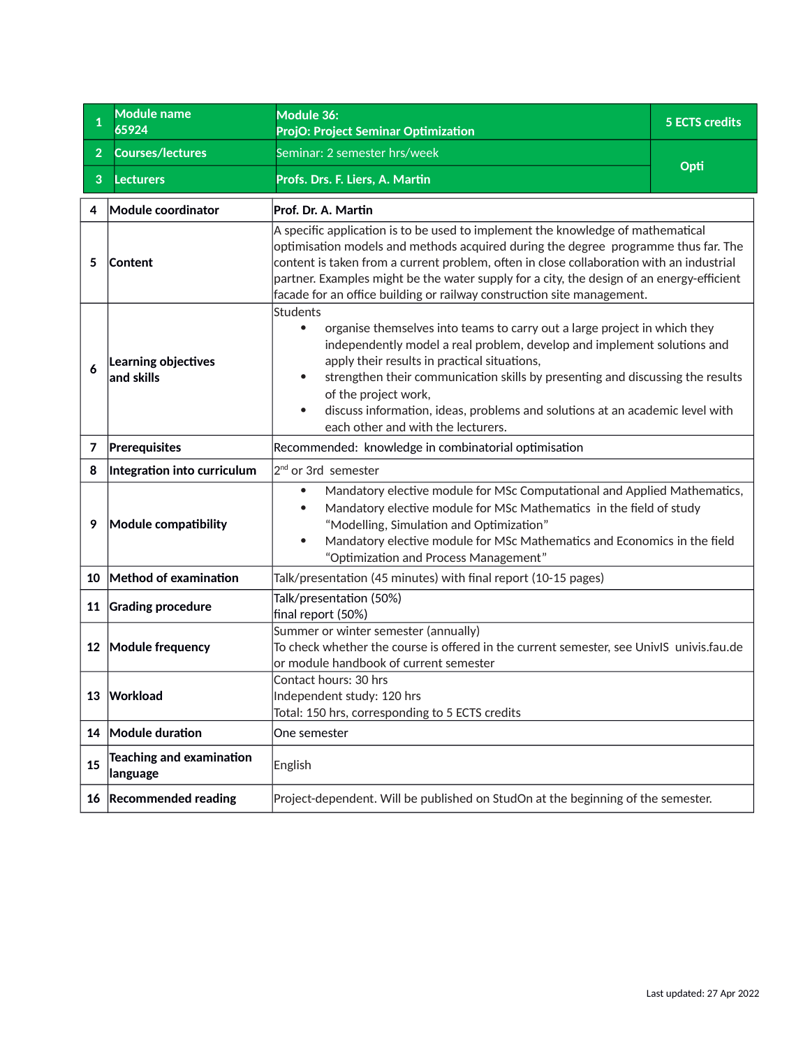| 1 | Module name<br>65924 | Module 36:<br>ProjO: Project Seminar Optimization | 5 ECTS credits |
|---|---|---|---|
| 2 | Courses/lectures | Seminar: 2 semester hrs/week | Opti |
| 3 | Lecturers | Profs. Drs. F. Liers, A. Martin | |

| 4 | Module coordinator | Prof. Dr. A. Martin |
|---|---|---|
| 5 | Content | A specific application is to be used to implement the knowledge of mathematical optimisation models and methods acquired during the degree programme thus far. The content is taken from a current problem, often in close collaboration with an industrial partner. Examples might be the water supply for a city, the design of an energy-efficient facade for an office building or railway construction site management. |
| 6 | Learning objectives and skills | Students<br>• organise themselves into teams to carry out a large project in which they independently model a real problem, develop and implement solutions and apply their results in practical situations,<br>• strengthen their communication skills by presenting and discussing the results of the project work,<br>• discuss information, ideas, problems and solutions at an academic level with each other and with the lecturers. |
| 7 | Prerequisites | Recommended: knowledge in combinatorial optimisation |
| 8 | Integration into curriculum | 2nd or 3rd semester |
| 9 | Module compatibility | • Mandatory elective module for MSc Computational and Applied Mathematics,<br>• Mandatory elective module for MSc Mathematics in the field of study “Modelling, Simulation and Optimization”<br>• Mandatory elective module for MSc Mathematics and Economics in the field “Optimization and Process Management” |
| 10 | Method of examination | Talk/presentation (45 minutes) with final report (10-15 pages) |
| 11 | Grading procedure | Talk/presentation (50%)<br>final report (50%) |
| 12 | Module frequency | Summer or winter semester (annually)<br>To check whether the course is offered in the current semester, see UnivIS univis.fau.de or module handbook of current semester |
| 13 | Workload | Contact hours: 30 hrs<br>Independent study: 120 hrs<br>Total: 150 hrs, corresponding to 5 ECTS credits |
| 14 | Module duration | One semester |
| 15 | Teaching and examination language | English |
| 16 | Recommended reading | Project-dependent. Will be published on StudOn at the beginning of the semester. |

Last updated: 27 Apr 2022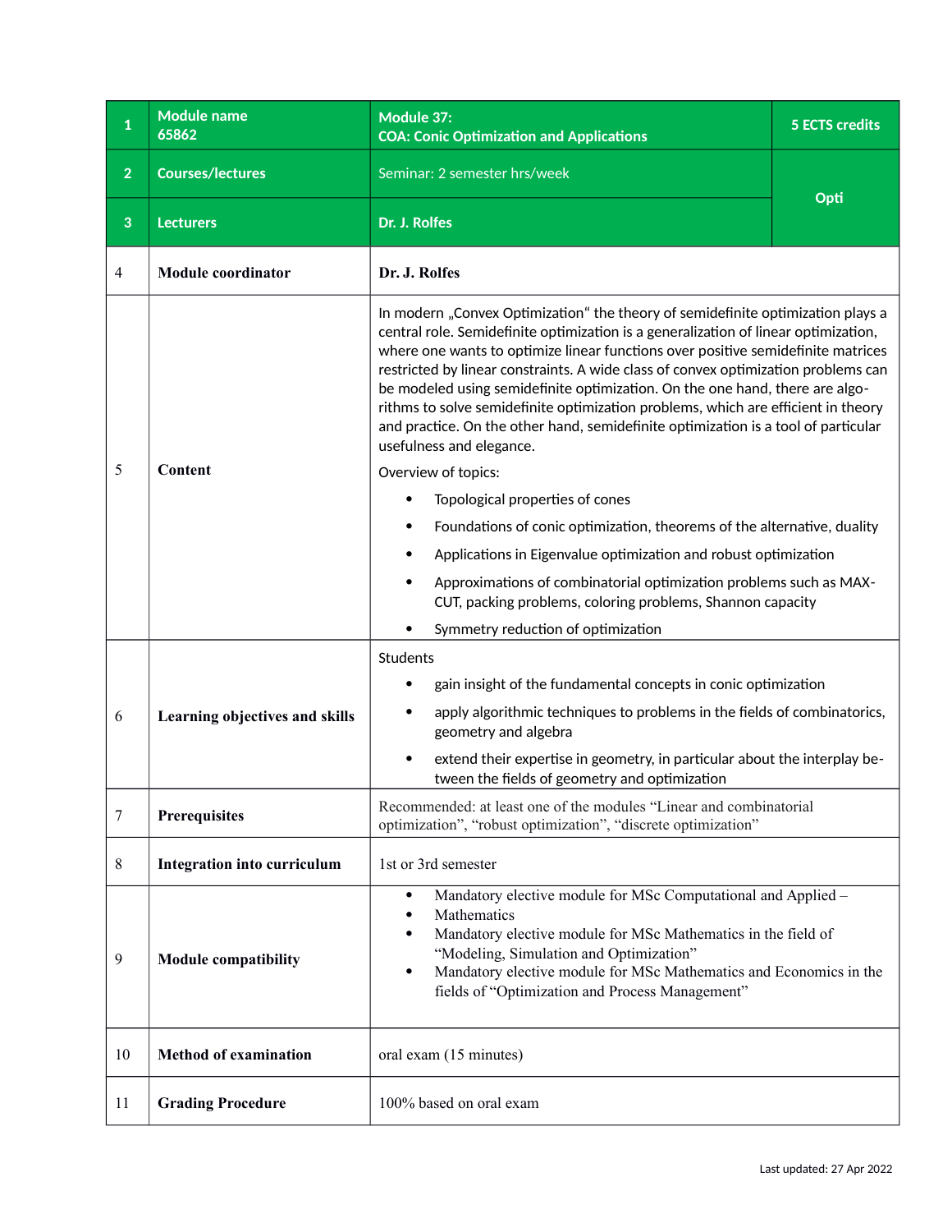| 1 | Module name 65862 | Module 37: COA: Conic Optimization and Applications | 5 ECTS credits |
|---|---|---|---|
| 2 | Courses/lectures | Seminar: 2 semester hrs/week | Opti |
| 3 | Lecturers | Dr. J. Rolfes | |
| 4 | Module coordinator | Dr. J. Rolfes | |
| 5 | Content | In modern „Convex Optimization“ the theory of semidefinite optimization plays a central role. Semidefinite optimization is a generalization of linear optimization, where one wants to optimize linear functions over positive semidefinite matrices restricted by linear constraints. A wide class of convex optimization problems can be modeled using semidefinite optimization. On the one hand, there are algorithms to solve semidefinite optimization problems, which are efficient in theory and practice. On the other hand, semidefinite optimization is a tool of particular usefulness and elegance.<br><br>Overview of topics:<br>• Topological properties of cones<br>• Foundations of conic optimization, theorems of the alternative, duality<br>• Applications in Eigenvalue optimization and robust optimization<br>• Approximations of combinatorial optimization problems such as MAX-CUT, packing problems, coloring problems, Shannon capacity<br>• Symmetry reduction of optimization | |
| 6 | Learning objectives and skills | Students<br>• gain insight of the fundamental concepts in conic optimization<br>• apply algorithmic techniques to problems in the fields of combinatorics, geometry and algebra<br>• extend their expertise in geometry, in particular about the interplay between the fields of geometry and optimization | |
| 7 | Prerequisites | Recommended: at least one of the modules “Linear and combinatorial optimization”, “robust optimization”, “discrete optimization” | |
| 8 | Integration into curriculum | 1st or 3rd semester | |
| 9 | Module compatibility | • Mandatory elective module for MSc Computational and Applied – Mathematics<br>• Mandatory elective module for MSc Mathematics in the field of “Modeling, Simulation and Optimization”<br>• Mandatory elective module for MSc Mathematics and Economics in the fields of “Optimization and Process Management” | |
| 10 | Method of examination | oral exam (15 minutes) | |
| 11 | Grading Procedure | 100% based on oral exam | |

Last updated: 27 Apr 2022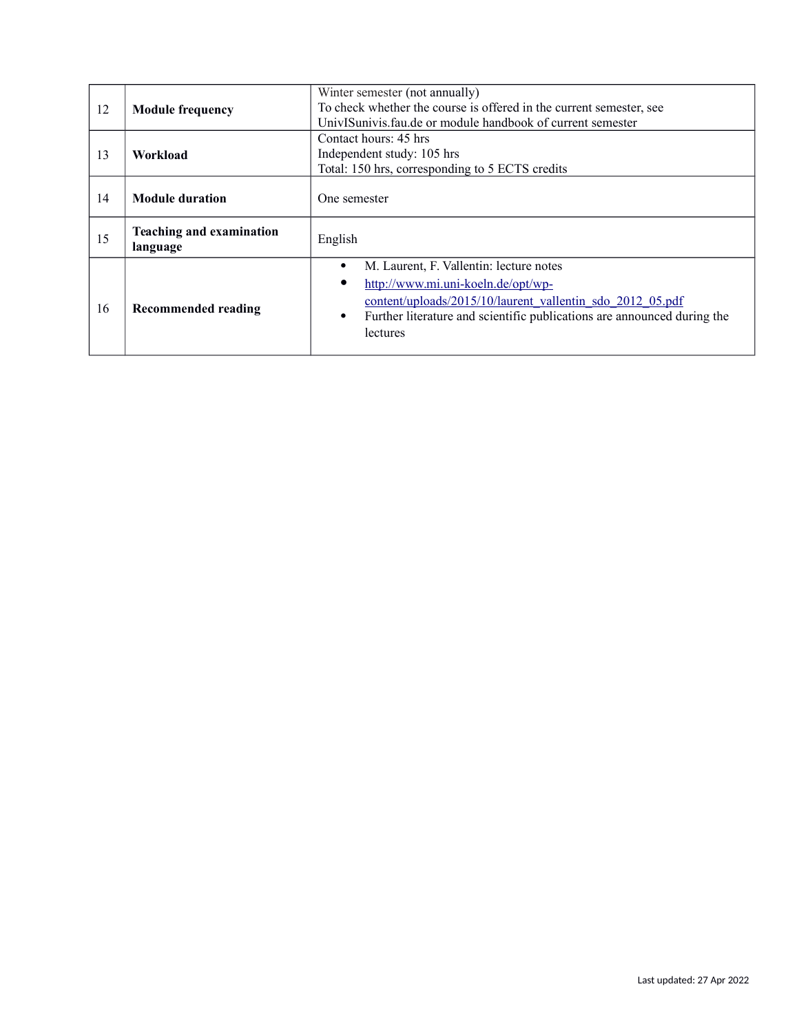| | | |
|---|---|---|
| 12 | **Module frequency** | Winter semester (not annually)<br>To check whether the course is offered in the current semester, see UnivISunivis.fau.de or module handbook of current semester |
| 13 | **Workload** | Contact hours: 45 hrs<br>Independent study: 105 hrs<br>Total: 150 hrs, corresponding to 5 ECTS credits |
| 14 | **Module duration** | One semester |
| 15 | **Teaching and examination language** | English |
| 16 | **Recommended reading** | • M. Laurent, F. Vallentin: lecture notes<br>• [http://www.mi.uni-koeln.de/opt/wp-content/uploads/2015/10/laurent_vallentin_sdo_2012_05.pdf](http://www.mi.uni-koeln.de/opt/wp-content/uploads/2015/10/laurent_vallentin_sdo_2012_05.pdf)<br>• Further literature and scientific publications are announced during the lectures |

Last updated: 27 Apr 2022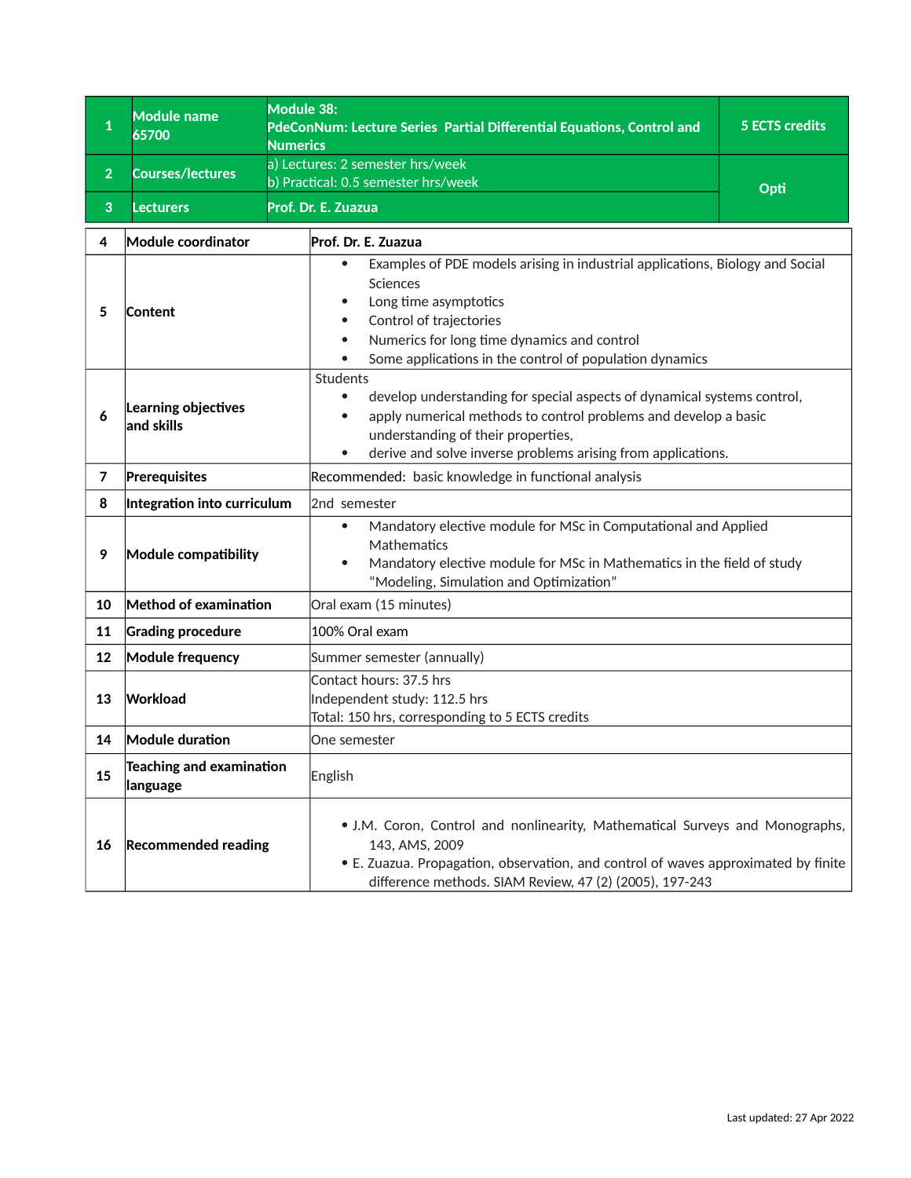| | | | |
|---|---|---|---|
| 1 | **Module name 65700** | **Module 38: PdeConNum: Lecture Series Partial Differential Equations, Control and Numerics** | **5 ECTS credits** |
| 2 | **Courses/lectures** | a) Lectures: 2 semester hrs/week<br>b) Practical: 0.5 semester hrs/week | **Opti** |
| 3 | **Lecturers** | **Prof. Dr. E. Zuazua** | |

| | | |
|---|---|---|
| 4 | **Module coordinator** | **Prof. Dr. E. Zuazua** |
| 5 | **Content** | • Examples of PDE models arising in industrial applications, Biology and Social Sciences<br>• Long time asymptotics<br>• Control of trajectories<br>• Numerics for long time dynamics and control<br>• Some applications in the control of population dynamics |
| 6 | **Learning objectives and skills** | Students<br>• develop understanding for special aspects of dynamical systems control,<br>• apply numerical methods to control problems and develop a basic understanding of their properties,<br>• derive and solve inverse problems arising from applications. |
| 7 | **Prerequisites** | Recommended: basic knowledge in functional analysis |
| 8 | **Integration into curriculum** | 2nd semester |
| 9 | **Module compatibility** | • Mandatory elective module for MSc in Computational and Applied Mathematics<br>• Mandatory elective module for MSc in Mathematics in the field of study "Modeling, Simulation and Optimization" |
| 10 | **Method of examination** | Oral exam (15 minutes) |
| 11 | **Grading procedure** | 100% Oral exam |
| 12 | **Module frequency** | Summer semester (annually) |
| 13 | **Workload** | Contact hours: 37.5 hrs<br>Independent study: 112.5 hrs<br>Total: 150 hrs, corresponding to 5 ECTS credits |
| 14 | **Module duration** | One semester |
| 15 | **Teaching and examination language** | English |
| 16 | **Recommended reading** | • J.M. Coron, Control and nonlinearity, Mathematical Surveys and Monographs, 143, AMS, 2009<br>• E. Zuazua. Propagation, observation, and control of waves approximated by finite difference methods. SIAM Review, 47 (2) (2005), 197-243 |

Last updated: 27 Apr 2022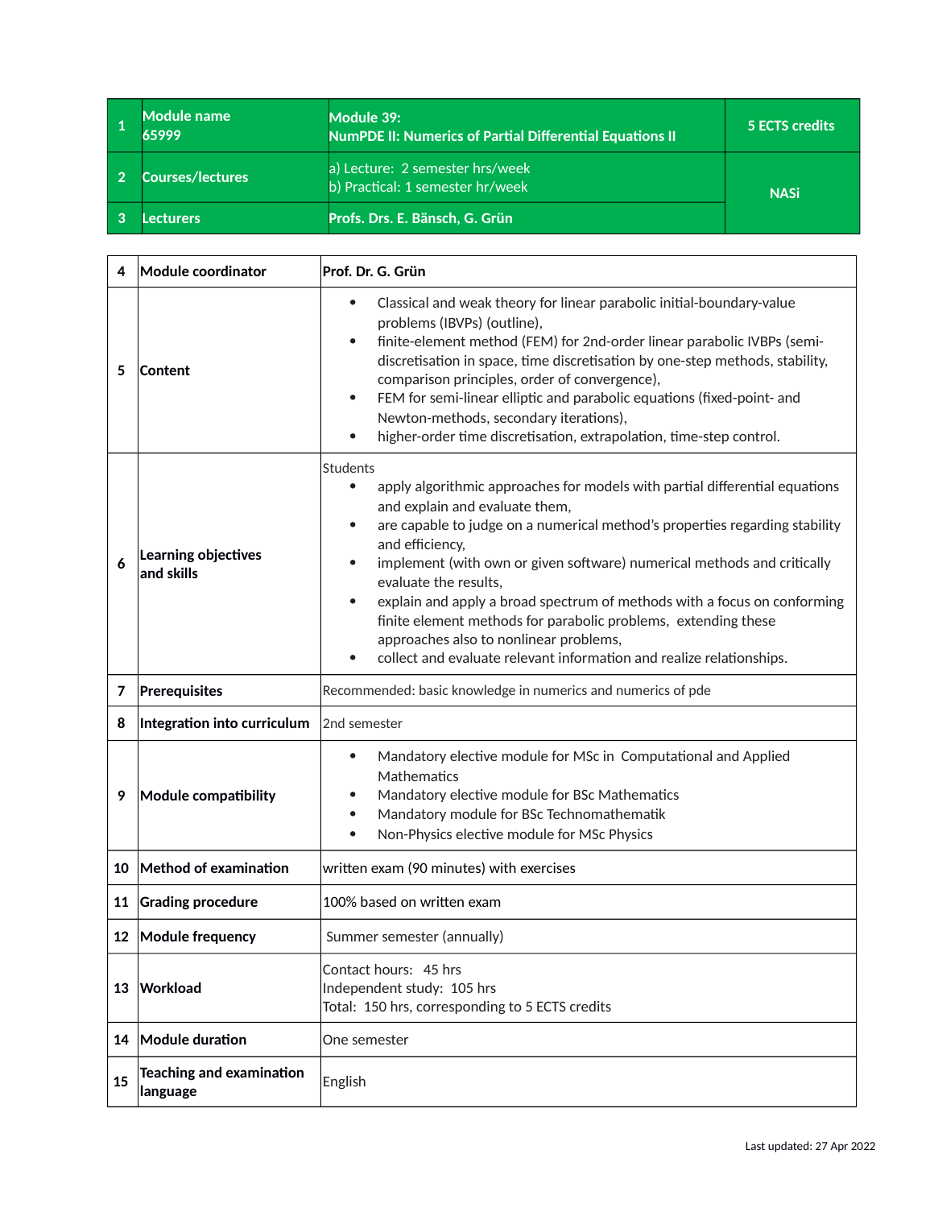| 1 | Module name 65999 | Module 39: NumPDE II: Numerics of Partial Differential Equations II | 5 ECTS credits |
|---|---|---|---|
| 2 | Courses/lectures | a) Lecture: 2 semester hrs/week<br>b) Practical: 1 semester hr/week | NASi |
| 3 | Lecturers | Profs. Drs. E. Bänsch, G. Grün | |

| 4 | Module coordinator | Prof. Dr. G. Grün |
|---|---|---|
| 5 | Content | • Classical and weak theory for linear parabolic initial-boundary-value problems (IBVPs) (outline),<br>• finite-element method (FEM) for 2nd-order linear parabolic IVBPs (semi-discretisation in space, time discretisation by one-step methods, stability, comparison principles, order of convergence),<br>• FEM for semi-linear elliptic and parabolic equations (fixed-point- and Newton-methods, secondary iterations),<br>• higher-order time discretisation, extrapolation, time-step control. |
| 6 | Learning objectives and skills | Students<br>• apply algorithmic approaches for models with partial differential equations and explain and evaluate them,<br>• are capable to judge on a numerical method's properties regarding stability and efficiency,<br>• implement (with own or given software) numerical methods and critically evaluate the results,<br>• explain and apply a broad spectrum of methods with a focus on conforming finite element methods for parabolic problems, extending these approaches also to nonlinear problems,<br>• collect and evaluate relevant information and realize relationships. |
| 7 | Prerequisites | Recommended: basic knowledge in numerics and numerics of pde |
| 8 | Integration into curriculum | 2nd semester |
| 9 | Module compatibility | • Mandatory elective module for MSc in Computational and Applied Mathematics<br>• Mandatory elective module for BSc Mathematics<br>• Mandatory module for BSc Technomathematik<br>• Non-Physics elective module for MSc Physics |
| 10 | Method of examination | written exam (90 minutes) with exercises |
| 11 | Grading procedure | 100% based on written exam |
| 12 | Module frequency | Summer semester (annually) |
| 13 | Workload | Contact hours: 45 hrs<br>Independent study: 105 hrs<br>Total: 150 hrs, corresponding to 5 ECTS credits |
| 14 | Module duration | One semester |
| 15 | Teaching and examination language | English |

Last updated: 27 Apr 2022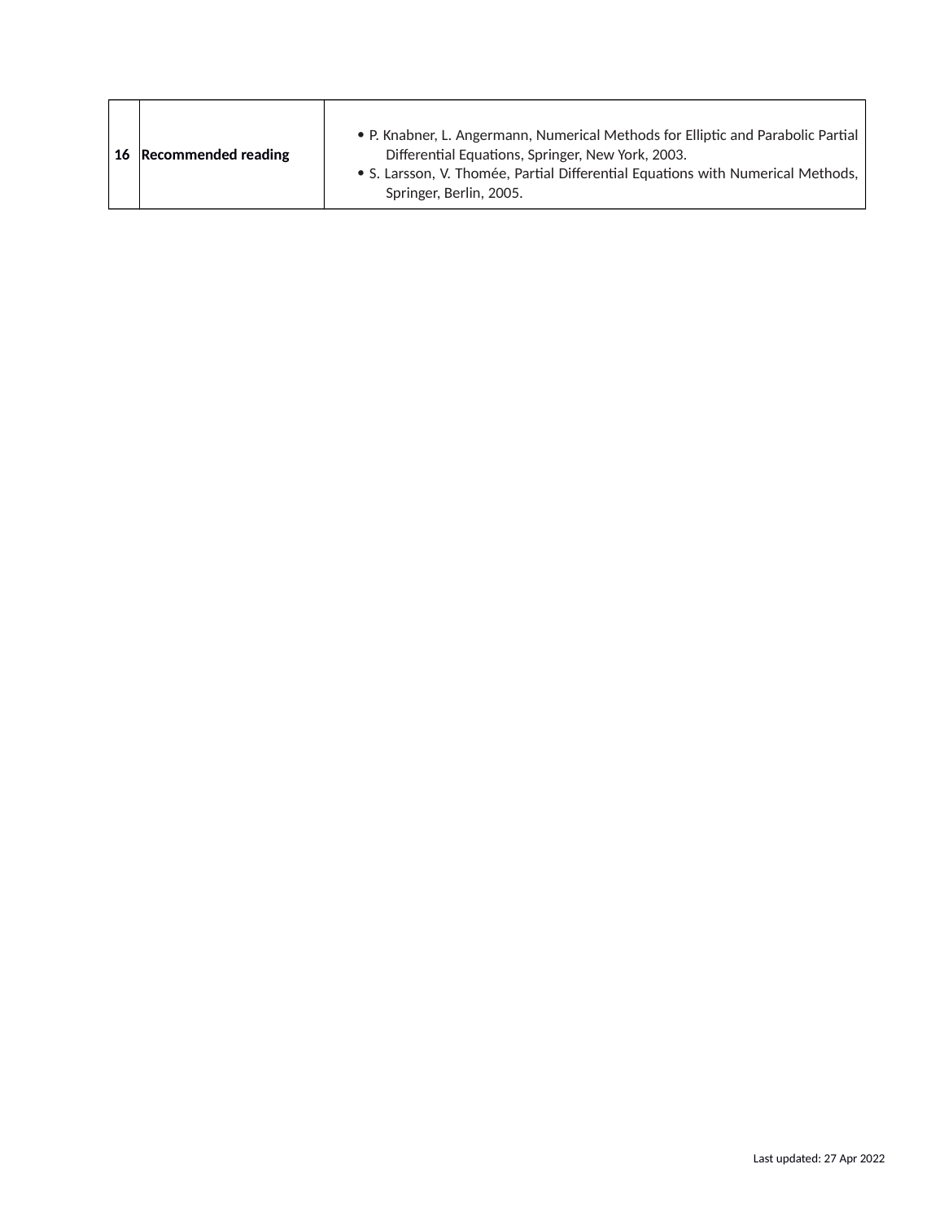| 16 | **Recommended reading** | • P. Knabner, L. Angermann, Numerical Methods for Elliptic and Parabolic Partial Differential Equations, Springer, New York, 2003.<br>• S. Larsson, V. Thomée, Partial Differential Equations with Numerical Methods, Springer, Berlin, 2005. |
|---|---|---|

Last updated: 27 Apr 2022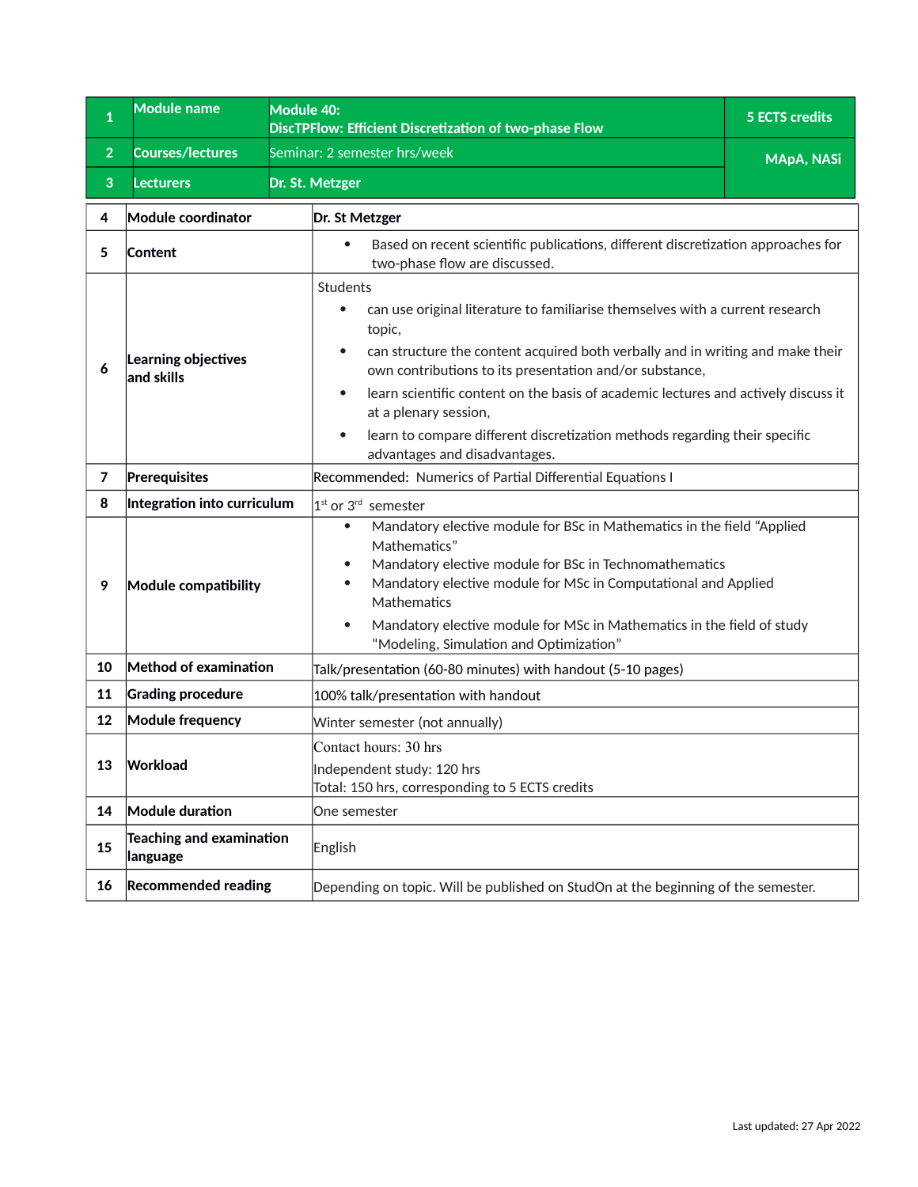| 1 | Module name | Module 40: DiscTPFlow: Efficient Discretization of two-phase Flow | 5 ECTS credits |
|---|---|---|---|
| 2 | Courses/lectures | Seminar: 2 semester hrs/week | MApA, NASi |
| 3 | Lecturers | Dr. St. Metzger | |

| | | |
|---|---|---|
| 4 | **Module coordinator** | **Dr. St Metzger** |
| 5 | **Content** | • Based on recent scientific publications, different discretization approaches for two-phase flow are discussed. |
| 6 | **Learning objectives and skills** | Students<br>• can use original literature to familiarise themselves with a current research topic,<br>• can structure the content acquired both verbally and in writing and make their own contributions to its presentation and/or substance,<br>• learn scientific content on the basis of academic lectures and actively discuss it at a plenary session,<br>• learn to compare different discretization methods regarding their specific advantages and disadvantages. |
| 7 | **Prerequisites** | Recommended: Numerics of Partial Differential Equations I |
| 8 | **Integration into curriculum** | 1st or 3rd semester |
| 9 | **Module compatibility** | • Mandatory elective module for BSc in Mathematics in the field “Applied Mathematics”<br>• Mandatory elective module for BSc in Technomathematics<br>• Mandatory elective module for MSc in Computational and Applied Mathematics<br>• Mandatory elective module for MSc in Mathematics in the field of study “Modeling, Simulation and Optimization” |
| 10 | **Method of examination** | Talk/presentation (60-80 minutes) with handout (5-10 pages) |
| 11 | **Grading procedure** | 100% talk/presentation with handout |
| 12 | **Module frequency** | Winter semester (not annually) |
| 13 | **Workload** | Contact hours: 30 hrs<br>Independent study: 120 hrs<br>Total: 150 hrs, corresponding to 5 ECTS credits |
| 14 | **Module duration** | One semester |
| 15 | **Teaching and examination language** | English |
| 16 | **Recommended reading** | Depending on topic. Will be published on StudOn at the beginning of the semester. |

Last updated: 27 Apr 2022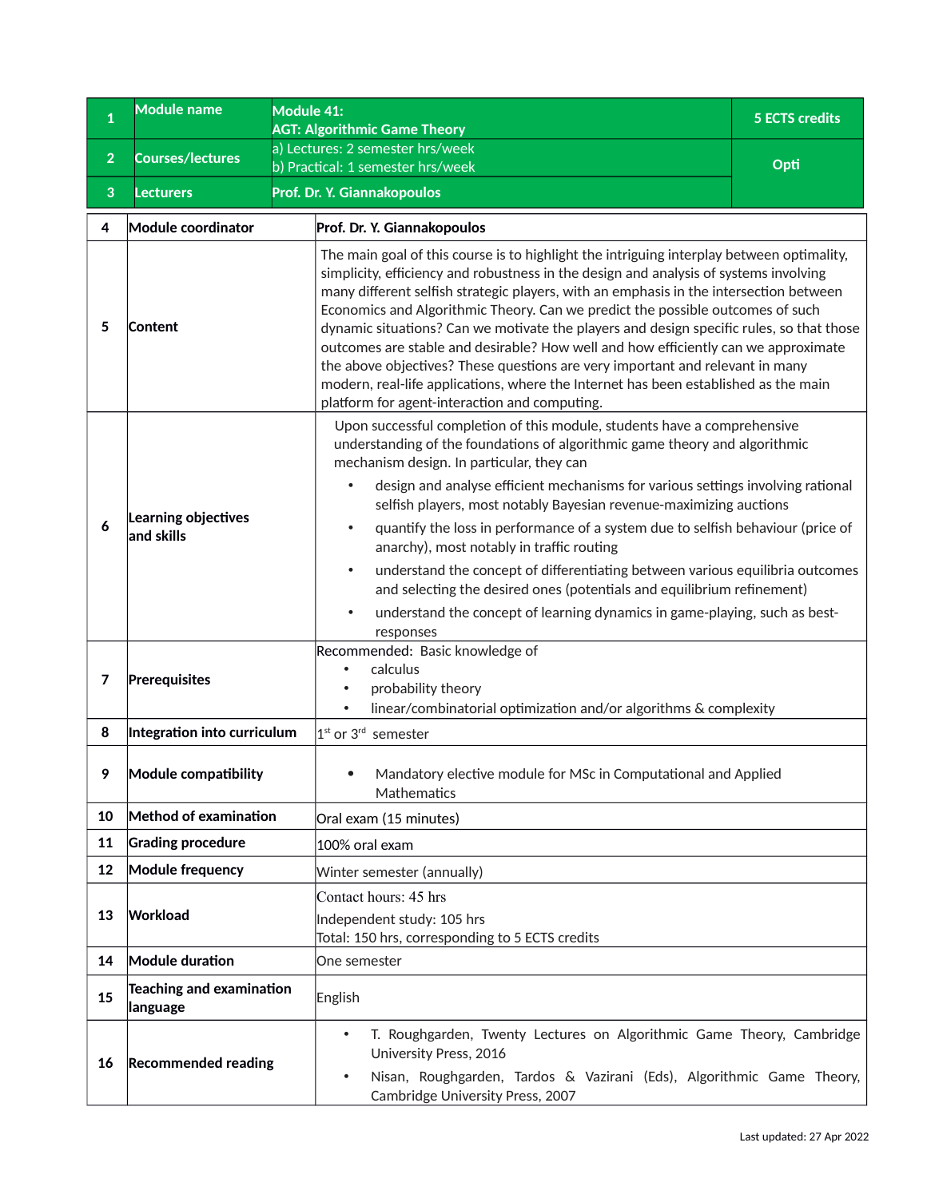| 1 | Module name | Module 41: AGT: Algorithmic Game Theory | 5 ECTS credits |
|---|---|---|---|
| 2 | Courses/lectures | a) Lectures: 2 semester hrs/week<br>b) Practical: 1 semester hrs/week | Opti |
| 3 | Lecturers | Prof. Dr. Y. Giannakopoulos | |

| | | |
|---|---|---|
| 4 | **Module coordinator** | **Prof. Dr. Y. Giannakopoulos** |
| 5 | **Content** | The main goal of this course is to highlight the intriguing interplay between optimality, simplicity, efficiency and robustness in the design and analysis of systems involving many different selfish strategic players, with an emphasis in the intersection between Economics and Algorithmic Theory. Can we predict the possible outcomes of such dynamic situations? Can we motivate the players and design specific rules, so that those outcomes are stable and desirable? How well and how efficiently can we approximate the above objectives? These questions are very important and relevant in many modern, real-life applications, where the Internet has been established as the main platform for agent-interaction and computing. |
| 6 | **Learning objectives and skills** | Upon successful completion of this module, students have a comprehensive understanding of the foundations of algorithmic game theory and algorithmic mechanism design. In particular, they can<br>• design and analyse efficient mechanisms for various settings involving rational selfish players, most notably Bayesian revenue-maximizing auctions<br>• quantify the loss in performance of a system due to selfish behaviour (price of anarchy), most notably in traffic routing<br>• understand the concept of differentiating between various equilibria outcomes and selecting the desired ones (potentials and equilibrium refinement)<br>• understand the concept of learning dynamics in game-playing, such as best-responses |
| 7 | **Prerequisites** | Recommended: Basic knowledge of<br>• calculus<br>• probability theory<br>• linear/combinatorial optimization and/or algorithms & complexity |
| 8 | **Integration into curriculum** | 1st or 3rd semester |
| 9 | **Module compatibility** | • Mandatory elective module for MSc in Computational and Applied Mathematics |
| 10 | **Method of examination** | Oral exam (15 minutes) |
| 11 | **Grading procedure** | 100% oral exam |
| 12 | **Module frequency** | Winter semester (annually) |
| 13 | **Workload** | Contact hours: 45 hrs<br>Independent study: 105 hrs<br>Total: 150 hrs, corresponding to 5 ECTS credits |
| 14 | **Module duration** | One semester |
| 15 | **Teaching and examination language** | English |
| 16 | **Recommended reading** | • T. Roughgarden, Twenty Lectures on Algorithmic Game Theory, Cambridge University Press, 2016<br>• Nisan, Roughgarden, Tardos & Vazirani (Eds), Algorithmic Game Theory, Cambridge University Press, 2007 |

Last updated: 27 Apr 2022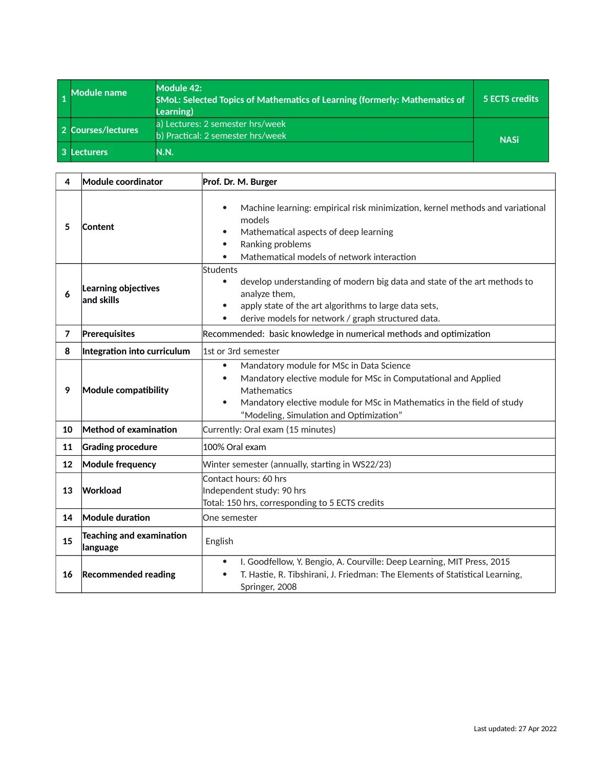| 1 | Module name | Module 42:<br>SMoL: Selected Topics of Mathematics of Learning (formerly: Mathematics of Learning) | 5 ECTS credits |
|---|---|---|---|
| 2 | Courses/lectures | a) Lectures: 2 semester hrs/week<br>b) Practical: 2 semester hrs/week | NASi |
| 3 | Lecturers | N.N. | |

| 4 | Module coordinator | Prof. Dr. M. Burger |
|---|---|---|
| 5 | Content | • Machine learning: empirical risk minimization, kernel methods and variational models<br>• Mathematical aspects of deep learning<br>• Ranking problems<br>• Mathematical models of network interaction |
| 6 | Learning objectives and skills | Students<br>• develop understanding of modern big data and state of the art methods to analyze them,<br>• apply state of the art algorithms to large data sets,<br>• derive models for network / graph structured data. |
| 7 | Prerequisites | Recommended: basic knowledge in numerical methods and optimization |
| 8 | Integration into curriculum | 1st or 3rd semester |
| 9 | Module compatibility | • Mandatory module for MSc in Data Science<br>• Mandatory elective module for MSc in Computational and Applied Mathematics<br>• Mandatory elective module for MSc in Mathematics in the field of study "Modeling, Simulation and Optimization" |
| 10 | Method of examination | Currently: Oral exam (15 minutes) |
| 11 | Grading procedure | 100% Oral exam |
| 12 | Module frequency | Winter semester (annually, starting in WS22/23) |
| 13 | Workload | Contact hours: 60 hrs<br>Independent study: 90 hrs<br>Total: 150 hrs, corresponding to 5 ECTS credits |
| 14 | Module duration | One semester |
| 15 | Teaching and examination language | English |
| 16 | Recommended reading | • I. Goodfellow, Y. Bengio, A. Courville: Deep Learning, MIT Press, 2015<br>• T. Hastie, R. Tibshirani, J. Friedman: The Elements of Statistical Learning, Springer, 2008 |

Last updated: 27 Apr 2022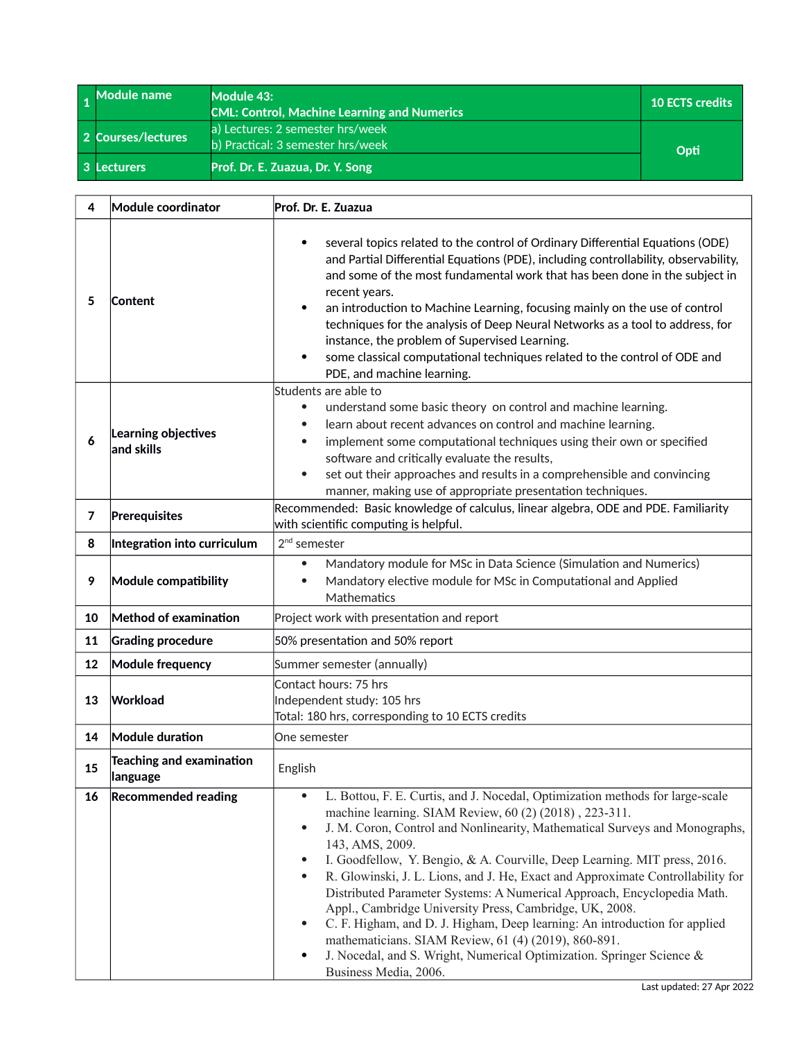| 1 | Module name | Module 43: CML: Control, Machine Learning and Numerics | 10 ECTS credits |
|---|---|---|---|
| 2 | Courses/lectures | a) Lectures: 2 semester hrs/week<br>b) Practical: 3 semester hrs/week | Opti |
| 3 | Lecturers | Prof. Dr. E. Zuazua, Dr. Y. Song | |

| 4 | Module coordinator | Prof. Dr. E. Zuazua |
|---|---|---|
| 5 | Content | • several topics related to the control of Ordinary Differential Equations (ODE) and Partial Differential Equations (PDE), including controllability, observability, and some of the most fundamental work that has been done in the subject in recent years.<br>• an introduction to Machine Learning, focusing mainly on the use of control techniques for the analysis of Deep Neural Networks as a tool to address, for instance, the problem of Supervised Learning.<br>• some classical computational techniques related to the control of ODE and PDE, and machine learning. |
| 6 | Learning objectives and skills | Students are able to<br>• understand some basic theory on control and machine learning.<br>• learn about recent advances on control and machine learning.<br>• implement some computational techniques using their own or specified software and critically evaluate the results,<br>• set out their approaches and results in a comprehensible and convincing manner, making use of appropriate presentation techniques. |
| 7 | Prerequisites | Recommended: Basic knowledge of calculus, linear algebra, ODE and PDE. Familiarity with scientific computing is helpful. |
| 8 | Integration into curriculum | 2nd semester |
| 9 | Module compatibility | • Mandatory module for MSc in Data Science (Simulation and Numerics)<br>• Mandatory elective module for MSc in Computational and Applied Mathematics |
| 10 | Method of examination | Project work with presentation and report |
| 11 | Grading procedure | 50% presentation and 50% report |
| 12 | Module frequency | Summer semester (annually) |
| 13 | Workload | Contact hours: 75 hrs<br>Independent study: 105 hrs<br>Total: 180 hrs, corresponding to 10 ECTS credits |
| 14 | Module duration | One semester |
| 15 | Teaching and examination language | English |
| 16 | Recommended reading | • L. Bottou, F. E. Curtis, and J. Nocedal, Optimization methods for large-scale machine learning. SIAM Review, 60 (2) (2018) , 223-311.<br>• J. M. Coron, Control and Nonlinearity, Mathematical Surveys and Monographs, 143, AMS, 2009.<br>• I. Goodfellow, Y. Bengio, & A. Courville, Deep Learning. MIT press, 2016.<br>• R. Glowinski, J. L. Lions, and J. He, Exact and Approximate Controllability for Distributed Parameter Systems: A Numerical Approach, Encyclopedia Math. Appl., Cambridge University Press, Cambridge, UK, 2008.<br>• C. F. Higham, and D. J. Higham, Deep learning: An introduction for applied mathematicians. SIAM Review, 61 (4) (2019), 860-891.<br>• J. Nocedal, and S. Wright, Numerical Optimization. Springer Science & Business Media, 2006. |

Last updated: 27 Apr 2022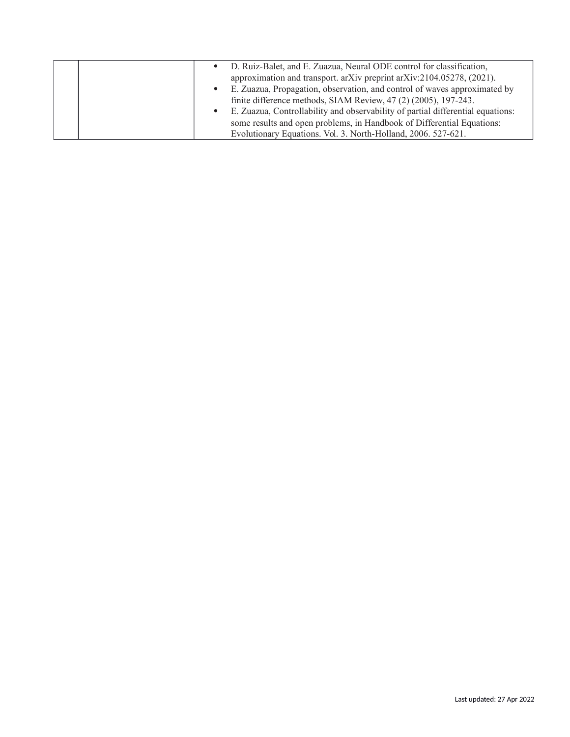| | | |
|---|---|---|
| | | • D. Ruiz-Balet, and E. Zuazua, Neural ODE control for classification, approximation and transport. arXiv preprint arXiv:2104.05278, (2021).<br>• E. Zuazua, Propagation, observation, and control of waves approximated by finite difference methods, SIAM Review, 47 (2) (2005), 197-243.<br>• E. Zuazua, Controllability and observability of partial differential equations: some results and open problems, in Handbook of Differential Equations: Evolutionary Equations. Vol. 3. North-Holland, 2006. 527-621. |

Last updated: 27 Apr 2022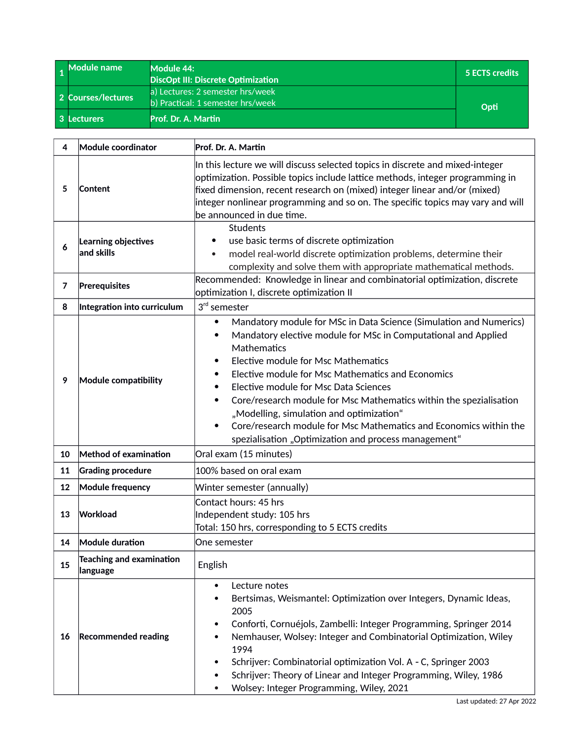| 1 | Module name | Module 44: DiscOpt III: Discrete Optimization | 5 ECTS credits |
|---|---|---|---|
| 2 | Courses/lectures | a) Lectures: 2 semester hrs/week<br>b) Practical: 1 semester hrs/week | Opti |
| 3 | Lecturers | Prof. Dr. A. Martin | |

| 4 | Module coordinator | Prof. Dr. A. Martin |
|---|---|---|
| 5 | Content | In this lecture we will discuss selected topics in discrete and mixed-integer optimization. Possible topics include lattice methods, integer programming in fixed dimension, recent research on (mixed) integer linear and/or (mixed) integer nonlinear programming and so on. The specific topics may vary and will be announced in due time. |
| 6 | Learning objectives and skills | Students<br>• use basic terms of discrete optimization<br>• model real-world discrete optimization problems, determine their complexity and solve them with appropriate mathematical methods. |
| 7 | Prerequisites | Recommended: Knowledge in linear and combinatorial optimization, discrete optimization I, discrete optimization II |
| 8 | Integration into curriculum | 3rd semester |
| 9 | Module compatibility | • Mandatory module for MSc in Data Science (Simulation and Numerics)<br>• Mandatory elective module for MSc in Computational and Applied Mathematics<br>• Elective module for Msc Mathematics<br>• Elective module for Msc Mathematics and Economics<br>• Elective module for Msc Data Sciences<br>• Core/research module for Msc Mathematics within the spezialisation „Modelling, simulation and optimization“<br>• Core/research module for Msc Mathematics and Economics within the spezialisation „Optimization and process management“ |
| 10 | Method of examination | Oral exam (15 minutes) |
| 11 | Grading procedure | 100% based on oral exam |
| 12 | Module frequency | Winter semester (annually) |
| 13 | Workload | Contact hours: 45 hrs<br>Independent study: 105 hrs<br>Total: 150 hrs, corresponding to 5 ECTS credits |
| 14 | Module duration | One semester |
| 15 | Teaching and examination language | English |
| 16 | Recommended reading | • Lecture notes<br>• Bertsimas, Weismantel: Optimization over Integers, Dynamic Ideas, 2005<br>• Conforti, Cornuéjols, Zambelli: Integer Programming, Springer 2014<br>• Nemhauser, Wolsey: Integer and Combinatorial Optimization, Wiley 1994<br>• Schrijver: Combinatorial optimization Vol. A - C, Springer 2003<br>• Schrijver: Theory of Linear and Integer Programming, Wiley, 1986<br>• Wolsey: Integer Programming, Wiley, 2021 |

Last updated: 27 Apr 2022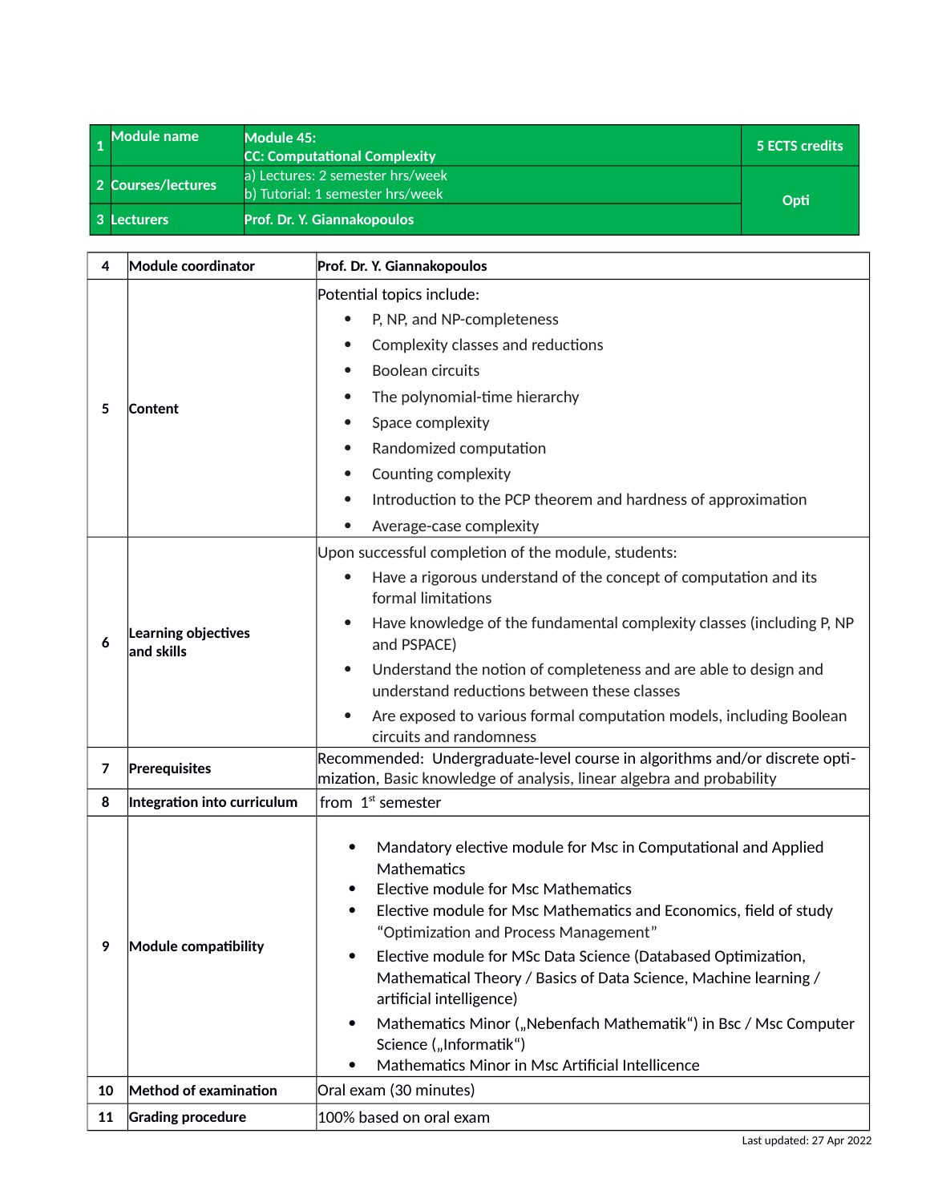| 1 | Module name | Module 45: CC: Computational Complexity | 5 ECTS credits |
|---|---|---|---|
| 2 | Courses/lectures | a) Lectures: 2 semester hrs/week<br>b) Tutorial: 1 semester hrs/week | Opti |
| 3 | Lecturers | Prof. Dr. Y. Giannakopoulos | |

| 4 | Module coordinator | Prof. Dr. Y. Giannakopoulos |
|---|---|---|
| 5 | Content | Potential topics include:<br>• P, NP, and NP-completeness<br>• Complexity classes and reductions<br>• Boolean circuits<br>• The polynomial-time hierarchy<br>• Space complexity<br>• Randomized computation<br>• Counting complexity<br>• Introduction to the PCP theorem and hardness of approximation<br>• Average-case complexity |
| 6 | Learning objectives and skills | Upon successful completion of the module, students:<br>• Have a rigorous understand of the concept of computation and its formal limitations<br>• Have knowledge of the fundamental complexity classes (including P, NP and PSPACE)<br>• Understand the notion of completeness and are able to design and understand reductions between these classes<br>• Are exposed to various formal computation models, including Boolean circuits and randomness |
| 7 | Prerequisites | Recommended: Undergraduate-level course in algorithms and/or discrete optimization, Basic knowledge of analysis, linear algebra and probability |
| 8 | Integration into curriculum | from 1st semester |
| 9 | Module compatibility | • Mandatory elective module for Msc in Computational and Applied Mathematics<br>• Elective module for Msc Mathematics<br>• Elective module for Msc Mathematics and Economics, field of study “Optimization and Process Management”<br>• Elective module for MSc Data Science (Databased Optimization, Mathematical Theory / Basics of Data Science, Machine learning / artificial intelligence)<br>• Mathematics Minor („Nebenfach Mathematik“) in Bsc / Msc Computer Science („Informatik“)<br>• Mathematics Minor in Msc Artificial Intellicence |
| 10 | Method of examination | Oral exam (30 minutes) |
| 11 | Grading procedure | 100% based on oral exam |

Last updated: 27 Apr 2022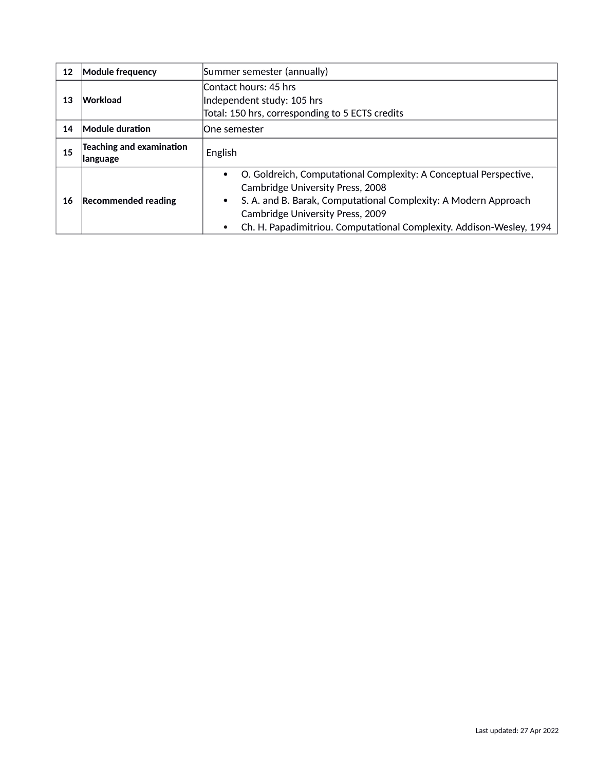| 12 | **Module frequency** | Summer semester (annually) |
|---|---|---|
| 13 | **Workload** | Contact hours: 45 hrs<br>Independent study: 105 hrs<br>Total: 150 hrs, corresponding to 5 ECTS credits |
| 14 | **Module duration** | One semester |
| 15 | **Teaching and examination language** | English |
| 16 | **Recommended reading** | • O. Goldreich, Computational Complexity: A Conceptual Perspective, Cambridge University Press, 2008<br>• S. A. and B. Barak, Computational Complexity: A Modern Approach Cambridge University Press, 2009<br>• Ch. H. Papadimitriou. Computational Complexity. Addison-Wesley, 1994 |

Last updated: 27 Apr 2022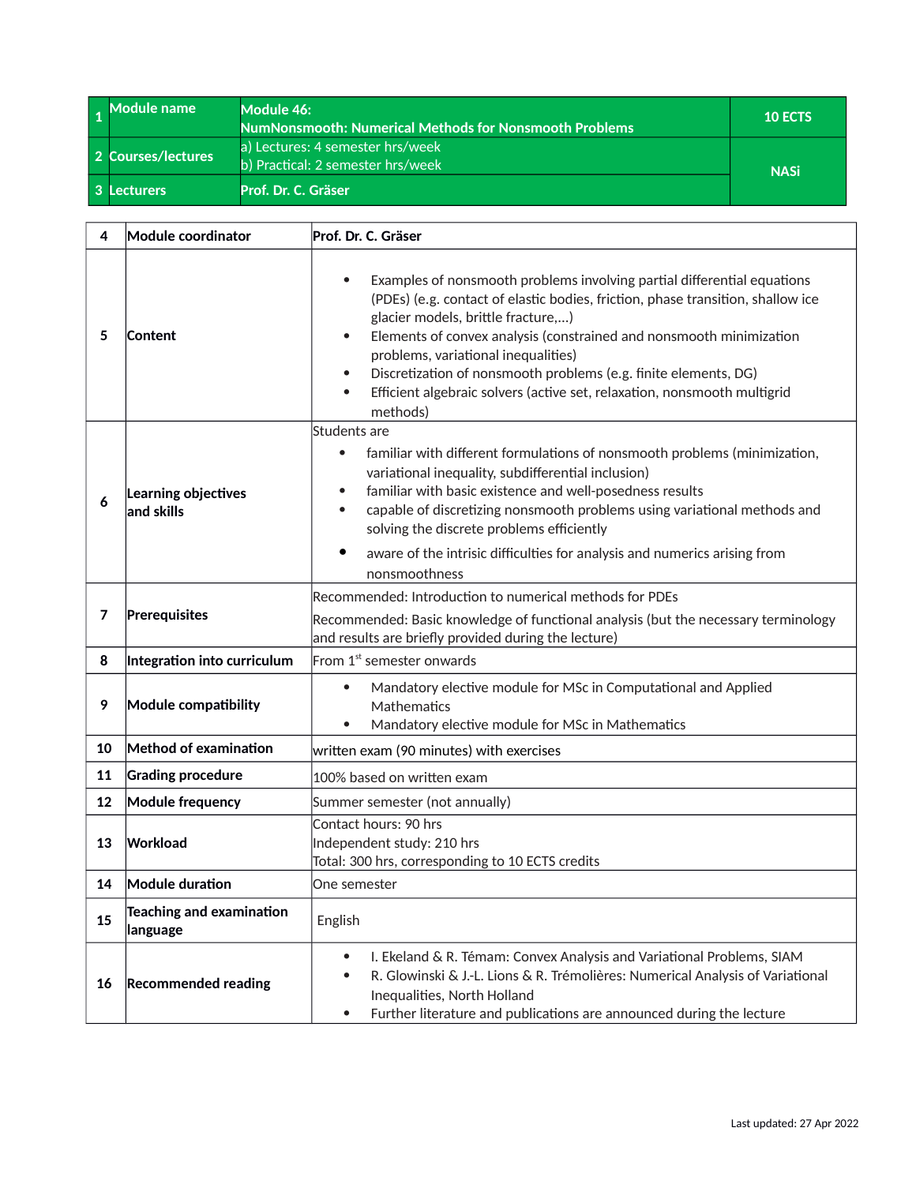| | | | |
|---|---|---|---|
| 1 | Module name | Module 46:<br>NumNonsmooth: Numerical Methods for Nonsmooth Problems | 10 ECTS |
| 2 | Courses/lectures | a) Lectures: 4 semester hrs/week<br>b) Practical: 2 semester hrs/week | NASi |
| 3 | Lecturers | Prof. Dr. C. Gräser | |

| | | |
|---|---|---|
| 4 | Module coordinator | Prof. Dr. C. Gräser |
| 5 | Content | • Examples of nonsmooth problems involving partial differential equations (PDEs) (e.g. contact of elastic bodies, friction, phase transition, shallow ice glacier models, brittle fracture,...)<br>• Elements of convex analysis (constrained and nonsmooth minimization problems, variational inequalities)<br>• Discretization of nonsmooth problems (e.g. finite elements, DG)<br>• Efficient algebraic solvers (active set, relaxation, nonsmooth multigrid methods) |
| 6 | Learning objectives and skills | Students are<br>• familiar with different formulations of nonsmooth problems (minimization, variational inequality, subdifferential inclusion)<br>• familiar with basic existence and well-posedness results<br>• capable of discretizing nonsmooth problems using variational methods and solving the discrete problems efficiently<br>• aware of the intrisic difficulties for analysis and numerics arising from nonsmoothness |
| 7 | Prerequisites | Recommended: Introduction to numerical methods for PDEs<br>Recommended: Basic knowledge of functional analysis (but the necessary terminology and results are briefly provided during the lecture) |
| 8 | Integration into curriculum | From 1st semester onwards |
| 9 | Module compatibility | • Mandatory elective module for MSc in Computational and Applied Mathematics<br>• Mandatory elective module for MSc in Mathematics |
| 10 | Method of examination | written exam (90 minutes) with exercises |
| 11 | Grading procedure | 100% based on written exam |
| 12 | Module frequency | Summer semester (not annually) |
| 13 | Workload | Contact hours: 90 hrs<br>Independent study: 210 hrs<br>Total: 300 hrs, corresponding to 10 ECTS credits |
| 14 | Module duration | One semester |
| 15 | Teaching and examination language | English |
| 16 | Recommended reading | • I. Ekeland & R. Témam: Convex Analysis and Variational Problems, SIAM<br>• R. Glowinski & J.-L. Lions & R. Trémolières: Numerical Analysis of Variational Inequalities, North Holland<br>• Further literature and publications are announced during the lecture |

Last updated: 27 Apr 2022